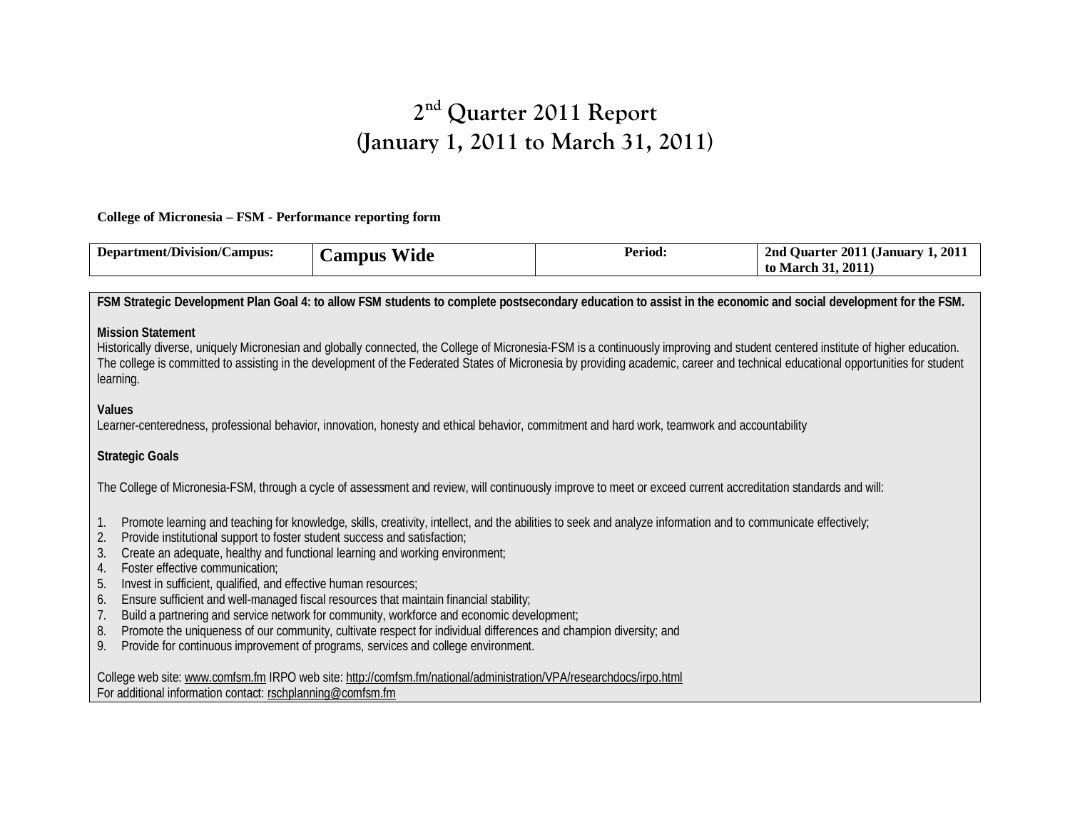# 2nd Quarter 2011 Report
# (January 1, 2011 to March 31, 2011)

**College of Micronesia – FSM - Performance reporting form**

| Department/Division/Campus: | Campus Wide | Period: | 2nd Quarter 2011 (January 1, 2011 to March 31, 2011) |
|---|---|---|---|

**FSM Strategic Development Plan Goal 4: to allow FSM students to complete postsecondary education to assist in the economic and social development for the FSM.**

**Mission Statement**
Historically diverse, uniquely Micronesian and globally connected, the College of Micronesia-FSM is a continuously improving and student centered institute of higher education. The college is committed to assisting in the development of the Federated States of Micronesia by providing academic, career and technical educational opportunities for student learning.

**Values**
Learner-centeredness, professional behavior, innovation, honesty and ethical behavior, commitment and hard work, teamwork and accountability

**Strategic Goals**

The College of Micronesia-FSM, through a cycle of assessment and review, will continuously improve to meet or exceed current accreditation standards and will:

1. Promote learning and teaching for knowledge, skills, creativity, intellect, and the abilities to seek and analyze information and to communicate effectively;
2. Provide institutional support to foster student success and satisfaction;
3. Create an adequate, healthy and functional learning and working environment;
4. Foster effective communication;
5. Invest in sufficient, qualified, and effective human resources;
6. Ensure sufficient and well-managed fiscal resources that maintain financial stability;
7. Build a partnering and service network for community, workforce and economic development;
8. Promote the uniqueness of our community, cultivate respect for individual differences and champion diversity; and
9. Provide for continuous improvement of programs, services and college environment.

College web site: www.comfsm.fm IRPO web site: http://comfsm.fm/national/administration/VPA/researchdocs/irpo.html
For additional information contact: rschplanning@comfsm.fm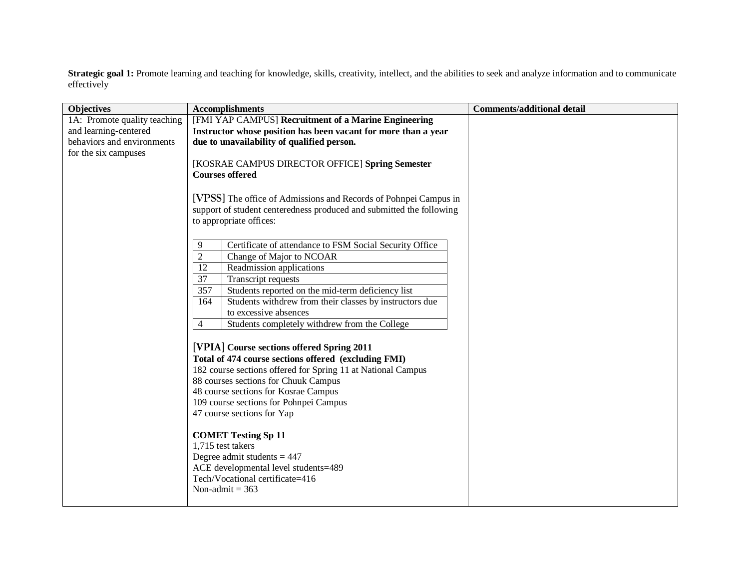**Strategic goal 1:** Promote learning and teaching for knowledge, skills, creativity, intellect, and the abilities to seek and analyze information and to communicate effectively

| **Objectives** | **Accomplishments** | **Comments/additional detail** |
|---|---|---|
| 1A: Promote quality teaching and learning-centered behaviors and environments for the six campuses | [FMI YAP CAMPUS] **Recruitment of a Marine Engineering Instructor whose position has been vacant for more than a year due to unavailability of qualified person.**<br><br>[KOSRAE CAMPUS DIRECTOR OFFICE] **Spring Semester Courses offered**<br><br>[VPSS] The office of Admissions and Records of Pohnpei Campus in support of student centeredness produced and submitted the following to appropriate offices:<br><br>9 – Certificate of attendance to FSM Social Security Office<br>2 – Change of Major to NCOAR<br>12 – Readmission applications<br>37 – Transcript requests<br>357 – Students reported on the mid-term deficiency list<br>164 – Students withdrew from their classes by instructors due to excessive absences<br>4 – Students completely withdrew from the College<br><br>[VPIA] **Course sections offered Spring 2011**<br>**Total of 474 course sections offered (excluding FMI)**<br>182 course sections offered for Spring 11 at National Campus<br>88 courses sections for Chuuk Campus<br>48 course sections for Kosrae Campus<br>109 course sections for Pohnpei Campus<br>47 course sections for Yap<br><br>**COMET Testing Sp 11**<br>1,715 test takers<br>Degree admit students = 447<br>ACE developmental level students=489<br>Tech/Vocational certificate=416<br>Non-admit = 363 | |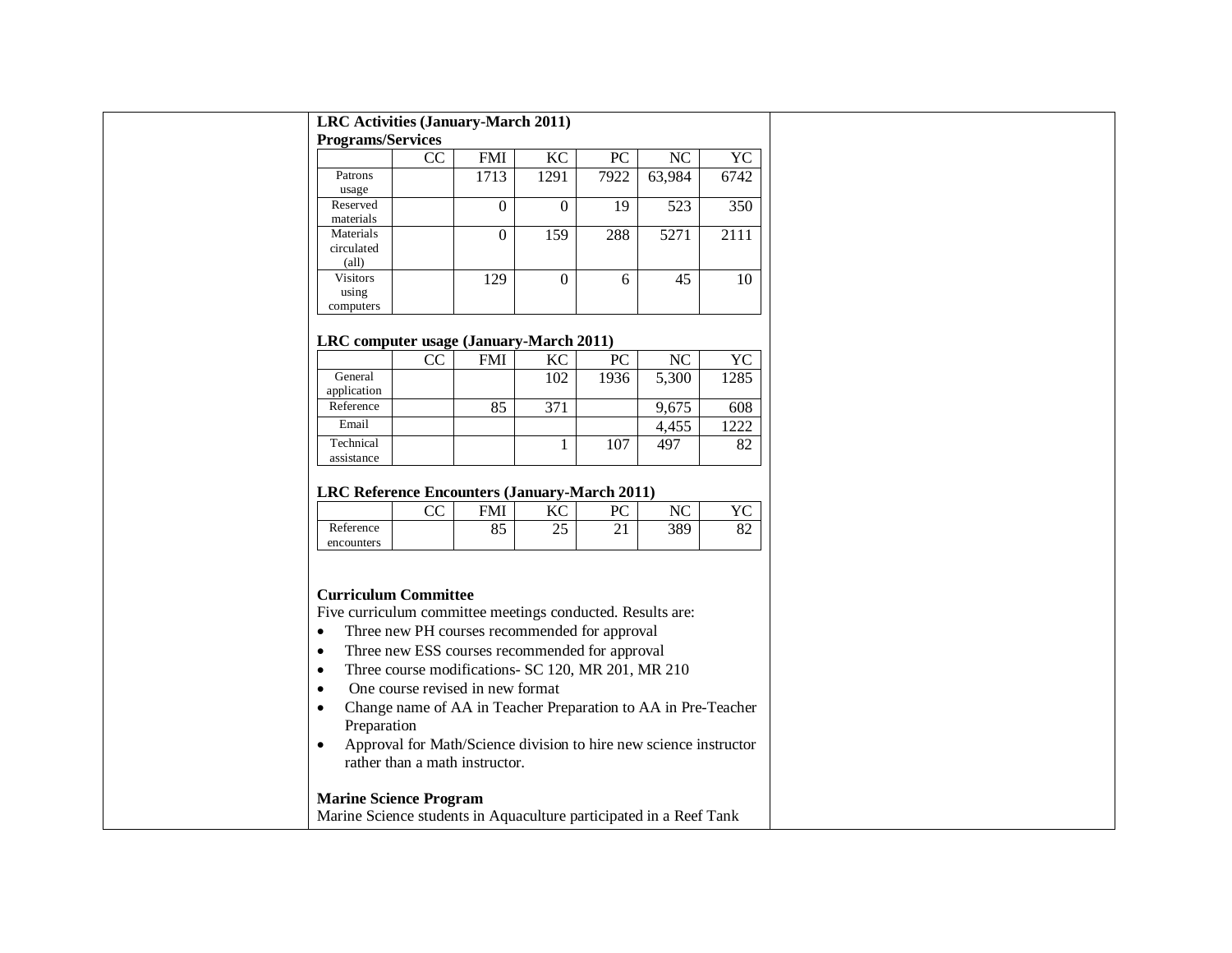**LRC Activities (January-March 2011)**

**Programs/Services**

| | CC | FMI | KC | PC | NC | YC |
|---|---|---|---|---|---|---|
| Patrons usage | | 1713 | 1291 | 7922 | 63,984 | 6742 |
| Reserved materials | | 0 | 0 | 19 | 523 | 350 |
| Materials circulated (all) | | 0 | 159 | 288 | 5271 | 2111 |
| Visitors using computers | | 129 | 0 | 6 | 45 | 10 |

**LRC computer usage (January-March 2011)**

| | CC | FMI | KC | PC | NC | YC |
|---|---|---|---|---|---|---|
| General application | | | 102 | 1936 | 5,300 | 1285 |
| Reference | | 85 | 371 | | 9,675 | 608 |
| Email | | | | | 4,455 | 1222 |
| Technical assistance | | | 1 | 107 | 497 | 82 |

**LRC Reference Encounters (January-March 2011)**

| | CC | FMI | KC | PC | NC | YC |
|---|---|---|---|---|---|---|
| Reference encounters | | 85 | 25 | 21 | 389 | 82 |

**Curriculum Committee**

Five curriculum committee meetings conducted. Results are:

- Three new PH courses recommended for approval
- Three new ESS courses recommended for approval
- Three course modifications- SC 120, MR 201, MR 210
- One course revised in new format
- Change name of AA in Teacher Preparation to AA in Pre-Teacher Preparation
- Approval for Math/Science division to hire new science instructor rather than a math instructor.

**Marine Science Program**

Marine Science students in Aquaculture participated in a Reef Tank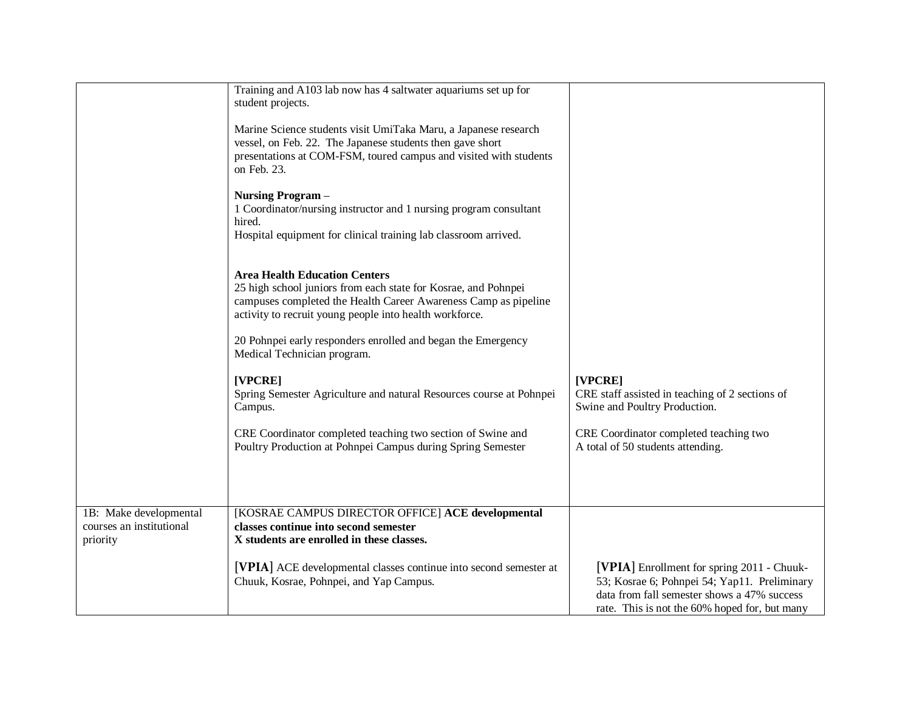| | | |
|---|---|---|
| | Training and A103 lab now has 4 saltwater aquariums set up for student projects.<br><br>Marine Science students visit UmiTaka Maru, a Japanese research vessel, on Feb. 22. The Japanese students then gave short presentations at COM-FSM, toured campus and visited with students on Feb. 23.<br><br>**Nursing Program** –<br>1 Coordinator/nursing instructor and 1 nursing program consultant hired.<br>Hospital equipment for clinical training lab classroom arrived.<br><br>**Area Health Education Centers**<br>25 high school juniors from each state for Kosrae, and Pohnpei campuses completed the Health Career Awareness Camp as pipeline activity to recruit young people into health workforce.<br><br>20 Pohnpei early responders enrolled and began the Emergency Medical Technician program.<br><br>**[VPCRE]**<br>Spring Semester Agriculture and natural Resources course at Pohnpei Campus.<br><br>CRE Coordinator completed teaching two section of Swine and Poultry Production at Pohnpei Campus during Spring Semester | **[VPCRE]**<br>CRE staff assisted in teaching of 2 sections of Swine and Poultry Production.<br><br>CRE Coordinator completed teaching two<br>A total of 50 students attending. |
| 1B: Make developmental courses an institutional priority | [KOSRAE CAMPUS DIRECTOR OFFICE] **ACE developmental classes continue into second semester**<br>**X students are enrolled in these classes.**<br><br>[VPIA] ACE developmental classes continue into second semester at Chuuk, Kosrae, Pohnpei, and Yap Campus. | [VPIA] Enrollment for spring 2011 - Chuuk-53; Kosrae 6; Pohnpei 54; Yap11. Preliminary data from fall semester shows a 47% success rate. This is not the 60% hoped for, but many |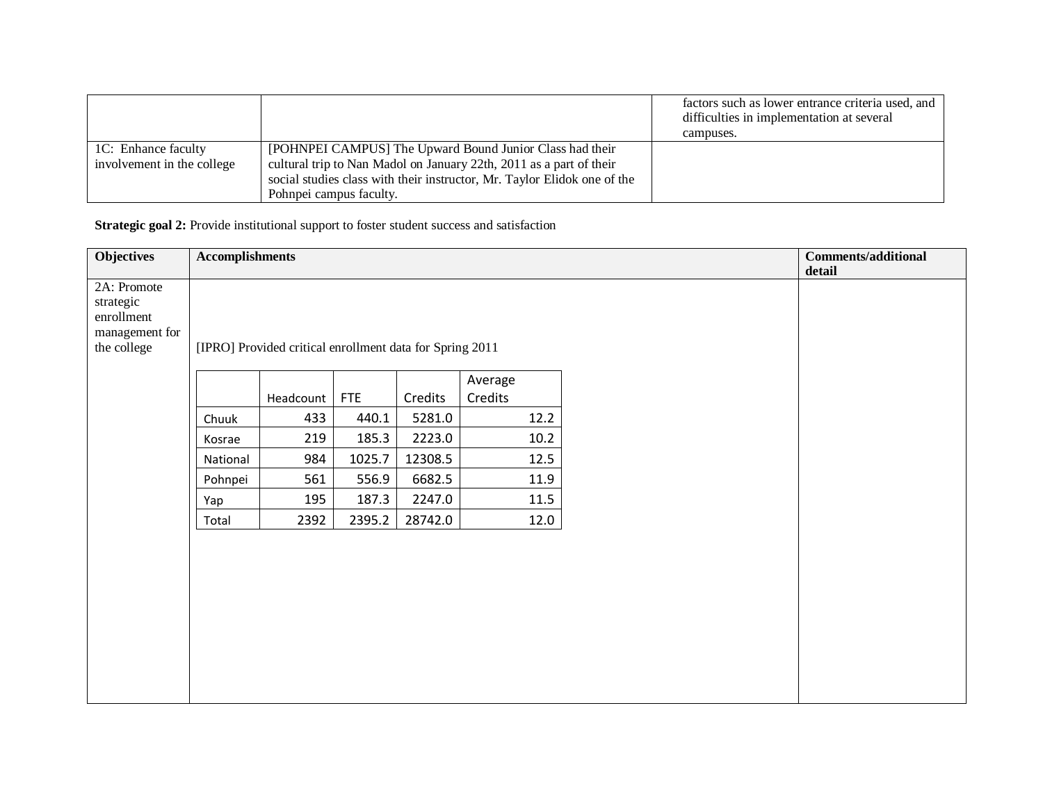|  |  | factors such as lower entrance criteria used, and difficulties in implementation at several campuses. |
|---|---|---|
| 1C: Enhance faculty involvement in the college | [POHNPEI CAMPUS] The Upward Bound Junior Class had their cultural trip to Nan Madol on January 22th, 2011 as a part of their social studies class with their instructor, Mr. Taylor Elidok one of the Pohnpei campus faculty. |  |

**Strategic goal 2:** Provide institutional support to foster student success and satisfaction

| Objectives | Accomplishments | Comments/additional detail |
|---|---|---|
| 2A: Promote strategic enrollment management for the college | [IPRO] Provided critical enrollment data for Spring 2011 |  |

|  | Headcount | FTE | Credits | Average Credits |
|---|---|---|---|---|
| Chuuk | 433 | 440.1 | 5281.0 | 12.2 |
| Kosrae | 219 | 185.3 | 2223.0 | 10.2 |
| National | 984 | 1025.7 | 12308.5 | 12.5 |
| Pohnpei | 561 | 556.9 | 6682.5 | 11.9 |
| Yap | 195 | 187.3 | 2247.0 | 11.5 |
| Total | 2392 | 2395.2 | 28742.0 | 12.0 |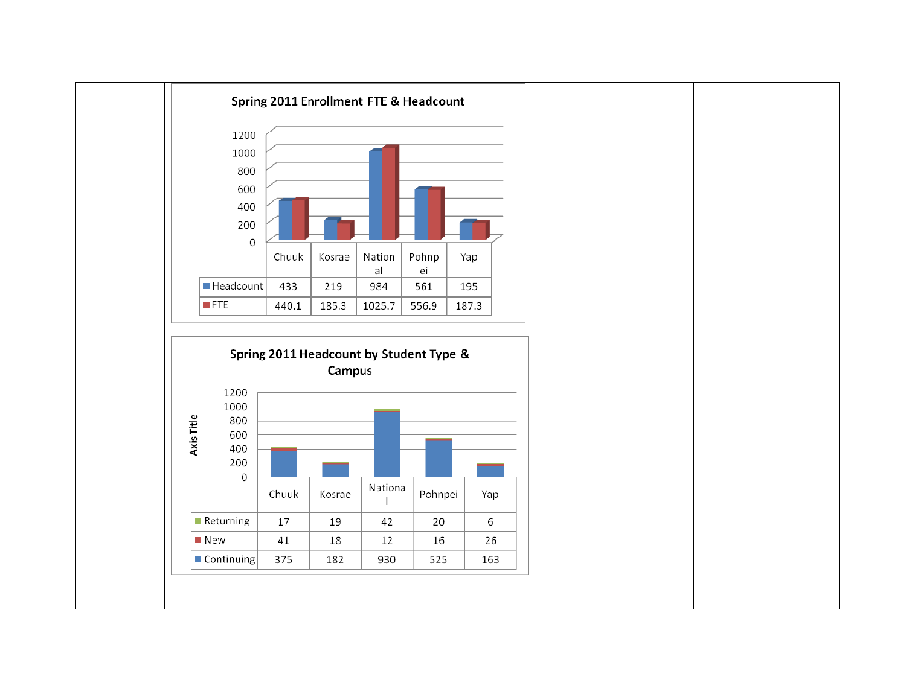**Spring 2011 Enrollment FTE & Headcount**

| | Chuuk | Kosrae | National | Pohnpei | Yap |
|---|---|---|---|---|---|
| Headcount | 433 | 219 | 984 | 561 | 195 |
| FTE | 440.1 | 185.3 | 1025.7 | 556.9 | 187.3 |

**Spring 2011 Headcount by Student Type & Campus**

| | Chuuk | Kosrae | National | Pohnpei | Yap |
|---|---|---|---|---|---|
| Returning | 17 | 19 | 42 | 20 | 6 |
| New | 41 | 18 | 12 | 16 | 26 |
| Continuing | 375 | 182 | 930 | 525 | 163 |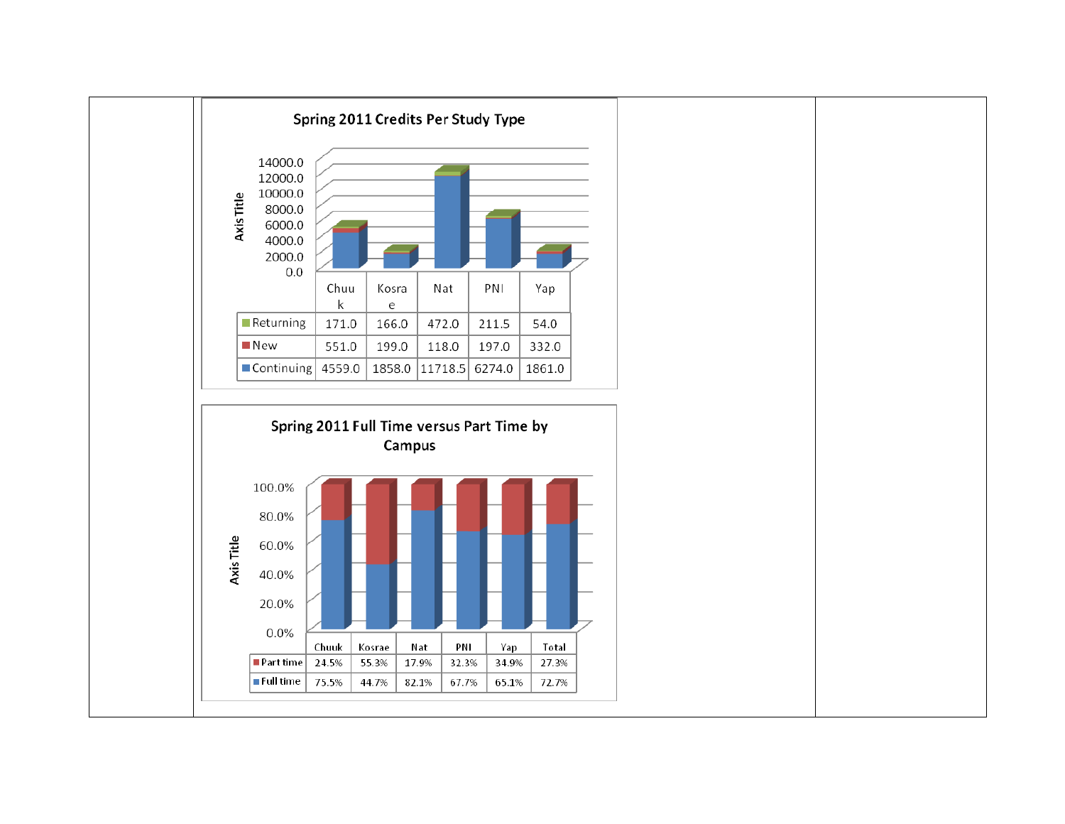**Spring 2011 Credits Per Study Type**

| | Chuuk | Kosrae | Nat | PNI | Yap |
|---|---|---|---|---|---|
| Returning | 171.0 | 166.0 | 472.0 | 211.5 | 54.0 |
| New | 551.0 | 199.0 | 118.0 | 197.0 | 332.0 |
| Continuing | 4559.0 | 1858.0 | 11718.5 | 6274.0 | 1861.0 |

**Spring 2011 Full Time versus Part Time by Campus**

| | Chuuk | Kosrae | Nat | PNI | Yap | Total |
|---|---|---|---|---|---|---|
| Part time | 24.5% | 55.3% | 17.9% | 32.3% | 34.9% | 27.3% |
| Full time | 75.5% | 44.7% | 82.1% | 67.7% | 65.1% | 72.7% |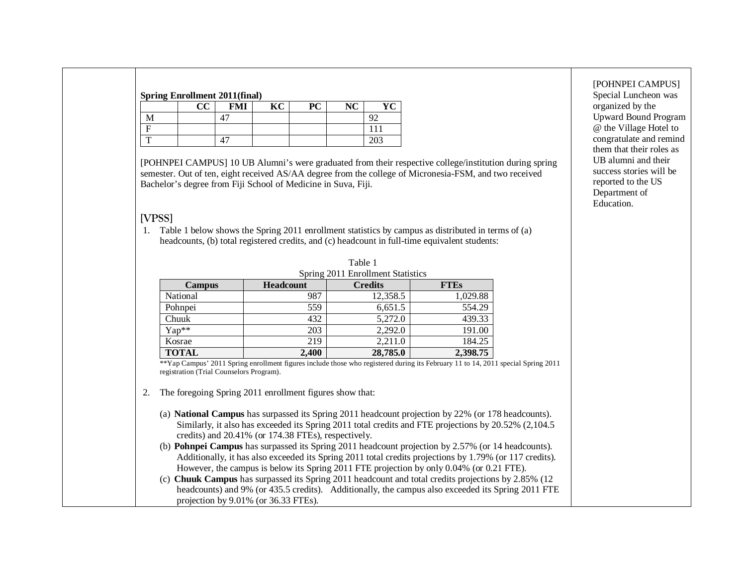**Spring Enrollment 2011(final)**

| | CC | FMI | KC | PC | NC | YC |
|---|---|---|---|---|---|---|
| M | | 47 | | | | 92 |
| F | | | | | | 111 |
| T | | 47 | | | | 203 |

[POHNPEI CAMPUS] 10 UB Alumni's were graduated from their respective college/institution during spring semester. Out of ten, eight received AS/AA degree from the college of Micronesia-FSM, and two received Bachelor's degree from Fiji School of Medicine in Suva, Fiji.

[POHNPEI CAMPUS] Special Luncheon was organized by the Upward Bound Program @ the Village Hotel to congratulate and remind them that their roles as UB alumni and their success stories will be reported to the US Department of Education.

## [VPSS]

1. Table 1 below shows the Spring 2011 enrollment statistics by campus as distributed in terms of (a) headcounts, (b) total registered credits, and (c) headcount in full-time equivalent students:

Table 1
Spring 2011 Enrollment Statistics

| Campus | Headcount | Credits | FTEs |
|---|---|---|---|
| National | 987 | 12,358.5 | 1,029.88 |
| Pohnpei | 559 | 6,651.5 | 554.29 |
| Chuuk | 432 | 5,272.0 | 439.33 |
| Yap** | 203 | 2,292.0 | 191.00 |
| Kosrae | 219 | 2,211.0 | 184.25 |
| **TOTAL** | **2,400** | **28,785.0** | **2,398.75** |

**Yap Campus' 2011 Spring enrollment figures include those who registered during its February 11 to 14, 2011 special Spring 2011 registration (Trial Counselors Program).

2. The foregoing Spring 2011 enrollment figures show that:

   (a) **National Campus** has surpassed its Spring 2011 headcount projection by 22% (or 178 headcounts). Similarly, it also has exceeded its Spring 2011 total credits and FTE projections by 20.52% (2,104.5 credits) and 20.41% (or 174.38 FTEs), respectively.

   (b) **Pohnpei Campus** has surpassed its Spring 2011 headcount projection by 2.57% (or 14 headcounts). Additionally, it has also exceeded its Spring 2011 total credits projections by 1.79% (or 117 credits). However, the campus is below its Spring 2011 FTE projection by only 0.04% (or 0.21 FTE).

   (c) **Chuuk Campus** has surpassed its Spring 2011 headcount and total credits projections by 2.85% (12 headcounts) and 9% (or 435.5 credits). Additionally, the campus also exceeded its Spring 2011 FTE projection by 9.01% (or 36.33 FTEs).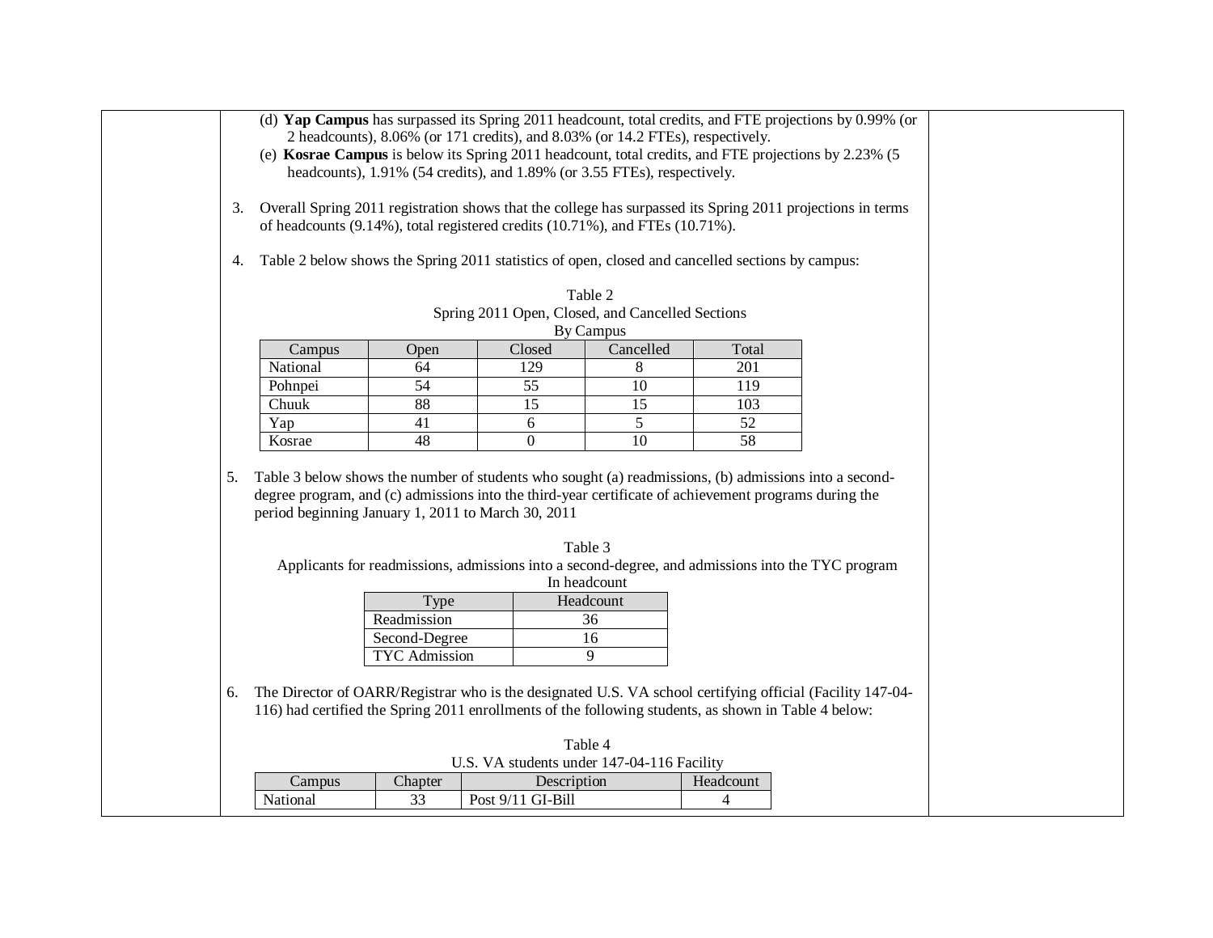(d) **Yap Campus** has surpassed its Spring 2011 headcount, total credits, and FTE projections by 0.99% (or 2 headcounts), 8.06% (or 171 credits), and 8.03% (or 14.2 FTEs), respectively.

(e) **Kosrae Campus** is below its Spring 2011 headcount, total credits, and FTE projections by 2.23% (5 headcounts), 1.91% (54 credits), and 1.89% (or 3.55 FTEs), respectively.

3. Overall Spring 2011 registration shows that the college has surpassed its Spring 2011 projections in terms of headcounts (9.14%), total registered credits (10.71%), and FTEs (10.71%).

4. Table 2 below shows the Spring 2011 statistics of open, closed and cancelled sections by campus:

Table 2
Spring 2011 Open, Closed, and Cancelled Sections
By Campus

| Campus | Open | Closed | Cancelled | Total |
|---|---|---|---|---|
| National | 64 | 129 | 8 | 201 |
| Pohnpei | 54 | 55 | 10 | 119 |
| Chuuk | 88 | 15 | 15 | 103 |
| Yap | 41 | 6 | 5 | 52 |
| Kosrae | 48 | 0 | 10 | 58 |

5. Table 3 below shows the number of students who sought (a) readmissions, (b) admissions into a second-degree program, and (c) admissions into the third-year certificate of achievement programs during the period beginning January 1, 2011 to March 30, 2011

Table 3
Applicants for readmissions, admissions into a second-degree, and admissions into the TYC program
In headcount

| Type | Headcount |
|---|---|
| Readmission | 36 |
| Second-Degree | 16 |
| TYC Admission | 9 |

6. The Director of OARR/Registrar who is the designated U.S. VA school certifying official (Facility 147-04-116) had certified the Spring 2011 enrollments of the following students, as shown in Table 4 below:

Table 4
U.S. VA students under 147-04-116 Facility

| Campus | Chapter | Description | Headcount |
|---|---|---|---|
| National | 33 | Post 9/11 GI-Bill | 4 |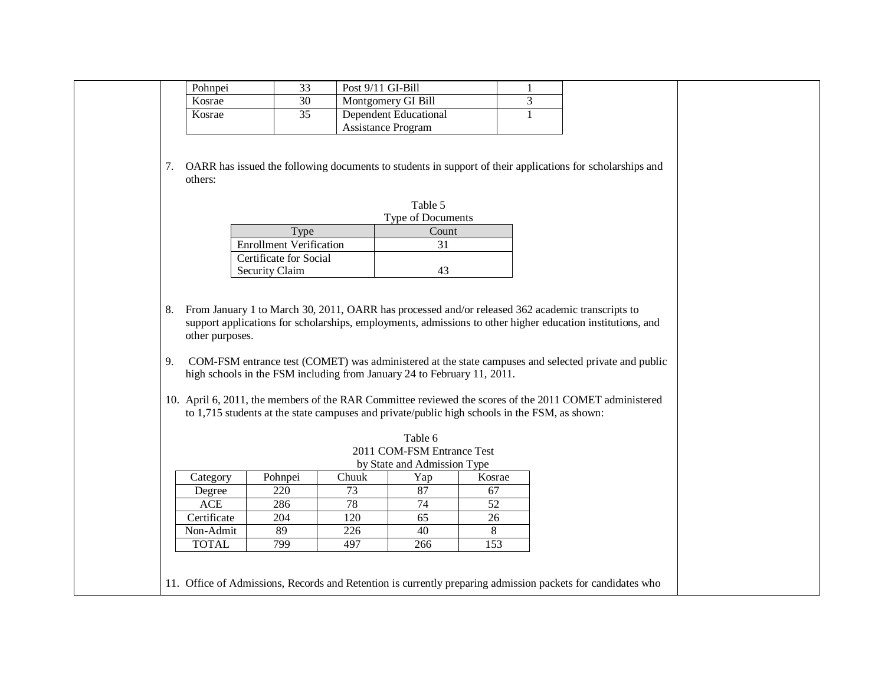| Pohnpei | 33 | Post 9/11 GI-Bill | 1 |
|---|---|---|---|
| Kosrae | 30 | Montgomery GI Bill | 3 |
| Kosrae | 35 | Dependent Educational Assistance Program | 1 |

7. OARR has issued the following documents to students in support of their applications for scholarships and others:

Table 5
Type of Documents

| Type | Count |
|---|---|
| Enrollment Verification | 31 |
| Certificate for Social Security Claim | 43 |

8. From January 1 to March 30, 2011, OARR has processed and/or released 362 academic transcripts to support applications for scholarships, employments, admissions to other higher education institutions, and other purposes.

9. COM-FSM entrance test (COMET) was administered at the state campuses and selected private and public high schools in the FSM including from January 24 to February 11, 2011.

10. April 6, 2011, the members of the RAR Committee reviewed the scores of the 2011 COMET administered to 1,715 students at the state campuses and private/public high schools in the FSM, as shown:

Table 6
2011 COM-FSM Entrance Test
by State and Admission Type

| Category | Pohnpei | Chuuk | Yap | Kosrae |
|---|---|---|---|---|
| Degree | 220 | 73 | 87 | 67 |
| ACE | 286 | 78 | 74 | 52 |
| Certificate | 204 | 120 | 65 | 26 |
| Non-Admit | 89 | 226 | 40 | 8 |
| TOTAL | 799 | 497 | 266 | 153 |

11. Office of Admissions, Records and Retention is currently preparing admission packets for candidates who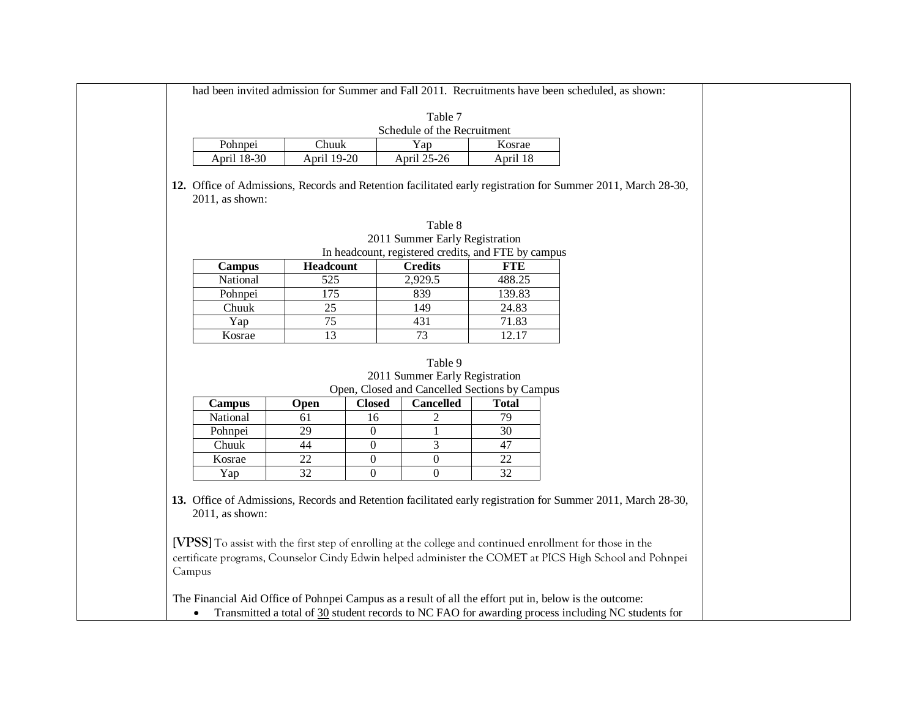had been invited admission for Summer and Fall 2011. Recruitments have been scheduled, as shown:

Table 7
Schedule of the Recruitment

| Pohnpei | Chuuk | Yap | Kosrae |
|---|---|---|---|
| April 18-30 | April 19-20 | April 25-26 | April 18 |

**12.** Office of Admissions, Records and Retention facilitated early registration for Summer 2011, March 28-30, 2011, as shown:

Table 8
2011 Summer Early Registration
In headcount, registered credits, and FTE by campus

| Campus | Headcount | Credits | FTE |
|---|---|---|---|
| National | 525 | 2,929.5 | 488.25 |
| Pohnpei | 175 | 839 | 139.83 |
| Chuuk | 25 | 149 | 24.83 |
| Yap | 75 | 431 | 71.83 |
| Kosrae | 13 | 73 | 12.17 |

Table 9
2011 Summer Early Registration
Open, Closed and Cancelled Sections by Campus

| Campus | Open | Closed | Cancelled | Total |
|---|---|---|---|---|
| National | 61 | 16 | 2 | 79 |
| Pohnpei | 29 | 0 | 1 | 30 |
| Chuuk | 44 | 0 | 3 | 47 |
| Kosrae | 22 | 0 | 0 | 22 |
| Yap | 32 | 0 | 0 | 32 |

**13.** Office of Admissions, Records and Retention facilitated early registration for Summer 2011, March 28-30, 2011, as shown:

**[VPSS]** To assist with the first step of enrolling at the college and continued enrollment for those in the certificate programs, Counselor Cindy Edwin helped administer the COMET at PICS High School and Pohnpei Campus

The Financial Aid Office of Pohnpei Campus as a result of all the effort put in, below is the outcome:

- Transmitted a total of 30 student records to NC FAO for awarding process including NC students for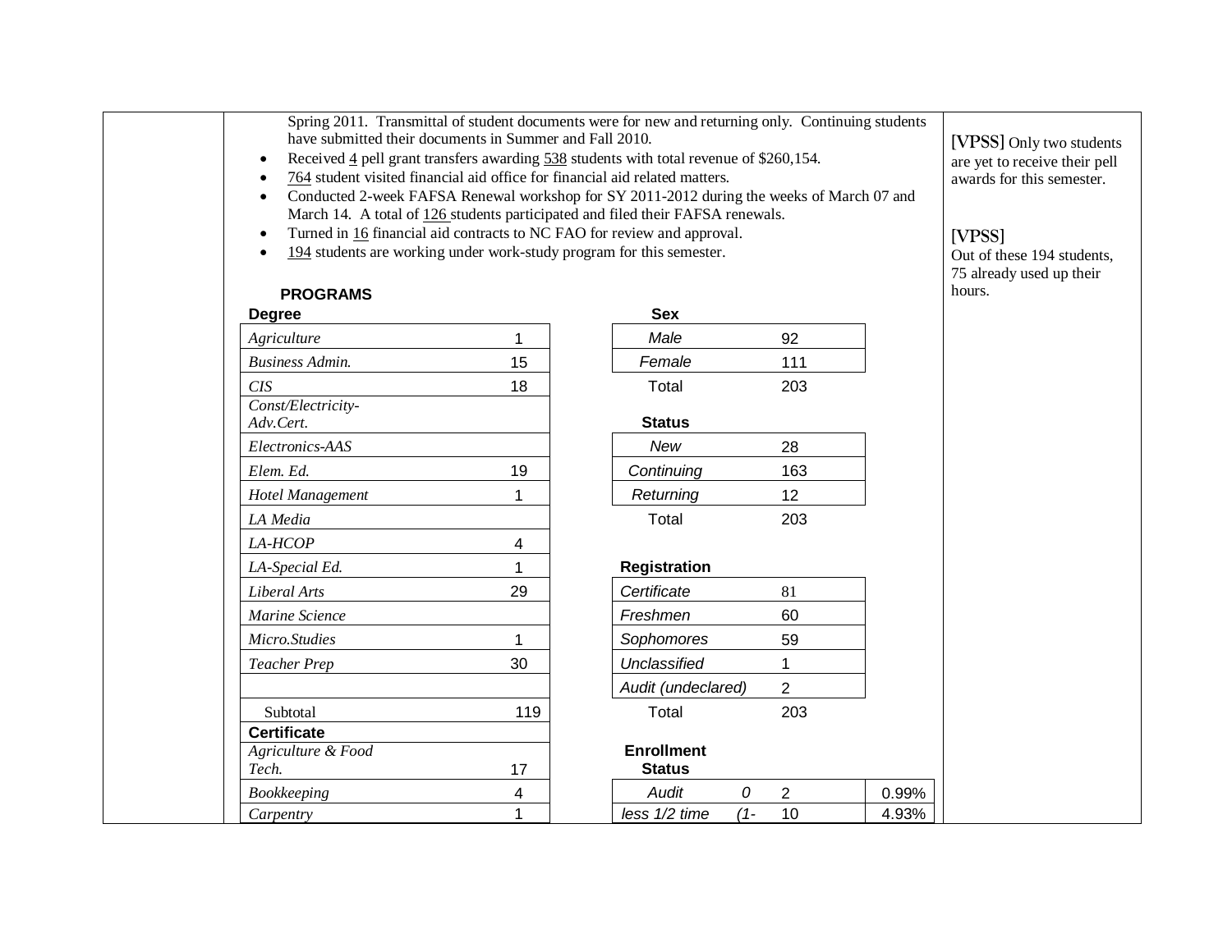Spring 2011. Transmittal of student documents were for new and returning only. Continuing students have submitted their documents in Summer and Fall 2010.

- Received 4 pell grant transfers awarding 538 students with total revenue of $260,154.
- 764 student visited financial aid office for financial aid related matters.
- Conducted 2-week FAFSA Renewal workshop for SY 2011-2012 during the weeks of March 07 and March 14. A total of 126 students participated and filed their FAFSA renewals.
- Turned in 16 financial aid contracts to NC FAO for review and approval.
- 194 students are working under work-study program for this semester.

[VPSS] Only two students are yet to receive their pell awards for this semester.

[VPSS] Out of these 194 students, 75 already used up their hours.

**PROGRAMS**

| **Degree** | |
|---|---|
| *Agriculture* | 1 |
| *Business Admin.* | 15 |
| *CIS* | 18 |
| *Const/Electricity-Adv.Cert.* | |
| *Electronics-AAS* | |
| *Elem. Ed.* | 19 |
| *Hotel Management* | 1 |
| *LA Media* | |
| *LA-HCOP* | 4 |
| *LA-Special Ed.* | 1 |
| *Liberal Arts* | 29 |
| *Marine Science* | |
| *Micro.Studies* | 1 |
| *Teacher Prep* | 30 |
| | |
| Subtotal | 119 |
| **Certificate** | |
| *Agriculture & Food Tech.* | 17 |
| *Bookkeeping* | 4 |
| *Carpentry* | 1 |

| **Sex** | |
|---|---|
| *Male* | 92 |
| *Female* | 111 |
| Total | 203 |

| **Status** | |
|---|---|
| *New* | 28 |
| *Continuing* | 163 |
| *Returning* | 12 |
| Total | 203 |

| **Registration** | |
|---|---|
| *Certificate* | 81 |
| *Freshmen* | 60 |
| *Sophomores* | 59 |
| *Unclassified* | 1 |
| *Audit (undeclared)* | 2 |
| Total | 203 |

| **Enrollment Status** | | | |
|---|---|---|---|
| *Audit* | *0* | 2 | 0.99% |
| *less 1/2 time* | *(1-* | 10 | 4.93% |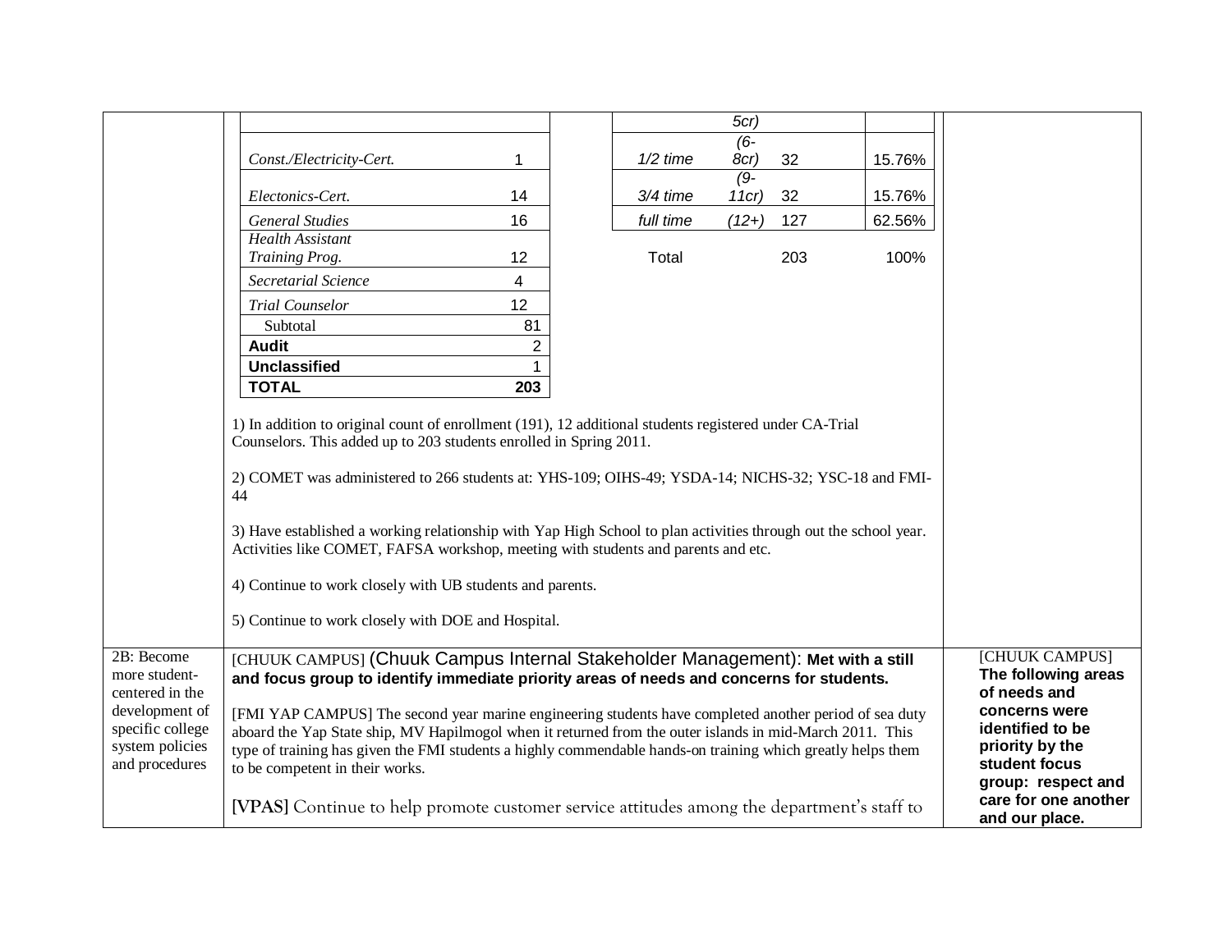| | | |
|---|---|---|
| | (see content below) | |
| 2B: Become more student-centered in the development of specific college system policies and procedures | [CHUUK CAMPUS] (Chuuk Campus Internal Stakeholder Management): **Met with a still and focus group to identify immediate priority areas of needs and concerns for students.**<br><br>[FMI YAP CAMPUS] The second year marine engineering students have completed another period of sea duty aboard the Yap State ship, MV Hapilmogol when it returned from the outer islands in mid-March 2011. This type of training has given the FMI students a highly commendable hands-on training which greatly helps them to be competent in their works.<br><br>**[VPAS]** Continue to help promote customer service attitudes among the department's staff to | [CHUUK CAMPUS] **The following areas of needs and concerns were identified to be priority by the student focus group: respect and care for one another and our place.** |

| Program | Count |
|---|---|
| | |
| *Const./Electricity-Cert.* | 1 |
| *Electonics-Cert.* | 14 |
| *General Studies* | 16 |
| *Health Assistant Training Prog.* | 12 |
| *Secretarial Science* | 4 |
| *Trial Counselor* | 12 |
| Subtotal | 81 |
| **Audit** | 2 |
| **Unclassified** | 1 |
| **TOTAL** | **203** |

| Load | Credits | Count | Percent |
|---|---|---|---|
| | *5cr)* | | |
| *1/2 time* | *(6-8cr)* | 32 | 15.76% |
| *3/4 time* | *(9-11cr)* | 32 | 15.76% |
| *full time* | *(12+)* | 127 | 62.56% |
| Total | | 203 | 100% |

1) In addition to original count of enrollment (191), 12 additional students registered under CA-Trial Counselors. This added up to 203 students enrolled in Spring 2011.

2) COMET was administered to 266 students at: YHS-109; OIHS-49; YSDA-14; NICHS-32; YSC-18 and FMI-44

3) Have established a working relationship with Yap High School to plan activities through out the school year. Activities like COMET, FAFSA workshop, meeting with students and parents and etc.

4) Continue to work closely with UB students and parents.

5) Continue to work closely with DOE and Hospital.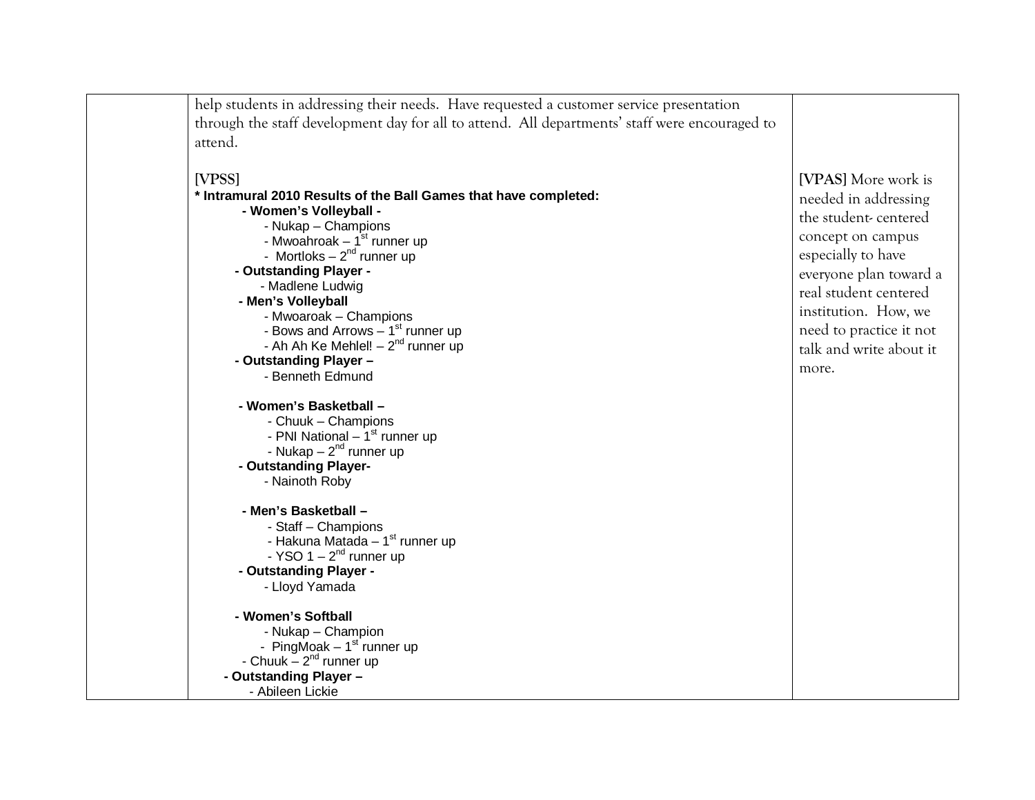| | help students in addressing their needs. Have requested a customer service presentation through the staff development day for all to attend. All departments' staff were encouraged to attend.<br><br>**[VPSS]**<br>**\* Intramural 2010 Results of the Ball Games that have completed:**<br>**- Women's Volleyball -**<br>- Nukap – Champions<br>- Mwoahroak – 1st runner up<br>- Mortloks – 2nd runner up<br>**- Outstanding Player -**<br>- Madlene Ludwig<br>**- Men's Volleyball**<br>- Mwoaroak – Champions<br>- Bows and Arrows – 1st runner up<br>- Ah Ah Ke Mehlel! – 2nd runner up<br>**- Outstanding Player –**<br>- Benneth Edmund<br><br>**- Women's Basketball –**<br>- Chuuk – Champions<br>- PNI National – 1st runner up<br>- Nukap – 2nd runner up<br>**- Outstanding Player-**<br>- Nainoth Roby<br><br>**- Men's Basketball –**<br>- Staff – Champions<br>- Hakuna Matada – 1st runner up<br>- YSO 1 – 2nd runner up<br>**- Outstanding Player -**<br>- Lloyd Yamada<br><br>**- Women's Softball**<br>- Nukap – Champion<br>- PingMoak – 1st runner up<br>- Chuuk – 2nd runner up<br>**- Outstanding Player –**<br>- Abileen Lickie | **[VPAS]** More work is needed in addressing the student- centered concept on campus especially to have everyone plan toward a real student centered institution. How, we need to practice it not talk and write about it more. |
|---|---|---|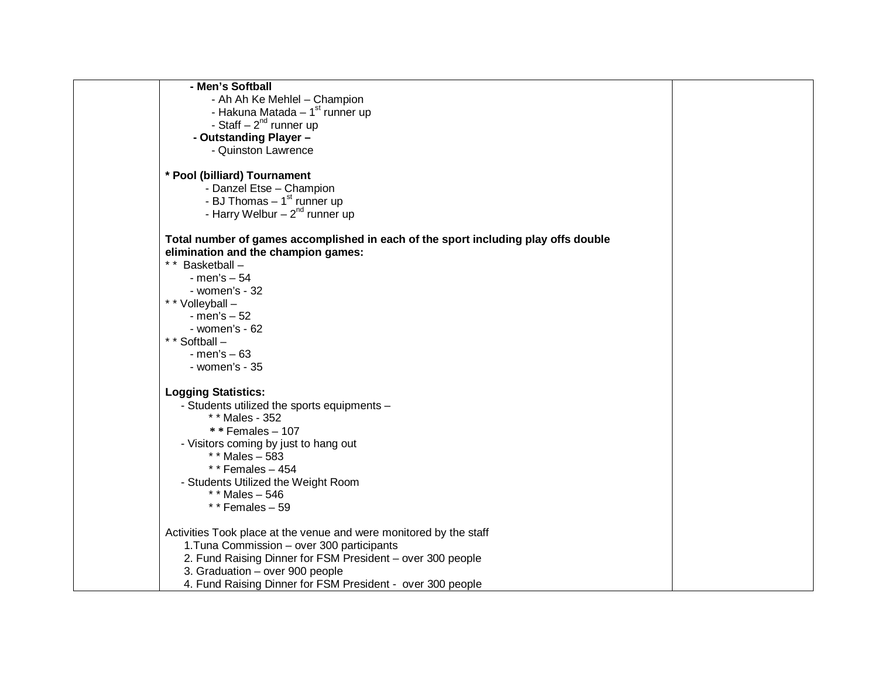| | **- Men's Softball**<br>- Ah Ah Ke Mehlel – Champion<br>- Hakuna Matada – 1st runner up<br>- Staff – 2nd runner up<br>**- Outstanding Player –**<br>- Quinston Lawrence<br><br>**\* Pool (billiard) Tournament**<br>- Danzel Etse – Champion<br>- BJ Thomas – 1st runner up<br>- Harry Welbur – 2nd runner up<br><br>**Total number of games accomplished in each of the sport including play offs double elimination and the champion games:**<br>\* \* Basketball –<br>- men's – 54<br>- women's - 32<br>\* \* Volleyball –<br>- men's – 52<br>- women's - 62<br>\* \* Softball –<br>- men's – 63<br>- women's - 35<br><br>**Logging Statistics:**<br>- Students utilized the sports equipments –<br>\* \* Males - 352<br>\* \* Females – 107<br>- Visitors coming by just to hang out<br>\* \* Males – 583<br>\* \* Females – 454<br>- Students Utilized the Weight Room<br>\* \* Males – 546<br>\* \* Females – 59<br><br>Activities Took place at the venue and were monitored by the staff<br>1.Tuna Commission – over 300 participants<br>2. Fund Raising Dinner for FSM President – over 300 people<br>3. Graduation – over 900 people<br>4. Fund Raising Dinner for FSM President - over 300 people | |
|---|---|---|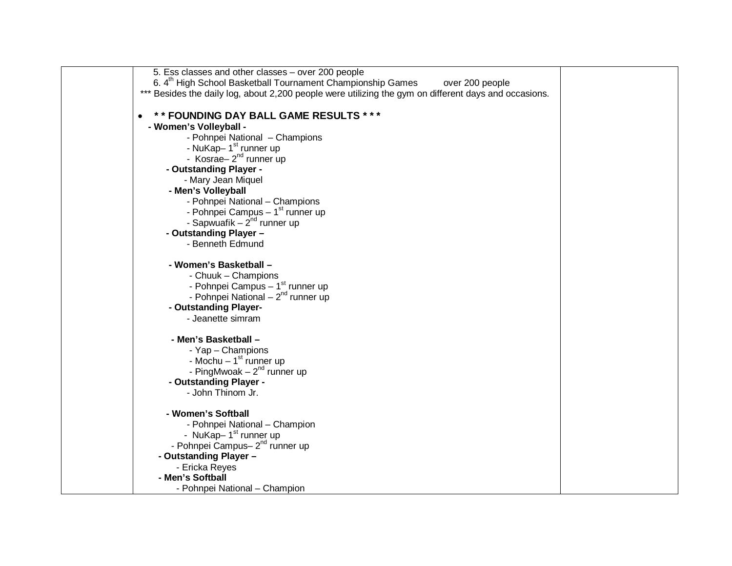| | | |
|---|---|---|
| | 5. Ess classes and other classes – over 200 people<br>6. 4th High School Basketball Tournament Championship Games over 200 people<br>*** Besides the daily log, about 2,200 people were utilizing the gym on different days and occasions.<br><br>• **** FOUNDING DAY BALL GAME RESULTS * * *****<br>**- Women's Volleyball -**<br>- Pohnpei National – Champions<br>- NuKap– 1st runner up<br>- Kosrae– 2nd runner up<br>**- Outstanding Player -**<br>- Mary Jean Miquel<br>**- Men's Volleyball**<br>- Pohnpei National – Champions<br>- Pohnpei Campus – 1st runner up<br>- Sapwuafik – 2nd runner up<br>**- Outstanding Player –**<br>- Benneth Edmund<br><br>**- Women's Basketball –**<br>- Chuuk – Champions<br>- Pohnpei Campus – 1st runner up<br>- Pohnpei National – 2nd runner up<br>**- Outstanding Player-**<br>- Jeanette simram<br><br>**- Men's Basketball –**<br>- Yap – Champions<br>- Mochu – 1st runner up<br>- PingMwoak – 2nd runner up<br>**- Outstanding Player -**<br>- John Thinom Jr.<br><br>**- Women's Softball**<br>- Pohnpei National – Champion<br>- NuKap– 1st runner up<br>- Pohnpei Campus– 2nd runner up<br>**- Outstanding Player –**<br>- Ericka Reyes<br>**- Men's Softball**<br>- Pohnpei National – Champion | |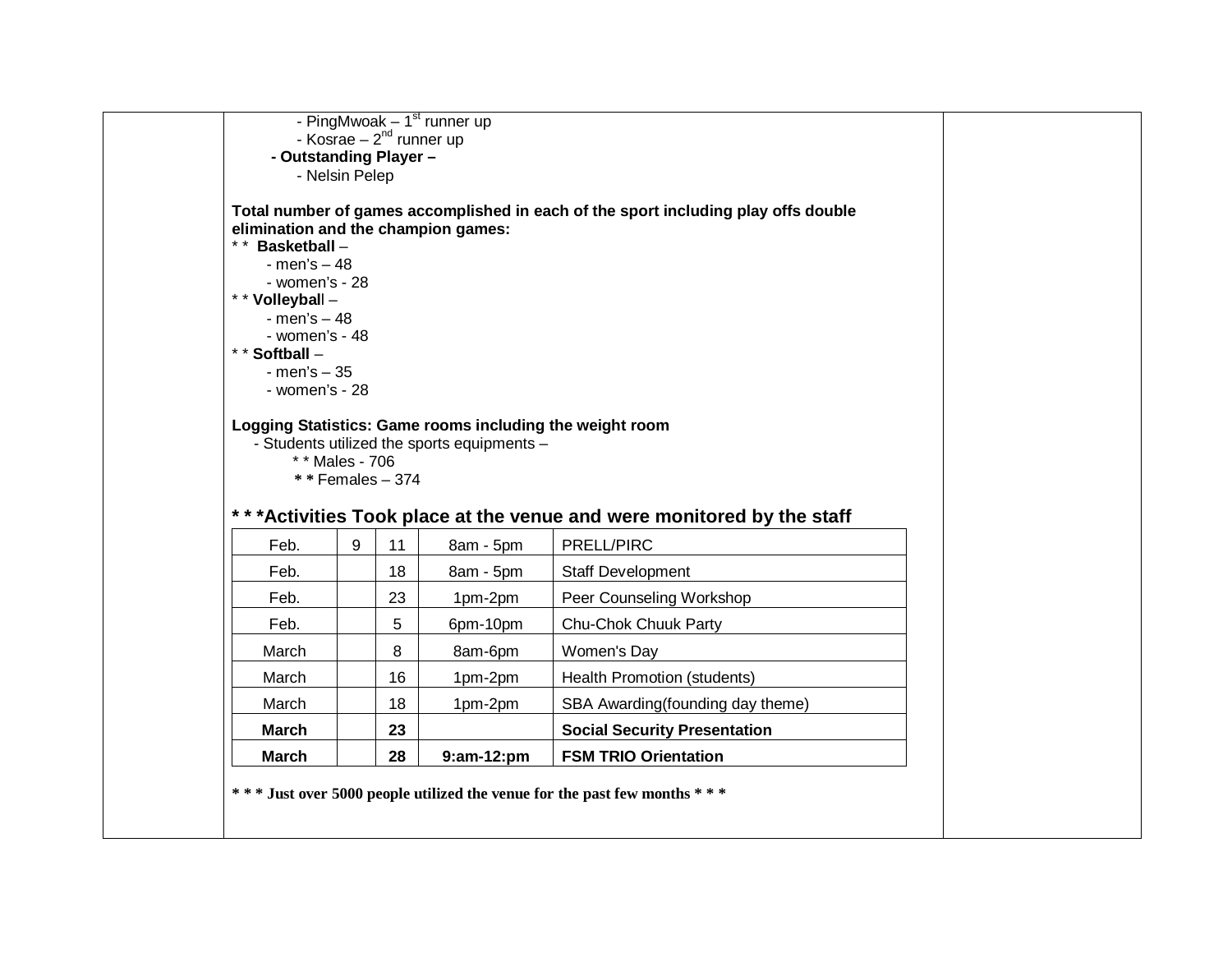- PingMwoak – 1st runner up
- Kosrae – 2nd runner up

**- Outstanding Player –**

- Nelsin Pelep

**Total number of games accomplished in each of the sport including play offs double elimination and the champion games:**

* * **Basketball** –
  - men's – 48
  - women's - 28
* * **Volleyball** –
  - men's – 48
  - women's - 48
* * **Softball** –
  - men's – 35
  - women's - 28

**Logging Statistics: Game rooms including the weight room**

- Students utilized the sports equipments –
  - * * Males - 706
  - **\* \*** Females – 374

### * * *Activities Took place at the venue and were monitored by the staff

| | | | | |
|---|---|---|---|---|
| Feb. | 9 | 11 | 8am - 5pm | PRELL/PIRC |
| Feb. | | 18 | 8am - 5pm | Staff Development |
| Feb. | | 23 | 1pm-2pm | Peer Counseling Workshop |
| Feb. | | 5 | 6pm-10pm | Chu-Chok Chuuk Party |
| March | | 8 | 8am-6pm | Women's Day |
| March | | 16 | 1pm-2pm | Health Promotion (students) |
| March | | 18 | 1pm-2pm | SBA Awarding(founding day theme) |
| **March** | | **23** | | **Social Security Presentation** |
| **March** | | **28** | **9:am-12:pm** | **FSM TRIO Orientation** |

**\* \* \* Just over 5000 people utilized the venue for the past few months \* \* \***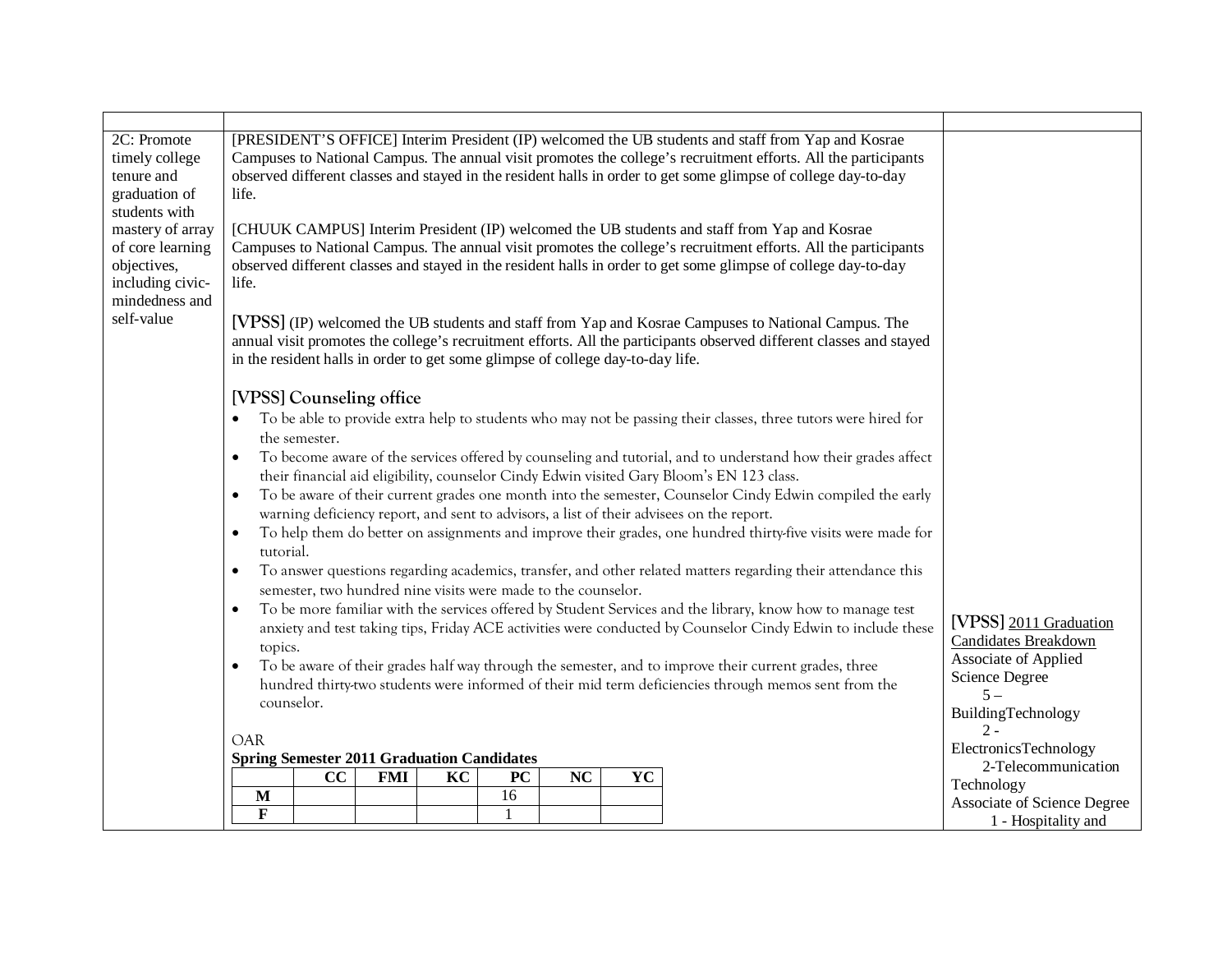| | | |
|---|---|---|
| 2C: Promote timely college tenure and graduation of students with mastery of array of core learning objectives, including civic-mindedness and self-value | [PRESIDENT'S OFFICE] Interim President (IP) welcomed the UB students and staff from Yap and Kosrae Campuses to National Campus. The annual visit promotes the college's recruitment efforts. All the participants observed different classes and stayed in the resident halls in order to get some glimpse of college day-to-day life.<br><br>[CHUUK CAMPUS] Interim President (IP) welcomed the UB students and staff from Yap and Kosrae Campuses to National Campus. The annual visit promotes the college's recruitment efforts. All the participants observed different classes and stayed in the resident halls in order to get some glimpse of college day-to-day life.<br><br>[VPSS] (IP) welcomed the UB students and staff from Yap and Kosrae Campuses to National Campus. The annual visit promotes the college's recruitment efforts. All the participants observed different classes and stayed in the resident halls in order to get some glimpse of college day-to-day life.<br><br>**[VPSS] Counseling office**<br>• To be able to provide extra help to students who may not be passing their classes, three tutors were hired for the semester.<br>• To become aware of the services offered by counseling and tutorial, and to understand how their grades affect their financial aid eligibility, counselor Cindy Edwin visited Gary Bloom's EN 123 class.<br>• To be aware of their current grades one month into the semester, Counselor Cindy Edwin compiled the early warning deficiency report, and sent to advisors, a list of their advisees on the report.<br>• To help them do better on assignments and improve their grades, one hundred thirty-five visits were made for tutorial.<br>• To answer questions regarding academics, transfer, and other related matters regarding their attendance this semester, two hundred nine visits were made to the counselor.<br>• To be more familiar with the services offered by Student Services and the library, know how to manage test anxiety and test taking tips, Friday ACE activities were conducted by Counselor Cindy Edwin to include these topics.<br>• To be aware of their grades half way through the semester, and to improve their current grades, three hundred thirty-two students were informed of their mid term deficiencies through memos sent from the counselor.<br><br>OAR<br>**Spring Semester 2011 Graduation Candidates**<br>(see table below) | [VPSS] 2011 Graduation Candidates Breakdown<br>Associate of Applied Science Degree<br>5 – BuildingTechnology<br>2 - ElectronicsTechnology<br>2-Telecommunication Technology<br>Associate of Science Degree<br>1 - Hospitality and |

**Spring Semester 2011 Graduation Candidates**

| | CC | FMI | KC | PC | NC | YC |
|---|---|---|---|---|---|---|
| M | | | | 16 | | |
| F | | | | 1 | | |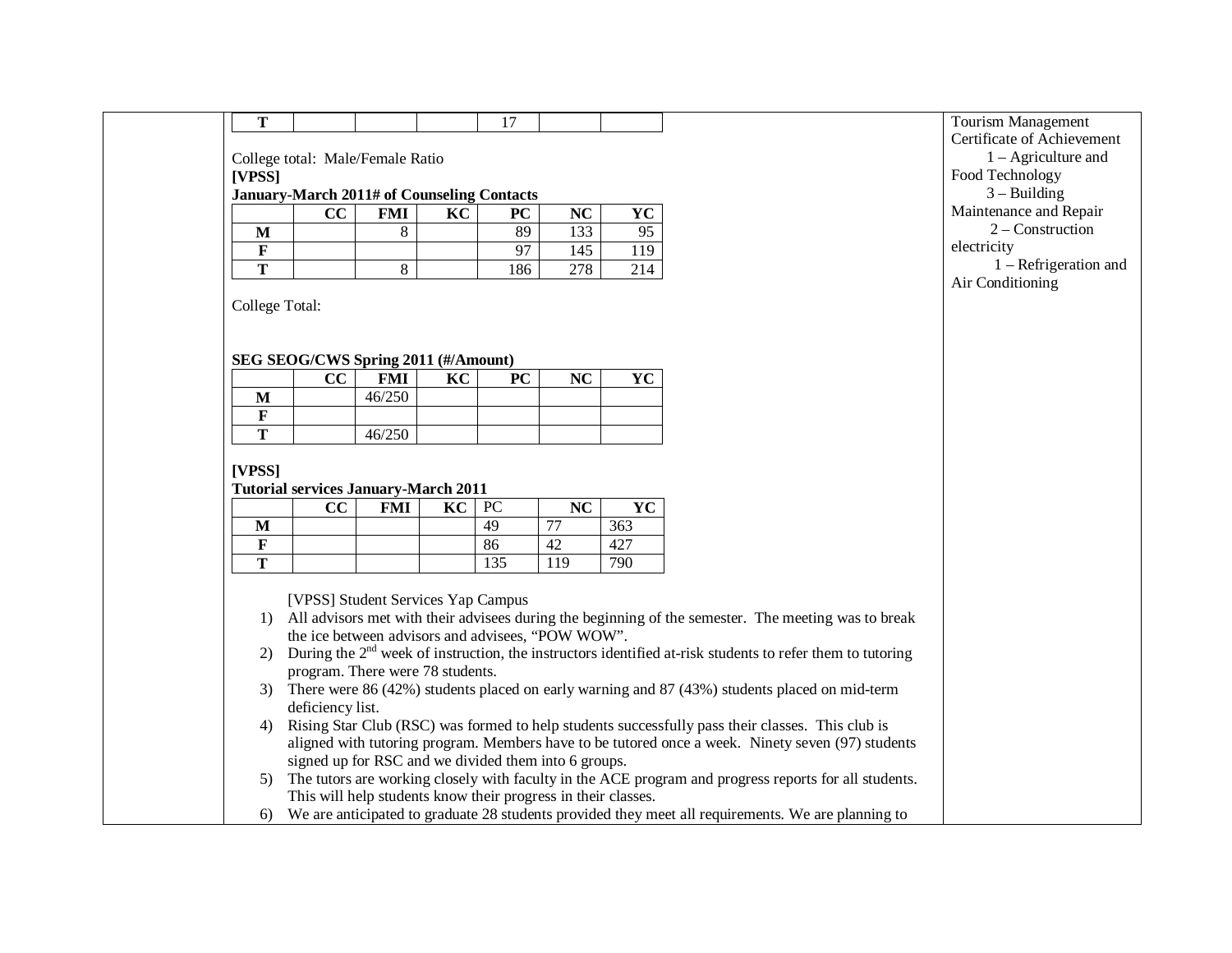| T | | | | 17 | | |
|---|---|---|---|---|---|---|

College total: Male/Female Ratio

**[VPSS]**

**January-March 2011# of Counseling Contacts**

| | CC | FMI | KC | PC | NC | YC |
|---|---|---|---|---|---|---|
| **M** | | 8 | | 89 | 133 | 95 |
| **F** | | | | 97 | 145 | 119 |
| **T** | | 8 | | 186 | 278 | 214 |

College Total:

**SEG SEOG/CWS Spring 2011 (#/Amount)**

| | CC | FMI | KC | PC | NC | YC |
|---|---|---|---|---|---|---|
| **M** | | 46/250 | | | | |
| **F** | | | | | | |
| **T** | | 46/250 | | | | |

**[VPSS]**

**Tutorial services January-March 2011**

| | CC | FMI | KC | PC | NC | YC |
|---|---|---|---|---|---|---|
| **M** | | | | 49 | 77 | 363 |
| **F** | | | | 86 | 42 | 427 |
| **T** | | | | 135 | 119 | 790 |

[VPSS] Student Services Yap Campus

1) All advisors met with their advisees during the beginning of the semester. The meeting was to break the ice between advisors and advisees, "POW WOW".
2) During the 2nd week of instruction, the instructors identified at-risk students to refer them to tutoring program. There were 78 students.
3) There were 86 (42%) students placed on early warning and 87 (43%) students placed on mid-term deficiency list.
4) Rising Star Club (RSC) was formed to help students successfully pass their classes. This club is aligned with tutoring program. Members have to be tutored once a week. Ninety seven (97) students signed up for RSC and we divided them into 6 groups.
5) The tutors are working closely with faculty in the ACE program and progress reports for all students. This will help students know their progress in their classes.
6) We are anticipated to graduate 28 students provided they meet all requirements. We are planning to

Tourism Management

Certificate of Achievement

1 – Agriculture and Food Technology

3 – Building Maintenance and Repair

2 – Construction electricity

1 – Refrigeration and Air Conditioning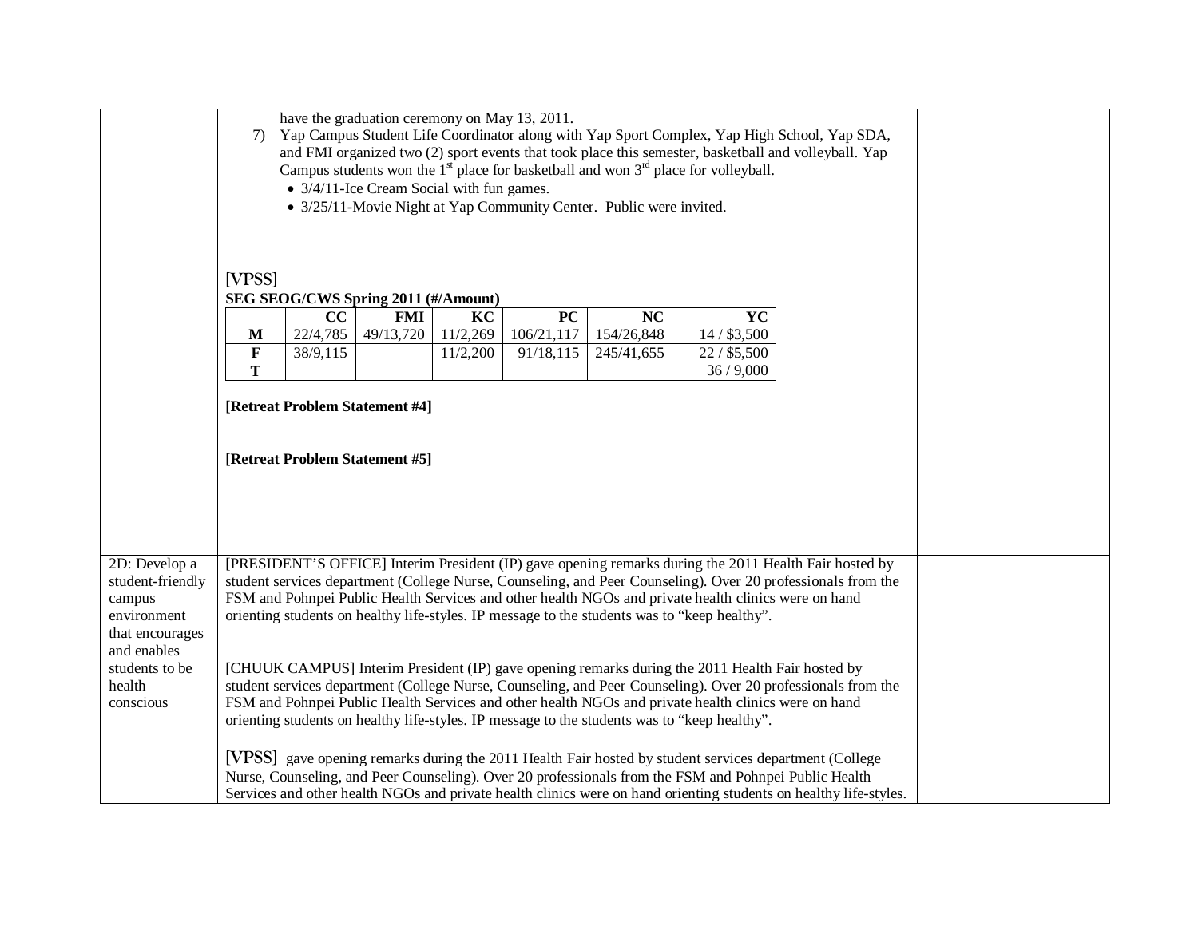| | | |
|---|---|---|
| | have the graduation ceremony on May 13, 2011.<br>7) Yap Campus Student Life Coordinator along with Yap Sport Complex, Yap High School, Yap SDA, and FMI organized two (2) sport events that took place this semester, basketball and volleyball. Yap Campus students won the 1st place for basketball and won 3rd place for volleyball.<br>• 3/4/11-Ice Cream Social with fun games.<br>• 3/25/11-Movie Night at Yap Community Center. Public were invited.<br><br>[VPSS]<br>**SEG SEOG/CWS Spring 2011 (#/Amount)**<br>(see table below)<br><br>**[Retreat Problem Statement #4]**<br><br>**[Retreat Problem Statement #5]** | |
| 2D: Develop a student-friendly campus environment that encourages and enables students to be health conscious | [PRESIDENT'S OFFICE] Interim President (IP) gave opening remarks during the 2011 Health Fair hosted by student services department (College Nurse, Counseling, and Peer Counseling). Over 20 professionals from the FSM and Pohnpei Public Health Services and other health NGOs and private health clinics were on hand orienting students on healthy life-styles. IP message to the students was to "keep healthy".<br><br>[CHUUK CAMPUS] Interim President (IP) gave opening remarks during the 2011 Health Fair hosted by student services department (College Nurse, Counseling, and Peer Counseling). Over 20 professionals from the FSM and Pohnpei Public Health Services and other health NGOs and private health clinics were on hand orienting students on healthy life-styles. IP message to the students was to "keep healthy".<br><br>[VPSS] gave opening remarks during the 2011 Health Fair hosted by student services department (College Nurse, Counseling, and Peer Counseling). Over 20 professionals from the FSM and Pohnpei Public Health Services and other health NGOs and private health clinics were on hand orienting students on healthy life-styles. | |

**SEG SEOG/CWS Spring 2011 (#/Amount)**

| | CC | FMI | KC | PC | NC | YC |
|---|---|---|---|---|---|---|
| M | 22/4,785 | 49/13,720 | 11/2,269 | 106/21,117 | 154/26,848 | 14 / $3,500 |
| F | 38/9,115 | | 11/2,200 | 91/18,115 | 245/41,655 | 22 / $5,500 |
| T | | | | | | 36 / 9,000 |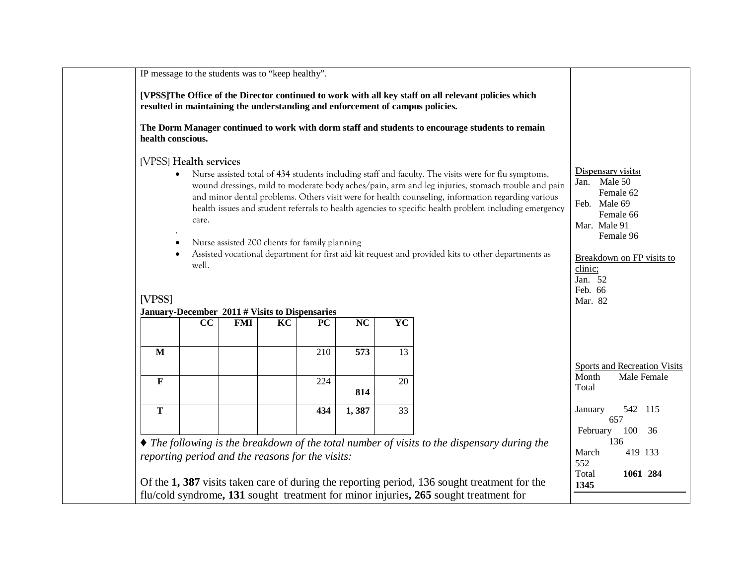IP message to the students was to "keep healthy".

**[VPSS]The Office of the Director continued to work with all key staff on all relevant policies which resulted in maintaining the understanding and enforcement of campus policies.**

**The Dorm Manager continued to work with dorm staff and students to encourage students to remain health conscious.**

[VPSS] **Health services**

- Nurse assisted total of 434 students including staff and faculty. The visits were for flu symptoms, wound dressings, mild to moderate body aches/pain, arm and leg injuries, stomach trouble and pain and minor dental problems. Others visit were for health counseling, information regarding various health issues and student referrals to health agencies to specific health problem including emergency care.

.

- Nurse assisted 200 clients for family planning
- Assisted vocational department for first aid kit request and provided kits to other departments as well.

**[VPSS]**

**January-December 2011 # Visits to Dispensaries**

| | CC | FMI | KC | PC | NC | YC |
|---|---|---|---|---|---|---|
| **M** | | | | 210 | **573** | 13 |
| **F** | | | | 224 | **814** | 20 |
| **T** | | | | **434** | **1, 387** | 33 |

♦ *The following is the breakdown of the total number of visits to the dispensary during the reporting period and the reasons for the visits:*

Of the **1, 387** visits taken care of during the reporting period, 136 sought treatment for the flu/cold syndrome**, 131** sought treatment for minor injuries**, 265** sought treatment for

**Dispensary visits:**
Jan. Male 50
Female 62
Feb. Male 69
Female 66
Mar. Male 91
Female 96

Breakdown on FP visits to clinic;
Jan. 52
Feb. 66
Mar. 82

Sports and Recreation Visits

| Month | Male | Female | Total |
|---|---|---|---|
| January | 542 | 115 | 657 |
| February | 100 | 36 | 136 |
| March | 419 | 133 | 552 |
| Total | **1061** | **284** | **1345** |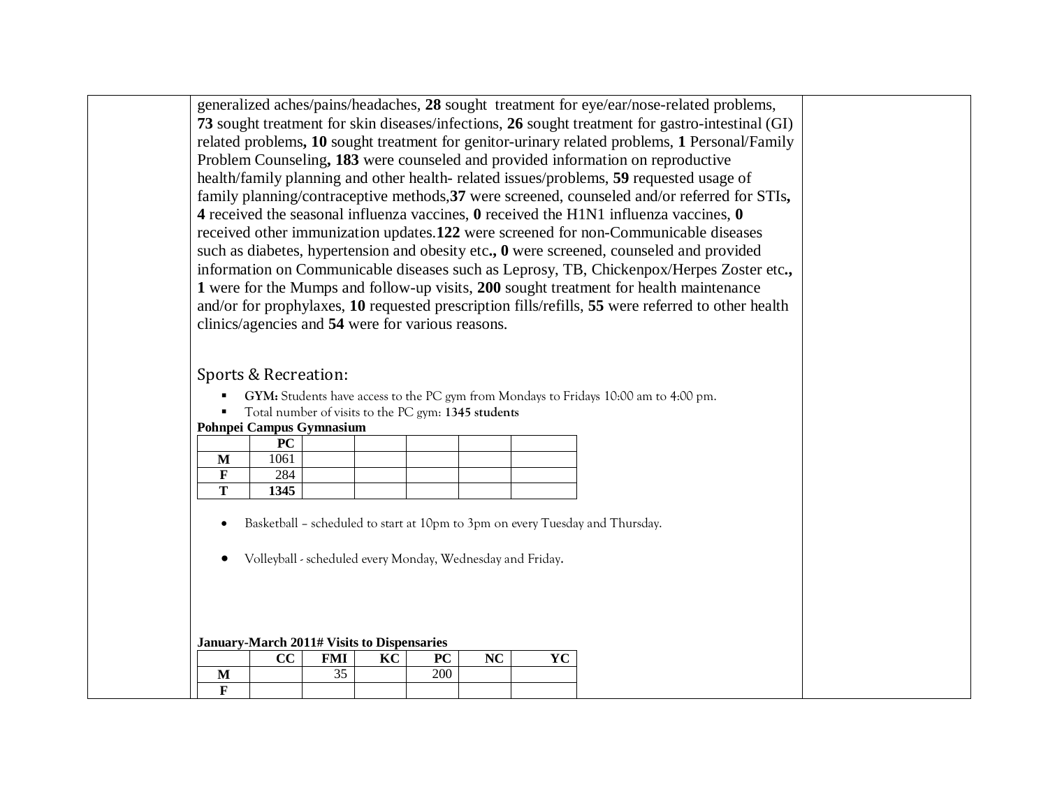generalized aches/pains/headaches, **28** sought treatment for eye/ear/nose-related problems, **73** sought treatment for skin diseases/infections, **26** sought treatment for gastro-intestinal (GI) related problems**, 10** sought treatment for genitor-urinary related problems, **1** Personal/Family Problem Counseling**, 183** were counseled and provided information on reproductive health/family planning and other health- related issues/problems, **59** requested usage of family planning/contraceptive methods,**37** were screened, counseled and/or referred for STIs**, 4** received the seasonal influenza vaccines, **0** received the H1N1 influenza vaccines, **0** received other immunization updates.**122** were screened for non-Communicable diseases such as diabetes, hypertension and obesity etc**., 0** were screened, counseled and provided information on Communicable diseases such as Leprosy, TB, Chickenpox/Herpes Zoster etc**., 1** were for the Mumps and follow-up visits, **200** sought treatment for health maintenance and/or for prophylaxes, **10** requested prescription fills/refills, **55** were referred to other health clinics/agencies and **54** were for various reasons.

## Sports & Recreation:

- **GYM:** Students have access to the PC gym from Mondays to Fridays 10:00 am to 4:00 pm.
- Total number of visits to the PC gym: **1345 students**

**Pohnpei Campus Gymnasium**

| | PC | | | | | |
|---|---|---|---|---|---|---|
| **M** | 1061 | | | | | |
| **F** | 284 | | | | | |
| **T** | **1345** | | | | | |

- Basketball – scheduled to start at 10pm to 3pm on every Tuesday and Thursday.
- Volleyball - scheduled every Monday, Wednesday and Friday.

**January-March 2011# Visits to Dispensaries**

| | CC | FMI | KC | PC | NC | YC |
|---|---|---|---|---|---|---|
| **M** | | 35 | | 200 | | |
| **F** | | | | | | |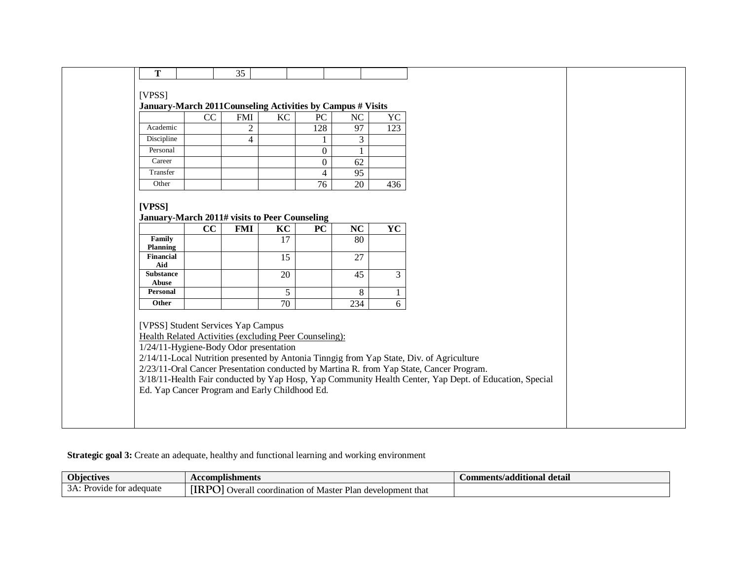| T | | 35 | | | | |
|---|---|---|---|---|---|---|

[VPSS]

**January-March 2011Counseling Activities by Campus # Visits**

| | CC | FMI | KC | PC | NC | YC |
|---|---|---|---|---|---|---|
| Academic | | 2 | | 128 | 97 | 123 |
| Discipline | | 4 | | 1 | 3 | |
| Personal | | | | 0 | 1 | |
| Career | | | | 0 | 62 | |
| Transfer | | | | 4 | 95 | |
| Other | | | | 76 | 20 | 436 |

**[VPSS]**

**January-March 2011# visits to Peer Counseling**

| | CC | FMI | KC | PC | NC | YC |
|---|---|---|---|---|---|---|
| **Family Planning** | | | 17 | | 80 | |
| **Financial Aid** | | | 15 | | 27 | |
| **Substance Abuse** | | | 20 | | 45 | 3 |
| **Personal** | | | 5 | | 8 | 1 |
| **Other** | | | 70 | | 234 | 6 |

[VPSS] Student Services Yap Campus

Health Related Activities (excluding Peer Counseling):

1/24/11-Hygiene-Body Odor presentation

2/14/11-Local Nutrition presented by Antonia Tinngig from Yap State, Div. of Agriculture

2/23/11-Oral Cancer Presentation conducted by Martina R. from Yap State, Cancer Program.

3/18/11-Health Fair conducted by Yap Hosp, Yap Community Health Center, Yap Dept. of Education, Special Ed. Yap Cancer Program and Early Childhood Ed.

**Strategic goal 3:** Create an adequate, healthy and functional learning and working environment

| Objectives | Accomplishments | Comments/additional detail |
|---|---|---|
| 3A: Provide for adequate | [IRPO] Overall coordination of Master Plan development that | |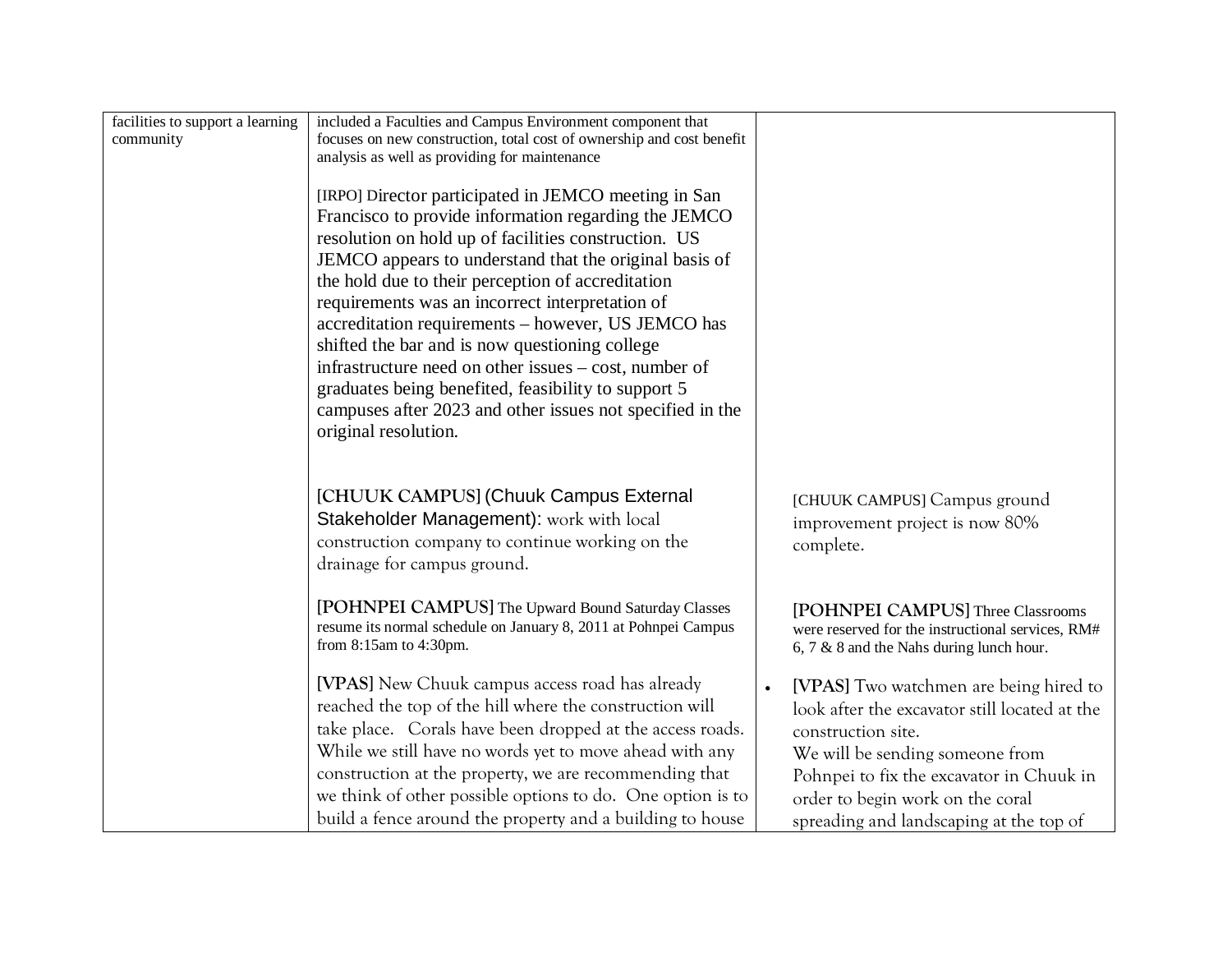| | | |
|---|---|---|
| facilities to support a learning community | included a Faculties and Campus Environment component that focuses on new construction, total cost of ownership and cost benefit analysis as well as providing for maintenance<br><br>[IRPO] Director participated in JEMCO meeting in San Francisco to provide information regarding the JEMCO resolution on hold up of facilities construction. US JEMCO appears to understand that the original basis of the hold due to their perception of accreditation requirements was an incorrect interpretation of accreditation requirements – however, US JEMCO has shifted the bar and is now questioning college infrastructure need on other issues – cost, number of graduates being benefited, feasibility to support 5 campuses after 2023 and other issues not specified in the original resolution.<br><br>[CHUUK CAMPUS] (Chuuk Campus External Stakeholder Management): work with local construction company to continue working on the drainage for campus ground.<br><br>**[POHNPEI CAMPUS]** The Upward Bound Saturday Classes resume its normal schedule on January 8, 2011 at Pohnpei Campus from 8:15am to 4:30pm.<br><br>**[VPAS]** New Chuuk campus access road has already reached the top of the hill where the construction will take place. Corals have been dropped at the access roads. While we still have no words yet to move ahead with any construction at the property, we are recommending that we think of other possible options to do. One option is to build a fence around the property and a building to house | [CHUUK CAMPUS] Campus ground improvement project is now 80% complete.<br><br>**[POHNPEI CAMPUS]** Three Classrooms were reserved for the instructional services, RM# 6, 7 & 8 and the Nahs during lunch hour.<br><br>• **[VPAS]** Two watchmen are being hired to look after the excavator still located at the construction site.<br>We will be sending someone from Pohnpei to fix the excavator in Chuuk in order to begin work on the coral spreading and landscaping at the top of |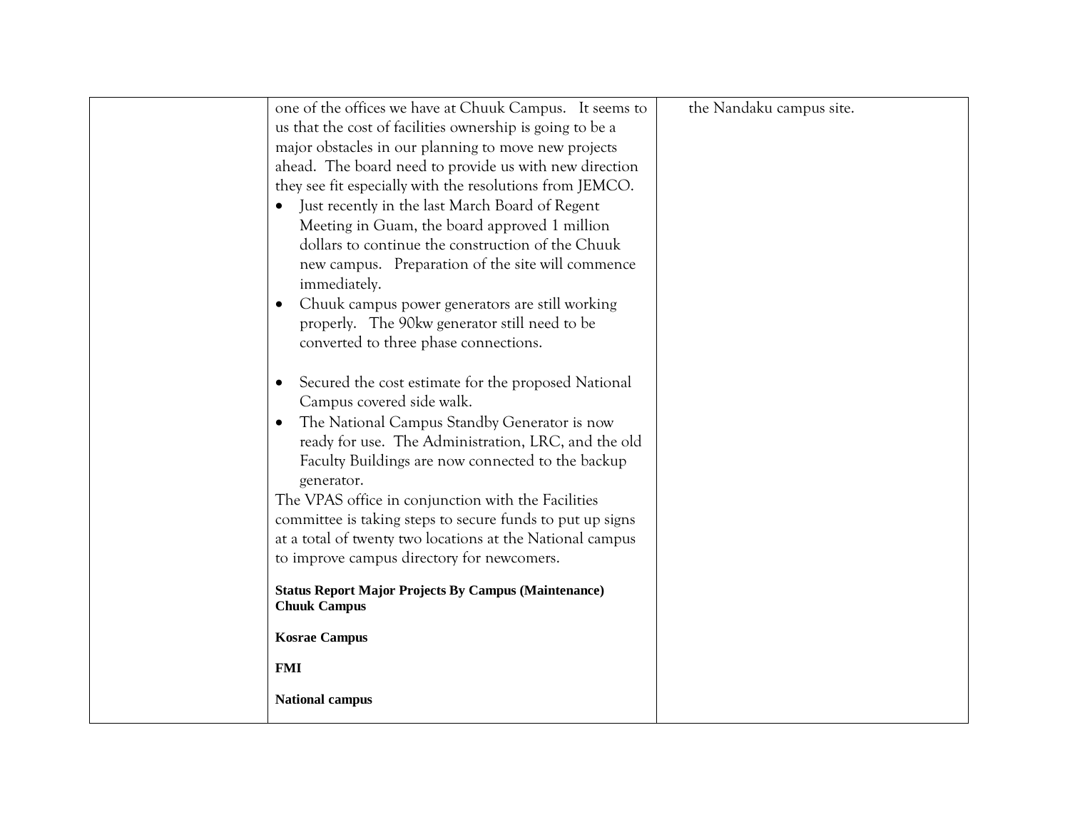| | | |
|---|---|---|
| | one of the offices we have at Chuuk Campus. It seems to us that the cost of facilities ownership is going to be a major obstacles in our planning to move new projects ahead. The board need to provide us with new direction they see fit especially with the resolutions from JEMCO.<br>• Just recently in the last March Board of Regent Meeting in Guam, the board approved 1 million dollars to continue the construction of the Chuuk new campus. Preparation of the site will commence immediately.<br>• Chuuk campus power generators are still working properly. The 90kw generator still need to be converted to three phase connections.<br>• Secured the cost estimate for the proposed National Campus covered side walk.<br>• The National Campus Standby Generator is now ready for use. The Administration, LRC, and the old Faculty Buildings are now connected to the backup generator.<br>The VPAS office in conjunction with the Facilities committee is taking steps to secure funds to put up signs at a total of twenty two locations at the National campus to improve campus directory for newcomers.<br>**Status Report Major Projects By Campus (Maintenance)**<br>**Chuuk Campus**<br>**Kosrae Campus**<br>**FMI**<br>**National campus** | the Nandaku campus site. |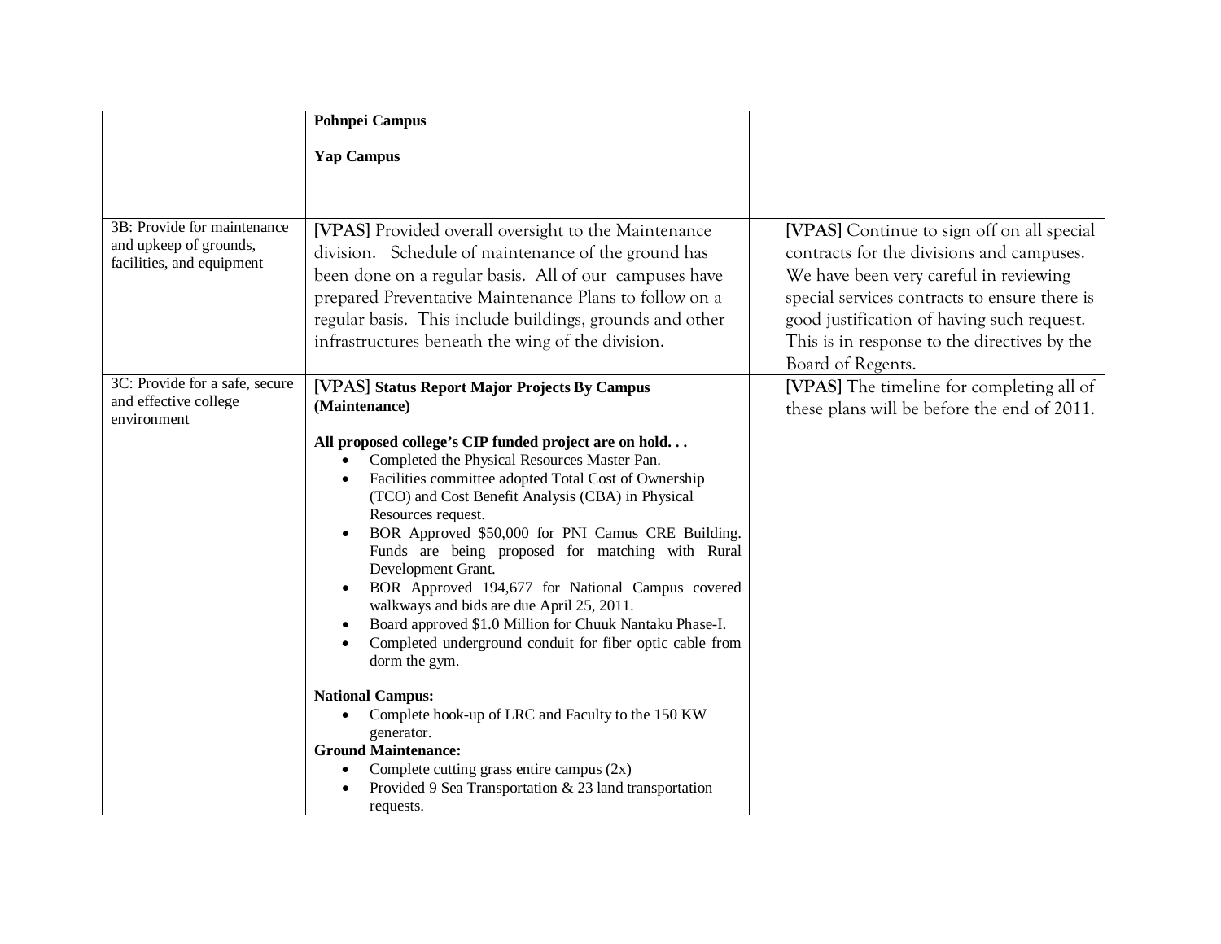| | | |
|---|---|---|
| | **Pohnpei Campus**<br><br>**Yap Campus** | |
| 3B: Provide for maintenance and upkeep of grounds, facilities, and equipment | **[VPAS]** Provided overall oversight to the Maintenance division. Schedule of maintenance of the ground has been done on a regular basis. All of our campuses have prepared Preventative Maintenance Plans to follow on a regular basis. This include buildings, grounds and other infrastructures beneath the wing of the division. | **[VPAS]** Continue to sign off on all special contracts for the divisions and campuses. We have been very careful in reviewing special services contracts to ensure there is good justification of having such request. This is in response to the directives by the Board of Regents. |
| 3C: Provide for a safe, secure and effective college environment | **[VPAS] Status Report Major Projects By Campus (Maintenance)**<br><br>**All proposed college's CIP funded project are on hold. . .**<br>• Completed the Physical Resources Master Pan.<br>• Facilities committee adopted Total Cost of Ownership (TCO) and Cost Benefit Analysis (CBA) in Physical Resources request.<br>• BOR Approved $50,000 for PNI Camus CRE Building. Funds are being proposed for matching with Rural Development Grant.<br>• BOR Approved 194,677 for National Campus covered walkways and bids are due April 25, 2011.<br>• Board approved $1.0 Million for Chuuk Nantaku Phase-I.<br>• Completed underground conduit for fiber optic cable from dorm the gym.<br><br>**National Campus:**<br>• Complete hook-up of LRC and Faculty to the 150 KW generator.<br>**Ground Maintenance:**<br>• Complete cutting grass entire campus (2x)<br>• Provided 9 Sea Transportation & 23 land transportation requests. | **[VPAS]** The timeline for completing all of these plans will be before the end of 2011. |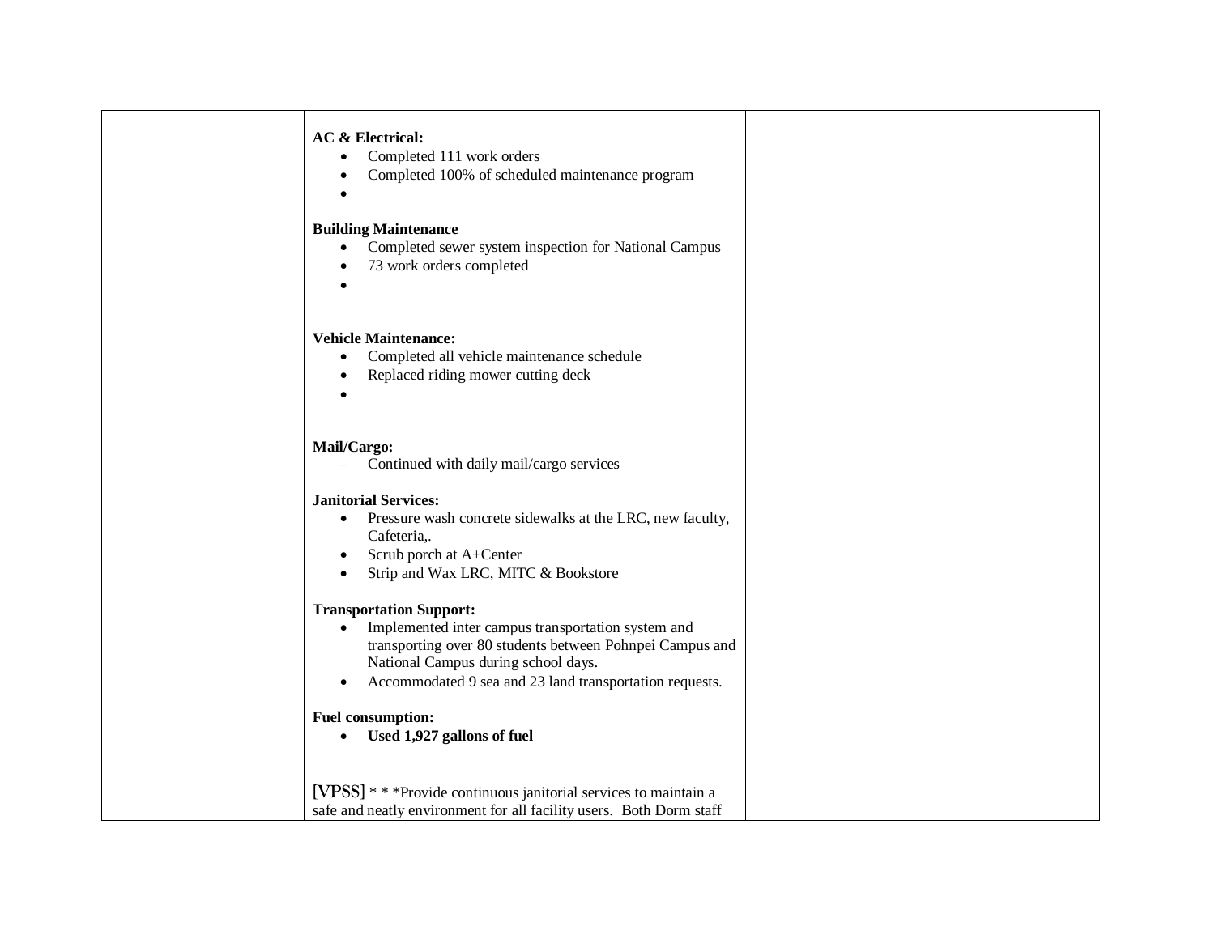| | | |
|---|---|---|
| | **AC & Electrical:**<br>• Completed 111 work orders<br>• Completed 100% of scheduled maintenance program<br>•<br><br>**Building Maintenance**<br>• Completed sewer system inspection for National Campus<br>• 73 work orders completed<br>•<br><br>**Vehicle Maintenance:**<br>• Completed all vehicle maintenance schedule<br>• Replaced riding mower cutting deck<br>•<br><br>**Mail/Cargo:**<br>– Continued with daily mail/cargo services<br><br>**Janitorial Services:**<br>• Pressure wash concrete sidewalks at the LRC, new faculty, Cafeteria,.<br>• Scrub porch at A+Center<br>• Strip and Wax LRC, MITC & Bookstore<br><br>**Transportation Support:**<br>• Implemented inter campus transportation system and transporting over 80 students between Pohnpei Campus and National Campus during school days.<br>• Accommodated 9 sea and 23 land transportation requests.<br><br>**Fuel consumption:**<br>• **Used 1,927 gallons of fuel**<br><br>[VPSS] * * *Provide continuous janitorial services to maintain a safe and neatly environment for all facility users. Both Dorm staff | |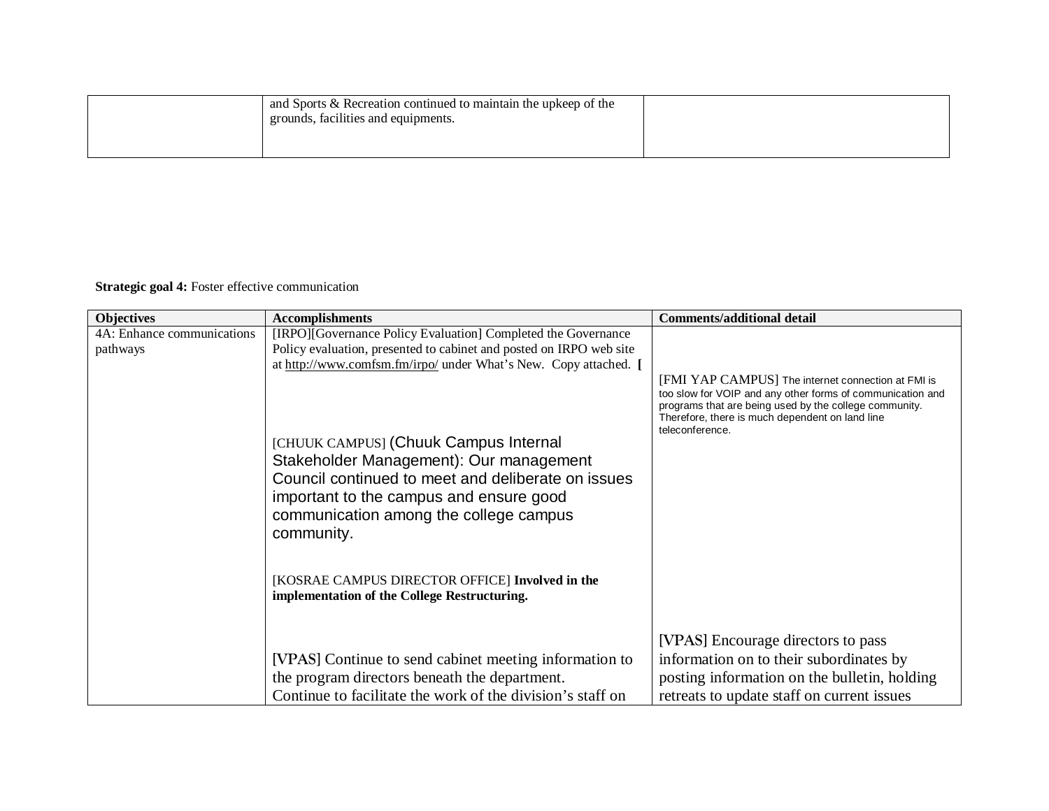| | | |
|---|---|---|
| | and Sports & Recreation continued to maintain the upkeep of the grounds, facilities and equipments. | |

**Strategic goal 4:** Foster effective communication

| Objectives | Accomplishments | Comments/additional detail |
|---|---|---|
| 4A: Enhance communications pathways | [IRPO][Governance Policy Evaluation] Completed the Governance Policy evaluation, presented to cabinet and posted on IRPO web site at http://www.comfsm.fm/irpo/ under What's New. Copy attached. [<br><br>[CHUUK CAMPUS] (Chuuk Campus Internal Stakeholder Management): Our management Council continued to meet and deliberate on issues important to the campus and ensure good communication among the college campus community.<br><br>[KOSRAE CAMPUS DIRECTOR OFFICE] **Involved in the implementation of the College Restructuring.**<br><br>[VPAS] Continue to send cabinet meeting information to the program directors beneath the department. Continue to facilitate the work of the division's staff on | [FMI YAP CAMPUS] The internet connection at FMI is too slow for VOIP and any other forms of communication and programs that are being used by the college community. Therefore, there is much dependent on land line teleconference.<br><br>[VPAS] Encourage directors to pass information on to their subordinates by posting information on the bulletin, holding retreats to update staff on current issues |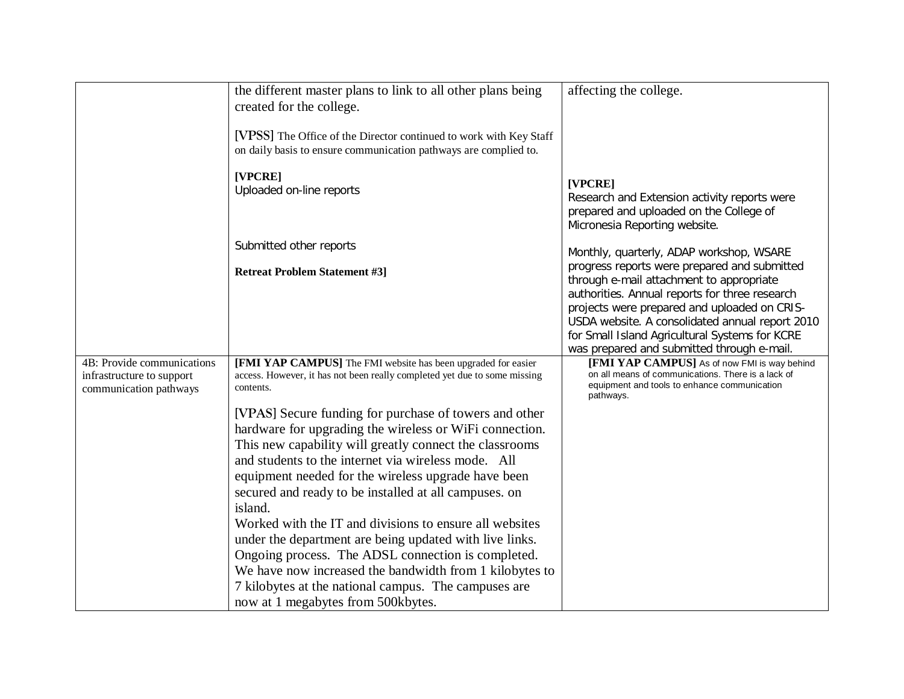| | | |
|---|---|---|
| | the different master plans to link to all other plans being created for the college.<br><br>[VPSS] The Office of the Director continued to work with Key Staff on daily basis to ensure communication pathways are complied to.<br><br>**[VPCRE]**<br>Uploaded on-line reports<br><br>Submitted other reports<br><br>**Retreat Problem Statement #3]** | affecting the college.<br><br>**[VPCRE]**<br>Research and Extension activity reports were prepared and uploaded on the College of Micronesia Reporting website.<br><br>Monthly, quarterly, ADAP workshop, WSARE progress reports were prepared and submitted through e-mail attachment to appropriate authorities. Annual reports for three research projects were prepared and uploaded on CRIS-USDA website. A consolidated annual report 2010 for Small Island Agricultural Systems for KCRE was prepared and submitted through e-mail. |
| 4B: Provide communications infrastructure to support communication pathways | **[FMI YAP CAMPUS]** The FMI website has been upgraded for easier access. However, it has not been really completed yet due to some missing contents.<br><br>[VPAS] Secure funding for purchase of towers and other hardware for upgrading the wireless or WiFi connection. This new capability will greatly connect the classrooms and students to the internet via wireless mode. All equipment needed for the wireless upgrade have been secured and ready to be installed at all campuses. on island.<br>Worked with the IT and divisions to ensure all websites under the department are being updated with live links. Ongoing process. The ADSL connection is completed. We have now increased the bandwidth from 1 kilobytes to 7 kilobytes at the national campus. The campuses are now at 1 megabytes from 500kbytes. | **[FMI YAP CAMPUS]** As of now FMI is way behind on all means of communications. There is a lack of equipment and tools to enhance communication pathways. |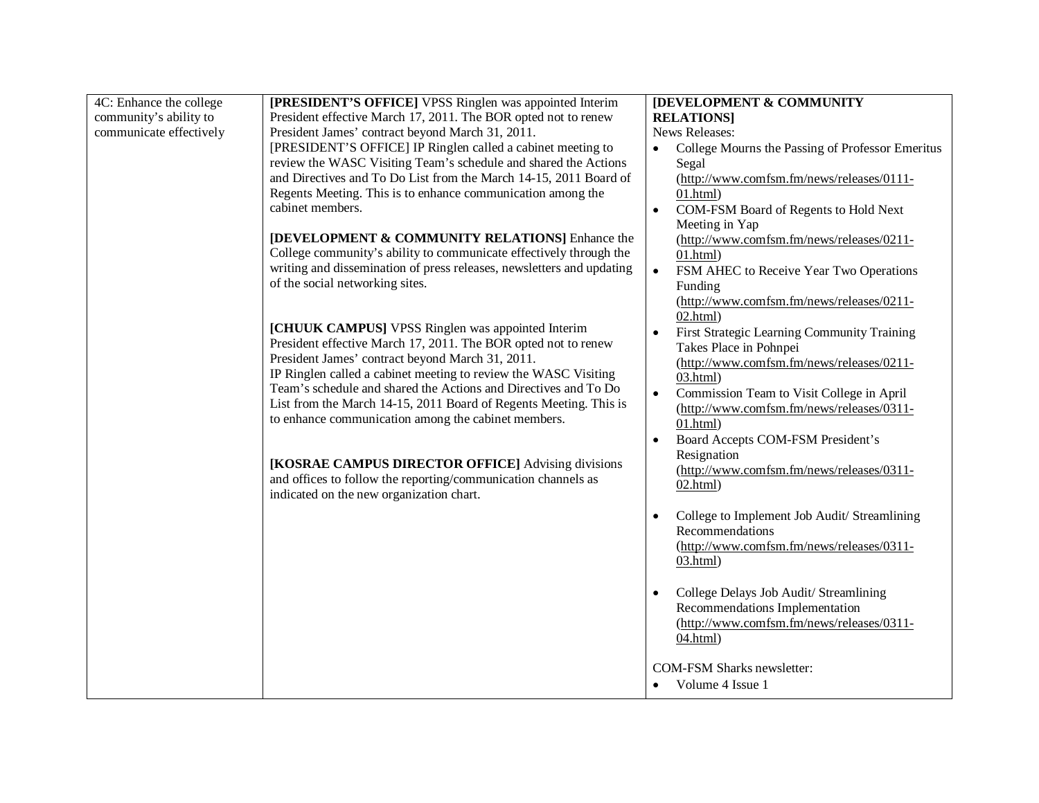| | | |
|---|---|---|
| 4C: Enhance the college community's ability to communicate effectively | **[PRESIDENT'S OFFICE]** VPSS Ringlen was appointed Interim President effective March 17, 2011. The BOR opted not to renew President James' contract beyond March 31, 2011.<br>[PRESIDENT'S OFFICE] IP Ringlen called a cabinet meeting to review the WASC Visiting Team's schedule and shared the Actions and Directives and To Do List from the March 14-15, 2011 Board of Regents Meeting. This is to enhance communication among the cabinet members.<br><br>**[DEVELOPMENT & COMMUNITY RELATIONS]** Enhance the College community's ability to communicate effectively through the writing and dissemination of press releases, newsletters and updating of the social networking sites.<br><br>**[CHUUK CAMPUS]** VPSS Ringlen was appointed Interim President effective March 17, 2011. The BOR opted not to renew President James' contract beyond March 31, 2011.<br>IP Ringlen called a cabinet meeting to review the WASC Visiting Team's schedule and shared the Actions and Directives and To Do List from the March 14-15, 2011 Board of Regents Meeting. This is to enhance communication among the cabinet members.<br><br>**[KOSRAE CAMPUS DIRECTOR OFFICE]** Advising divisions and offices to follow the reporting/communication channels as indicated on the new organization chart. | **[DEVELOPMENT & COMMUNITY RELATIONS]**<br>News Releases:<br>• College Mourns the Passing of Professor Emeritus Segal (http://www.comfsm.fm/news/releases/0111-01.html)<br>• COM-FSM Board of Regents to Hold Next Meeting in Yap (http://www.comfsm.fm/news/releases/0211-01.html)<br>• FSM AHEC to Receive Year Two Operations Funding (http://www.comfsm.fm/news/releases/0211-02.html)<br>• First Strategic Learning Community Training Takes Place in Pohnpei (http://www.comfsm.fm/news/releases/0211-03.html)<br>• Commission Team to Visit College in April (http://www.comfsm.fm/news/releases/0311-01.html)<br>• Board Accepts COM-FSM President's Resignation (http://www.comfsm.fm/news/releases/0311-02.html)<br>• College to Implement Job Audit/ Streamlining Recommendations (http://www.comfsm.fm/news/releases/0311-03.html)<br>• College Delays Job Audit/ Streamlining Recommendations Implementation (http://www.comfsm.fm/news/releases/0311-04.html)<br><br>COM-FSM Sharks newsletter:<br>• Volume 4 Issue 1 |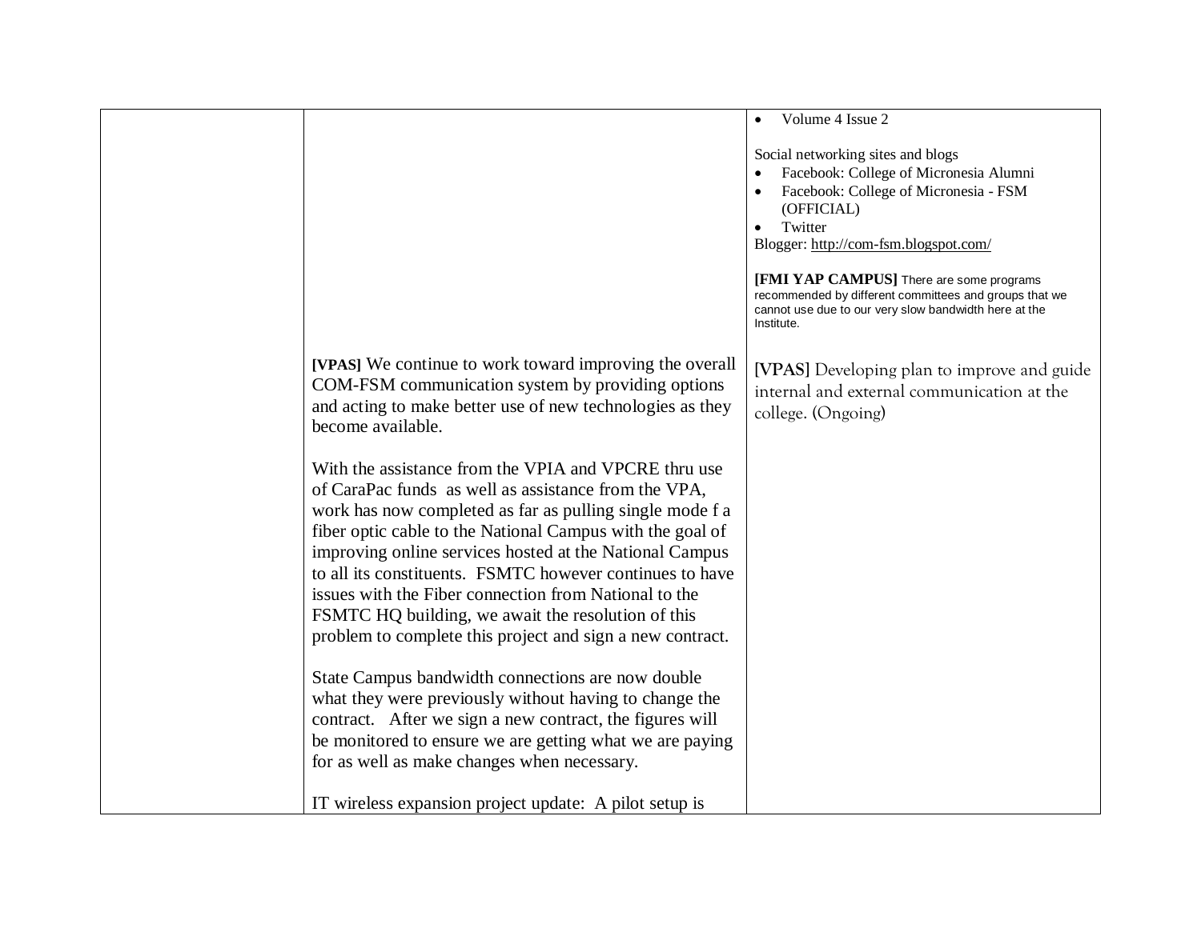| | | |
|---|---|---|
| | | • Volume 4 Issue 2<br><br>Social networking sites and blogs<br>• Facebook: College of Micronesia Alumni<br>• Facebook: College of Micronesia - FSM (OFFICIAL)<br>• Twitter<br>Blogger: http://com-fsm.blogspot.com/<br><br>**[FMI YAP CAMPUS]** There are some programs recommended by different committees and groups that we cannot use due to our very slow bandwidth here at the Institute. |
| | **[VPAS]** We continue to work toward improving the overall COM-FSM communication system by providing options and acting to make better use of new technologies as they become available.<br><br>With the assistance from the VPIA and VPCRE thru use of CaraPac funds as well as assistance from the VPA, work has now completed as far as pulling single mode f a fiber optic cable to the National Campus with the goal of improving online services hosted at the National Campus to all its constituents. FSMTC however continues to have issues with the Fiber connection from National to the FSMTC HQ building, we await the resolution of this problem to complete this project and sign a new contract.<br><br>State Campus bandwidth connections are now double what they were previously without having to change the contract. After we sign a new contract, the figures will be monitored to ensure we are getting what we are paying for as well as make changes when necessary.<br><br>IT wireless expansion project update: A pilot setup is | [VPAS] Developing plan to improve and guide internal and external communication at the college. (Ongoing) |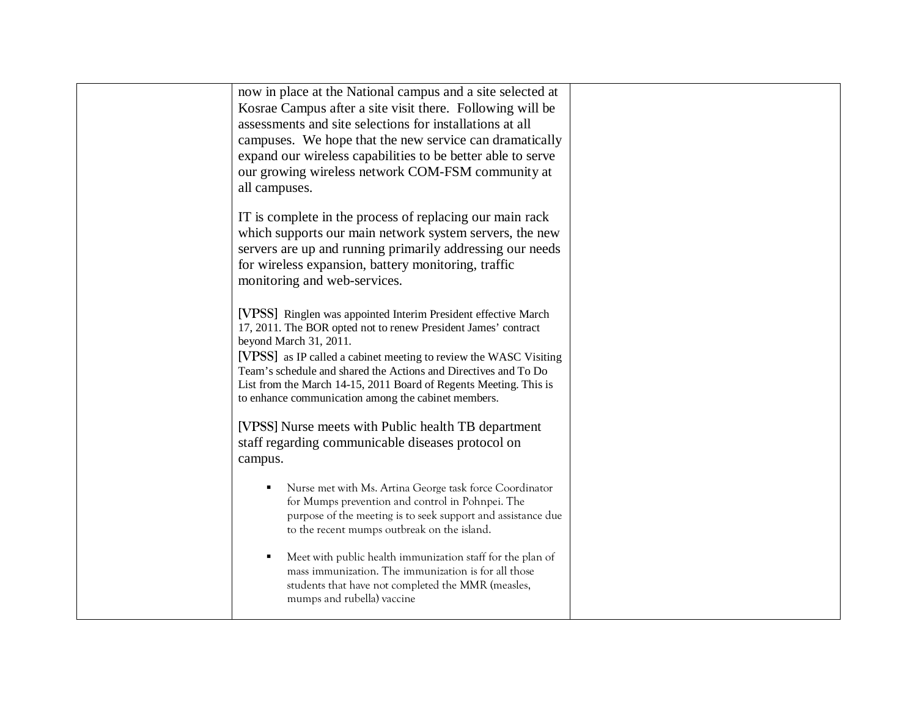| | | |
|---|---|---|
| | now in place at the National campus and a site selected at Kosrae Campus after a site visit there. Following will be assessments and site selections for installations at all campuses. We hope that the new service can dramatically expand our wireless capabilities to be better able to serve our growing wireless network COM-FSM community at all campuses.<br><br>IT is complete in the process of replacing our main rack which supports our main network system servers, the new servers are up and running primarily addressing our needs for wireless expansion, battery monitoring, traffic monitoring and web-services.<br><br>[VPSS] Ringlen was appointed Interim President effective March 17, 2011. The BOR opted not to renew President James' contract beyond March 31, 2011.<br>[VPSS] as IP called a cabinet meeting to review the WASC Visiting Team's schedule and shared the Actions and Directives and To Do List from the March 14-15, 2011 Board of Regents Meeting. This is to enhance communication among the cabinet members.<br><br>[VPSS] Nurse meets with Public health TB department staff regarding communicable diseases protocol on campus.<br><br>▪ Nurse met with Ms. Artina George task force Coordinator for Mumps prevention and control in Pohnpei. The purpose of the meeting is to seek support and assistance due to the recent mumps outbreak on the island.<br><br>▪ Meet with public health immunization staff for the plan of mass immunization. The immunization is for all those students that have not completed the MMR (measles, mumps and rubella) vaccine | |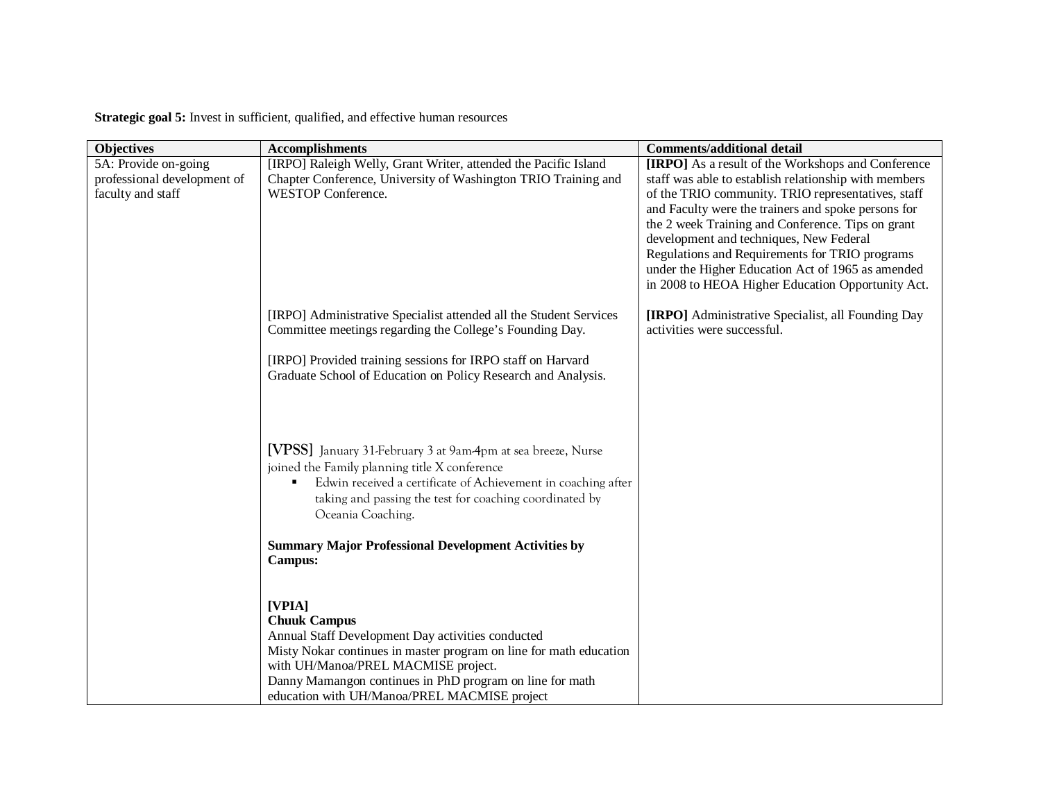**Strategic goal 5:** Invest in sufficient, qualified, and effective human resources

| Objectives | Accomplishments | Comments/additional detail |
|---|---|---|
| 5A: Provide on-going professional development of faculty and staff | [IRPO] Raleigh Welly, Grant Writer, attended the Pacific Island Chapter Conference, University of Washington TRIO Training and WESTOP Conference. | **[IRPO]** As a result of the Workshops and Conference staff was able to establish relationship with members of the TRIO community. TRIO representatives, staff and Faculty were the trainers and spoke persons for the 2 week Training and Conference. Tips on grant development and techniques, New Federal Regulations and Requirements for TRIO programs under the Higher Education Act of 1965 as amended in 2008 to HEOA Higher Education Opportunity Act. |
| | [IRPO] Administrative Specialist attended all the Student Services Committee meetings regarding the College's Founding Day.<br><br>[IRPO] Provided training sessions for IRPO staff on Harvard Graduate School of Education on Policy Research and Analysis. | **[IRPO]** Administrative Specialist, all Founding Day activities were successful. |
| | [VPSS] January 31-February 3 at 9am-4pm at sea breeze, Nurse joined the Family planning title X conference<br>▪ Edwin received a certificate of Achievement in coaching after taking and passing the test for coaching coordinated by Oceania Coaching.<br><br>**Summary Major Professional Development Activities by Campus:**<br><br>**[VPIA]**<br>**Chuuk Campus**<br>Annual Staff Development Day activities conducted<br>Misty Nokar continues in master program on line for math education with UH/Manoa/PREL MACMISE project.<br>Danny Mamangon continues in PhD program on line for math education with UH/Manoa/PREL MACMISE project | |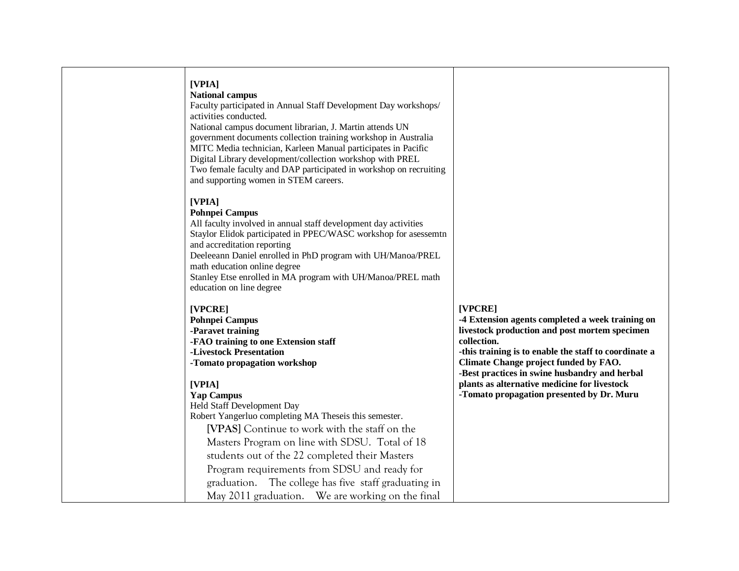| | | |
|---|---|---|
| | **[VPIA]**<br>**National campus**<br>Faculty participated in Annual Staff Development Day workshops/ activities conducted.<br>National campus document librarian, J. Martin attends UN government documents collection training workshop in Australia<br>MITC Media technician, Karleen Manual participates in Pacific Digital Library development/collection workshop with PREL<br>Two female faculty and DAP participated in workshop on recruiting and supporting women in STEM careers.<br><br>**[VPIA]**<br>**Pohnpei Campus**<br>All faculty involved in annual staff development day activities<br>Staylor Elidok participated in PPEC/WASC workshop for asessemtn and accreditation reporting<br>Deeleeann Daniel enrolled in PhD program with UH/Manoa/PREL math education online degree<br>Stanley Etse enrolled in MA program with UH/Manoa/PREL math education on line degree<br><br>**[VPCRE]**<br>**Pohnpei Campus**<br>**-Paravet training**<br>**-FAO training to one Extension staff**<br>**-Livestock Presentation**<br>**-Tomato propagation workshop**<br><br>**[VPIA]**<br>**Yap Campus**<br>Held Staff Development Day<br>Robert Yangerluo completing MA Theseis this semester.<br>**[VPAS]** Continue to work with the staff on the Masters Program on line with SDSU. Total of 18 students out of the 22 completed their Masters Program requirements from SDSU and ready for graduation. The college has five staff graduating in May 2011 graduation. We are working on the final | **[VPCRE]**<br>**-4 Extension agents completed a week training on livestock production and post mortem specimen collection.**<br>**-this training is to enable the staff to coordinate a Climate Change project funded by FAO.**<br>**-Best practices in swine husbandry and herbal plants as alternative medicine for livestock**<br>**-Tomato propagation presented by Dr. Muru** |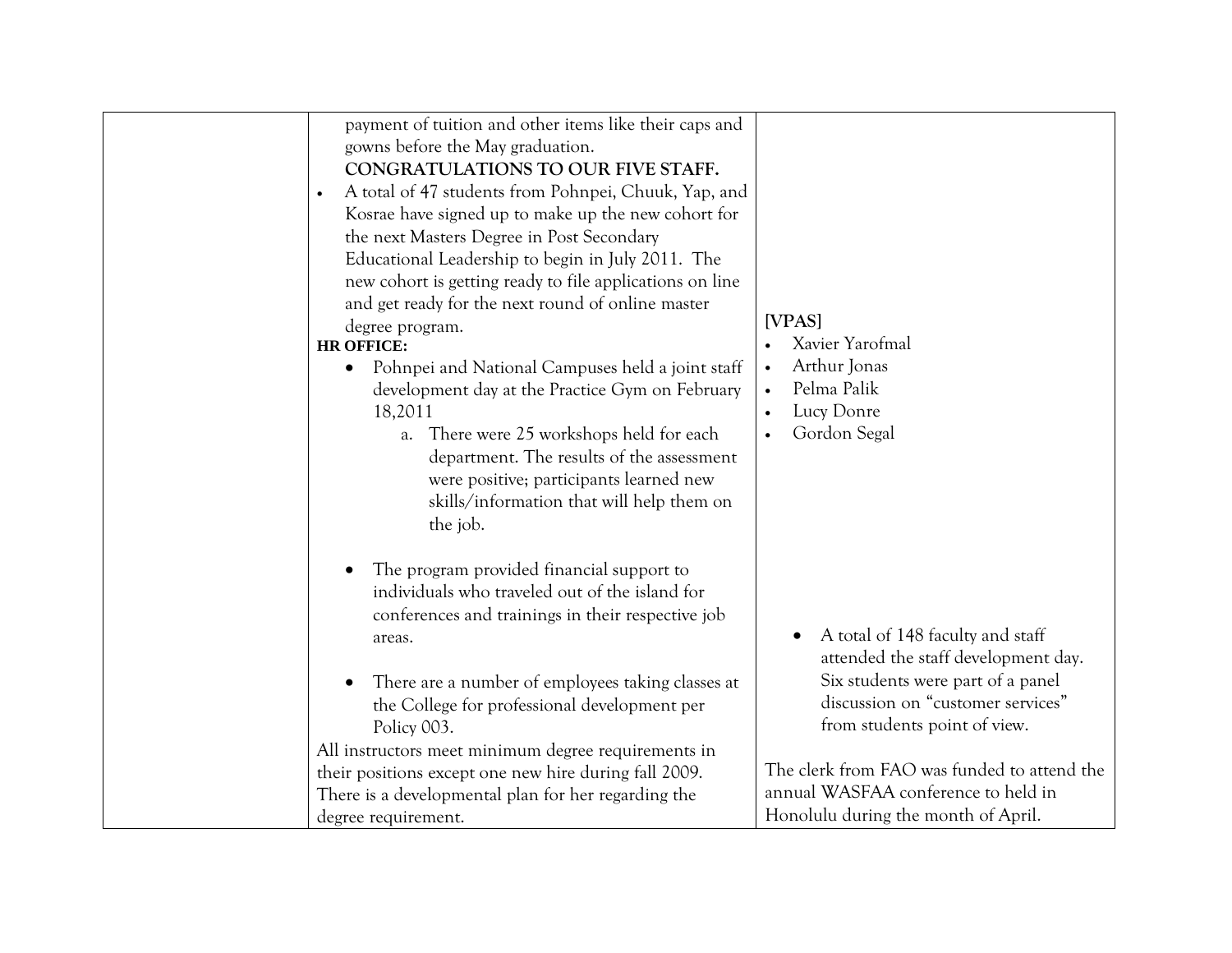| | | |
|---|---|---|
| | payment of tuition and other items like their caps and gowns before the May graduation.<br>**CONGRATULATIONS TO OUR FIVE STAFF.**<br>• A total of 47 students from Pohnpei, Chuuk, Yap, and Kosrae have signed up to make up the new cohort for the next Masters Degree in Post Secondary Educational Leadership to begin in July 2011. The new cohort is getting ready to file applications on line and get ready for the next round of online master degree program.<br>**HR OFFICE:**<br>• Pohnpei and National Campuses held a joint staff development day at the Practice Gym on February 18,2011<br>a. There were 25 workshops held for each department. The results of the assessment were positive; participants learned new skills/information that will help them on the job.<br>• The program provided financial support to individuals who traveled out of the island for conferences and trainings in their respective job areas.<br>• There are a number of employees taking classes at the College for professional development per Policy 003.<br>All instructors meet minimum degree requirements in their positions except one new hire during fall 2009. There is a developmental plan for her regarding the degree requirement. | **[VPAS]**<br>• Xavier Yarofmal<br>• Arthur Jonas<br>• Pelma Palik<br>• Lucy Donre<br>• Gordon Segal<br>• A total of 148 faculty and staff attended the staff development day. Six students were part of a panel discussion on "customer services" from students point of view.<br>The clerk from FAO was funded to attend the annual WASFAA conference to held in Honolulu during the month of April. |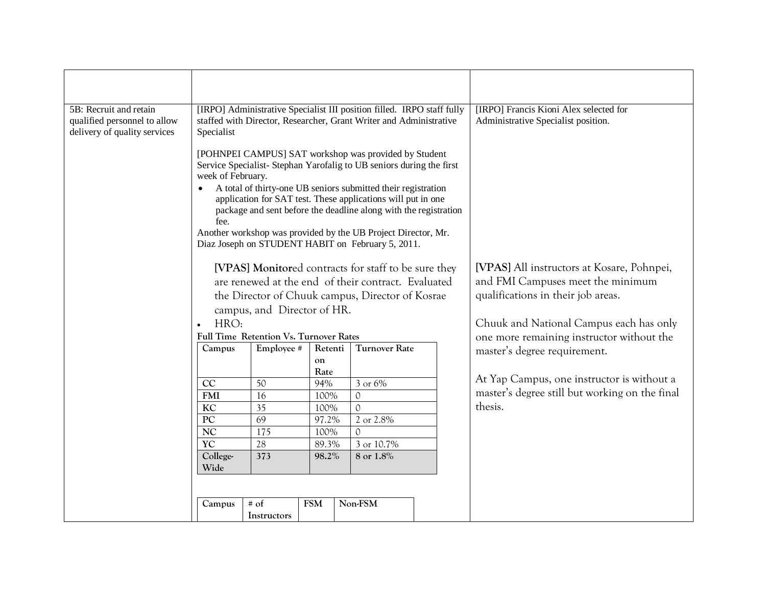| | | |
|---|---|---|
| 5B: Recruit and retain qualified personnel to allow delivery of quality services | [IRPO] Administrative Specialist III position filled. IRPO staff fully staffed with Director, Researcher, Grant Writer and Administrative Specialist<br><br>[POHNPEI CAMPUS] SAT workshop was provided by Student Service Specialist- Stephan Yarofalig to UB seniors during the first week of February.<br>• A total of thirty-one UB seniors submitted their registration application for SAT test. These applications will put in one package and sent before the deadline along with the registration fee.<br>Another workshop was provided by the UB Project Director, Mr. Diaz Joseph on STUDENT HABIT on February 5, 2011.<br><br>**[VPAS] Monitor**ed contracts for staff to be sure they are renewed at the end of their contract. Evaluated the Director of Chuuk campus, Director of Kosrae campus, and Director of HR.<br>• HRO: | [IRPO] Francis Kioni Alex selected for Administrative Specialist position.<br><br>**[VPAS]** All instructors at Kosare, Pohnpei, and FMI Campuses meet the minimum qualifications in their job areas.<br><br>Chuuk and National Campus each has only one more remaining instructor without the master's degree requirement.<br><br>At Yap Campus, one instructor is without a master's degree still but working on the final thesis. |

**Full Time Retention Vs. Turnover Rates**

| Campus | Employee # | Retention Rate | Turnover Rate |
|---|---|---|---|
| CC | 50 | 94% | 3 or 6% |
| FMI | 16 | 100% | 0 |
| KC | 35 | 100% | 0 |
| PC | 69 | 97.2% | 2 or 2.8% |
| NC | 175 | 100% | 0 |
| YC | 28 | 89.3% | 3 or 10.7% |
| **College-Wide** | **373** | **98.2%** | **8 or 1.8%** |

| Campus | # of Instructors | FSM | Non-FSM |
|---|---|---|---|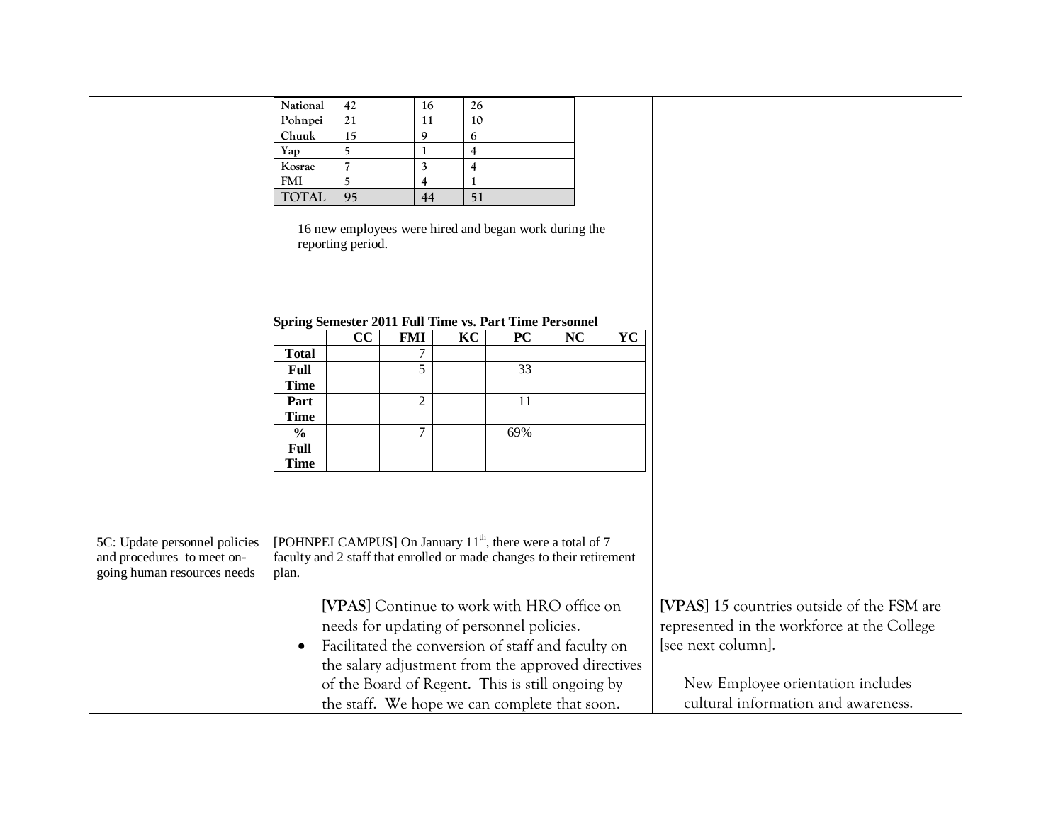| | | |
|---|---|---|
| | National 42 16 26; Pohnpei 21 11 10; Chuuk 15 9 6; Yap 5 1 4; Kosrae 7 3 4; FMI 5 4 1; TOTAL 95 44 51 | |
| | 16 new employees were hired and began work during the reporting period. | |
| 5C: Update personnel policies and procedures to meet on-going human resources needs | [POHNPEI CAMPUS] On January 11th, there were a total of 7 faculty and 2 staff that enrolled or made changes to their retirement plan. | |
| | **[VPAS]** Continue to work with HRO office on needs for updating of personnel policies. Facilitated the conversion of staff and faculty on the salary adjustment from the approved directives of the Board of Regent. This is still ongoing by the staff. We hope we can complete that soon. | **[VPAS]** 15 countries outside of the FSM are represented in the workforce at the College [see next column]. New Employee orientation includes cultural information and awareness. |

| National | 42 | 16 | 26 |
|---|---|---|---|
| Pohnpei | 21 | 11 | 10 |
| Chuuk | 15 | 9 | 6 |
| Yap | 5 | 1 | 4 |
| Kosrae | 7 | 3 | 4 |
| FMI | 5 | 4 | 1 |
| TOTAL | 95 | 44 | 51 |

16 new employees were hired and began work during the reporting period.

**Spring Semester 2011 Full Time vs. Part Time Personnel**

| | CC | FMI | KC | PC | NC | YC |
|---|---|---|---|---|---|---|
| **Total** | | 7 | | | | |
| **Full Time** | | 5 | | 33 | | |
| **Part Time** | | 2 | | 11 | | |
| **% Full Time** | | 7 | | 69% | | |

5C: Update personnel policies and procedures to meet on-going human resources needs

[POHNPEI CAMPUS] On January 11th, there were a total of 7 faculty and 2 staff that enrolled or made changes to their retirement plan.

**[VPAS]** Continue to work with HRO office on needs for updating of personnel policies.

- Facilitated the conversion of staff and faculty on the salary adjustment from the approved directives of the Board of Regent. This is still ongoing by the staff. We hope we can complete that soon.

**[VPAS]** 15 countries outside of the FSM are represented in the workforce at the College [see next column].

New Employee orientation includes cultural information and awareness.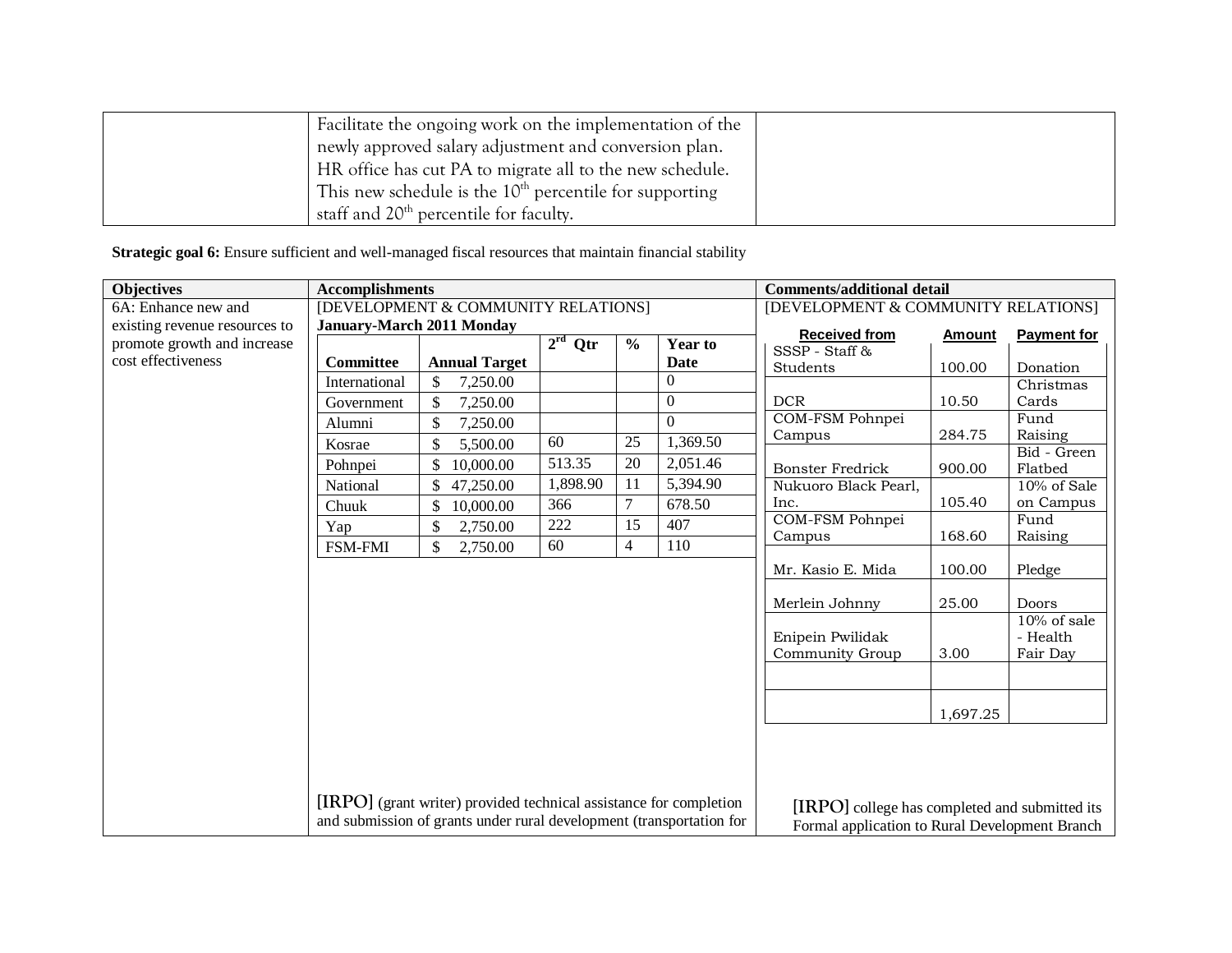| | Facilitate the ongoing work on the implementation of the newly approved salary adjustment and conversion plan. HR office has cut PA to migrate all to the new schedule. This new schedule is the 10th percentile for supporting staff and 20th percentile for faculty. | |
|---|---|---|

**Strategic goal 6:** Ensure sufficient and well-managed fiscal resources that maintain financial stability

| Objectives | Accomplishments | Comments/additional detail |
|---|---|---|
| 6A: Enhance new and existing revenue resources to promote growth and increase cost effectiveness | [DEVELOPMENT & COMMUNITY RELATIONS]<br>**January-March 2011 Monday** | [DEVELOPMENT & COMMUNITY RELATIONS] |

| Committee | Annual Target | 2rd Qtr | % | Year to Date |
|---|---|---|---|---|
| International | $ 7,250.00 | | | 0 |
| Government | $ 7,250.00 | | | 0 |
| Alumni | $ 7,250.00 | | | 0 |
| Kosrae | $ 5,500.00 | 60 | 25 | 1,369.50 |
| Pohnpei | $ 10,000.00 | 513.35 | 20 | 2,051.46 |
| National | $ 47,250.00 | 1,898.90 | 11 | 5,394.90 |
| Chuuk | $ 10,000.00 | 366 | 7 | 678.50 |
| Yap | $ 2,750.00 | 222 | 15 | 407 |
| FSM-FMI | $ 2,750.00 | 60 | 4 | 110 |

| Received from | Amount | Payment for |
|---|---|---|
| SSSP - Staff & Students | 100.00 | Donation |
| DCR | 10.50 | Christmas Cards |
| COM-FSM Pohnpei Campus | 284.75 | Fund Raising |
| Bonster Fredrick | 900.00 | Bid - Green Flatbed |
| Nukuoro Black Pearl, Inc. | 105.40 | 10% of Sale on Campus |
| COM-FSM Pohnpei Campus | 168.60 | Fund Raising |
| Mr. Kasio E. Mida | 100.00 | Pledge |
| Merlein Johnny | 25.00 | Doors |
| Enipein Pwilidak Community Group | 3.00 | 10% of sale - Health Fair Day |
| | | |
| | 1,697.25 | |

| | | |
|---|---|---|
| | [IRPO] (grant writer) provided technical assistance for completion and submission of grants under rural development (transportation for | [IRPO] college has completed and submitted its Formal application to Rural Development Branch |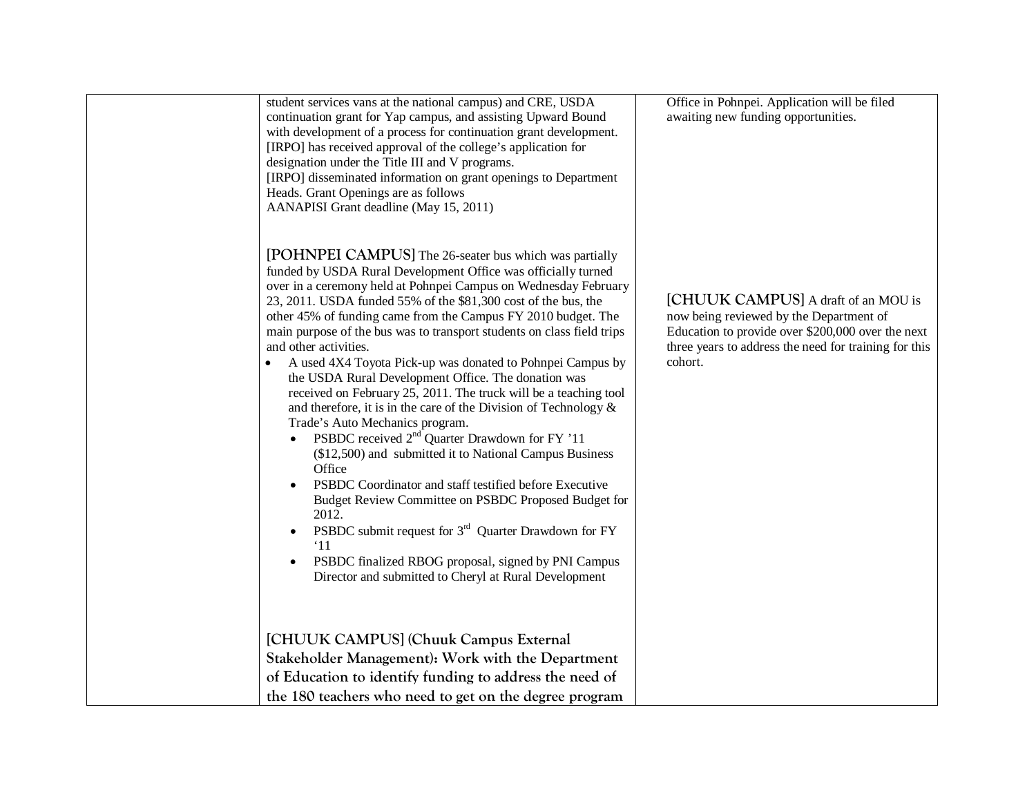| | | |
|---|---|---|
| | student services vans at the national campus) and CRE, USDA continuation grant for Yap campus, and assisting Upward Bound with development of a process for continuation grant development.<br>[IRPO] has received approval of the college's application for designation under the Title III and V programs.<br>[IRPO] disseminated information on grant openings to Department Heads. Grant Openings are as follows<br>AANAPISI Grant deadline (May 15, 2011)<br><br>**[POHNPEI CAMPUS]** The 26-seater bus which was partially funded by USDA Rural Development Office was officially turned over in a ceremony held at Pohnpei Campus on Wednesday February 23, 2011. USDA funded 55% of the \$81,300 cost of the bus, the other 45% of funding came from the Campus FY 2010 budget. The main purpose of the bus was to transport students on class field trips and other activities.<br>• A used 4X4 Toyota Pick-up was donated to Pohnpei Campus by the USDA Rural Development Office. The donation was received on February 25, 2011. The truck will be a teaching tool and therefore, it is in the care of the Division of Technology & Trade's Auto Mechanics program.<br>• PSBDC received 2nd Quarter Drawdown for FY '11 (\$12,500) and submitted it to National Campus Business Office<br>• PSBDC Coordinator and staff testified before Executive Budget Review Committee on PSBDC Proposed Budget for 2012.<br>• PSBDC submit request for 3rd Quarter Drawdown for FY '11<br>• PSBDC finalized RBOG proposal, signed by PNI Campus Director and submitted to Cheryl at Rural Development<br><br>**[CHUUK CAMPUS] (Chuuk Campus External Stakeholder Management): Work with the Department of Education to identify funding to address the need of the 180 teachers who need to get on the degree program** | Office in Pohnpei. Application will be filed awaiting new funding opportunities.<br><br>**[CHUUK CAMPUS]** A draft of an MOU is now being reviewed by the Department of Education to provide over \$200,000 over the next three years to address the need for training for this cohort. |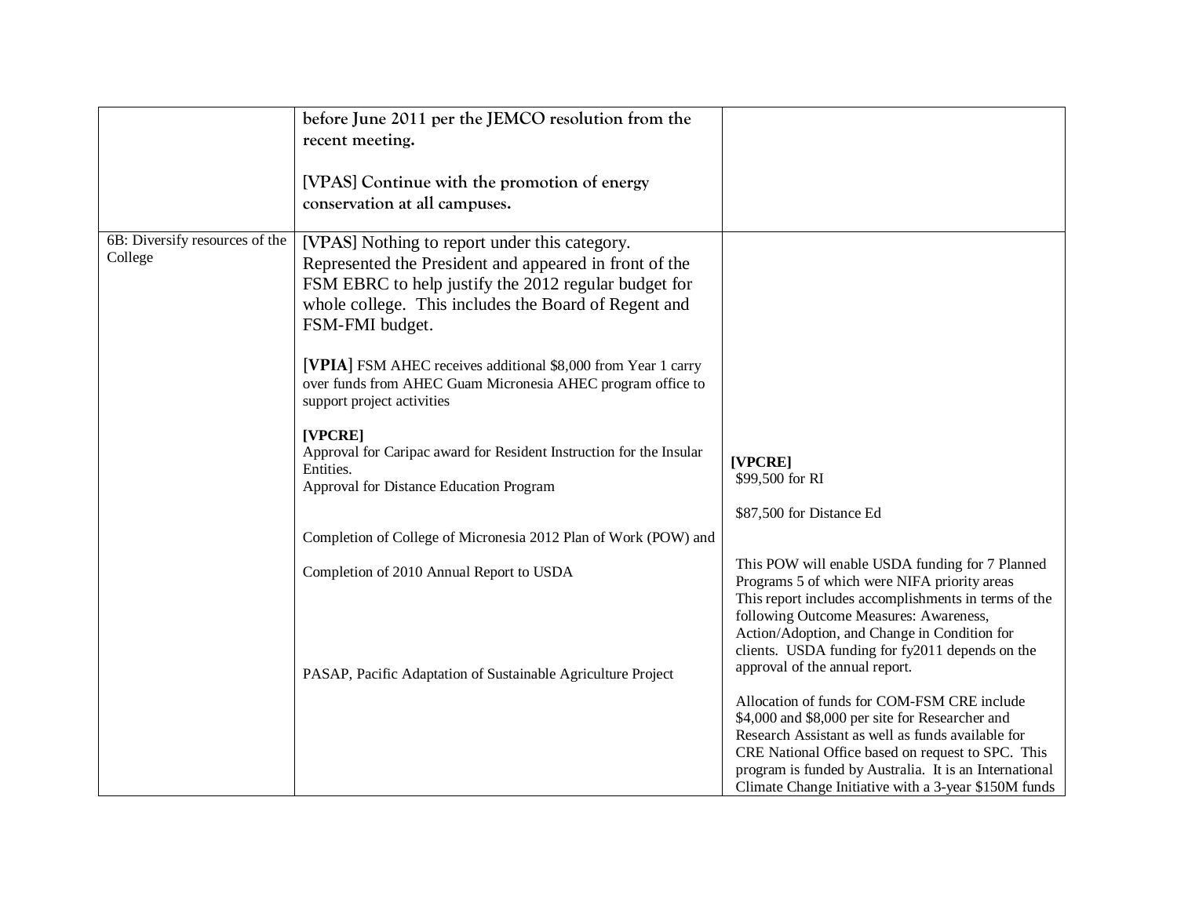|  |  |  |
|---|---|---|
|  | **before June 2011 per the JEMCO resolution from the recent meeting.**<br><br>**[VPAS] Continue with the promotion of energy conservation at all campuses.** |  |
| 6B: Diversify resources of the College | [VPAS] Nothing to report under this category. Represented the President and appeared in front of the FSM EBRC to help justify the 2012 regular budget for whole college. This includes the Board of Regent and FSM-FMI budget.<br><br>**[VPIA]** FSM AHEC receives additional $8,000 from Year 1 carry over funds from AHEC Guam Micronesia AHEC program office to support project activities<br><br>**[VPCRE]**<br>Approval for Caripac award for Resident Instruction for the Insular Entities.<br>Approval for Distance Education Program<br><br>Completion of College of Micronesia 2012 Plan of Work (POW) and<br><br>Completion of 2010 Annual Report to USDA<br><br>PASAP, Pacific Adaptation of Sustainable Agriculture Project | **[VPCRE]**<br>$99,500 for RI<br><br>$87,500 for Distance Ed<br><br>This POW will enable USDA funding for 7 Planned Programs 5 of which were NIFA priority areas<br>This report includes accomplishments in terms of the following Outcome Measures: Awareness, Action/Adoption, and Change in Condition for clients. USDA funding for fy2011 depends on the approval of the annual report.<br><br>Allocation of funds for COM-FSM CRE include $4,000 and $8,000 per site for Researcher and Research Assistant as well as funds available for CRE National Office based on request to SPC. This program is funded by Australia. It is an International Climate Change Initiative with a 3-year $150M funds |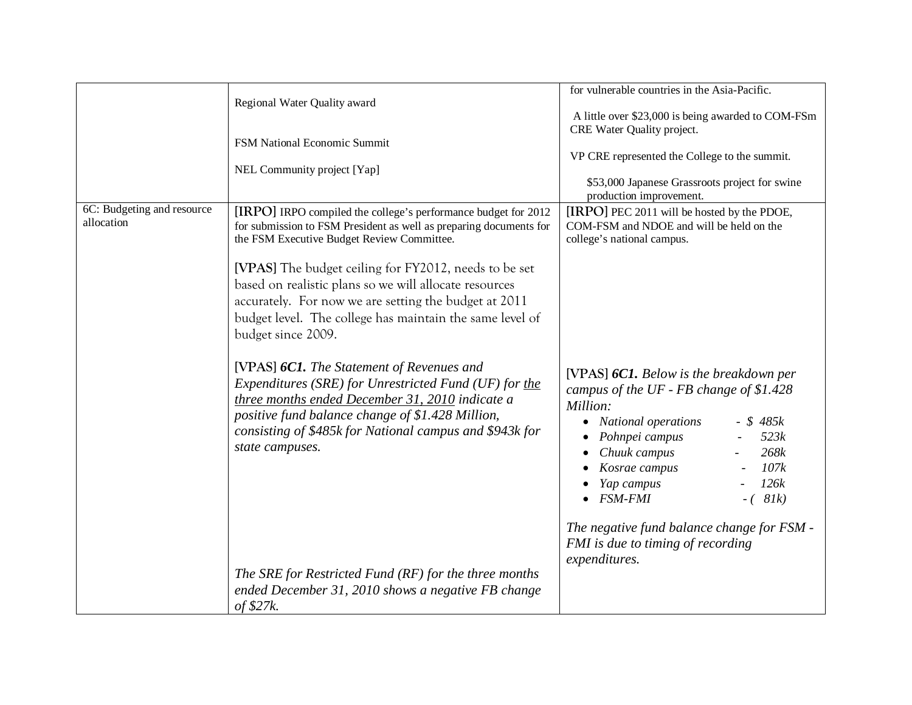| | | |
|---|---|---|
| | Regional Water Quality award<br><br>FSM National Economic Summit<br><br>NEL Community project [Yap] | for vulnerable countries in the Asia-Pacific.<br><br>A little over $23,000 is being awarded to COM-FSm CRE Water Quality project.<br><br>VP CRE represented the College to the summit.<br><br>$53,000 Japanese Grassroots project for swine production improvement. |
| 6C: Budgeting and resource allocation | [IRPO] IRPO compiled the college's performance budget for 2012 for submission to FSM President as well as preparing documents for the FSM Executive Budget Review Committee.<br><br>[VPAS] The budget ceiling for FY2012, needs to be set based on realistic plans so we will allocate resources accurately. For now we are setting the budget at 2011 budget level. The college has maintain the same level of budget since 2009.<br><br>[VPAS] ***6C1.*** *The Statement of Revenues and Expenditures (SRE) for Unrestricted Fund (UF) for* <u>*the three months ended December 31, 2010*</u> *indicate a positive fund balance change of $1.428 Million, consisting of $485k for National campus and $943k for state campuses.*<br><br>*The SRE for Restricted Fund (RF) for the three months ended December 31, 2010 shows a negative FB change of $27k.* | [IRPO] PEC 2011 will be hosted by the PDOE, COM-FSM and NDOE and will be held on the college's national campus.<br><br>[VPAS] ***6C1.*** *Below is the breakdown per campus of the UF - FB change of $1.428 Million:*<br>• *National operations - $ 485k*<br>• *Pohnpei campus - 523k*<br>• *Chuuk campus - 268k*<br>• *Kosrae campus - 107k*<br>• *Yap campus - 126k*<br>• *FSM-FMI - ( 81k)*<br><br>*The negative fund balance change for FSM - FMI is due to timing of recording expenditures.* |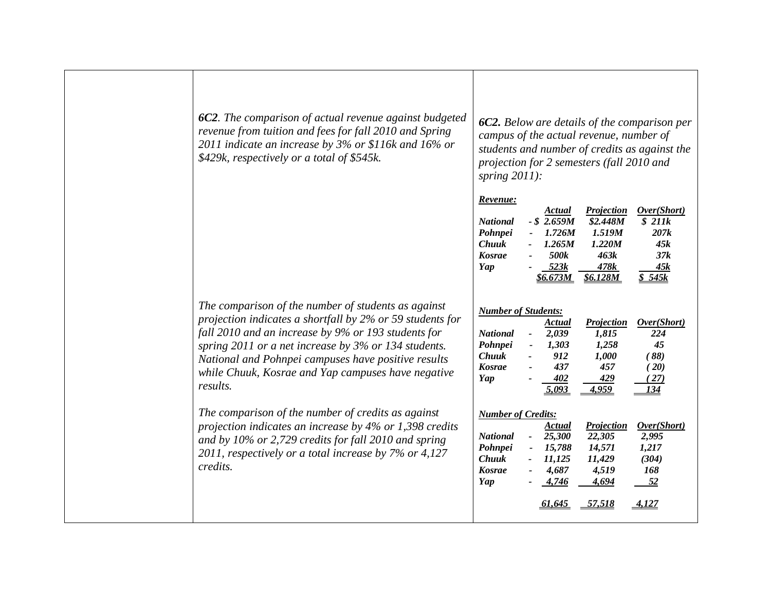*6C2. The comparison of actual revenue against budgeted revenue from tuition and fees for fall 2010 and Spring 2011 indicate an increase by 3% or $116k and 16% or $429k, respectively or a total of $545k.*

*The comparison of the number of students as against projection indicates a shortfall by 2% or 59 students for fall 2010 and an increase by 9% or 193 students for spring 2011 or a net increase by 3% or 134 students. National and Pohnpei campuses have positive results while Chuuk, Kosrae and Yap campuses have negative results.*

*The comparison of the number of credits as against projection indicates an increase by 4% or 1,398 credits and by 10% or 2,729 credits for fall 2010 and spring 2011, respectively or a total increase by 7% or 4,127 credits.*

***6C2.** Below are details of the comparison per campus of the actual revenue, number of students and number of credits as against the projection for 2 semesters (fall 2010 and spring 2011):*

***Revenue:***

| | Actual | Projection | Over(Short) |
|---|---|---|---|
| National | $ 2.659M | $2.448M | $ 211k |
| Pohnpei | 1.726M | 1.519M | 207k |
| Chuuk | 1.265M | 1.220M | 45k |
| Kosrae | 500k | 463k | 37k |
| Yap | 523k | 478k | 45k |
| | $6.673M | $6.128M | $ 545k |

***Number of Students:***

| | Actual | Projection | Over(Short) |
|---|---|---|---|
| National | 2,039 | 1,815 | 224 |
| Pohnpei | 1,303 | 1,258 | 45 |
| Chuuk | 912 | 1,000 | (88) |
| Kosrae | 437 | 457 | (20) |
| Yap | 402 | 429 | (27) |
| | 5,093 | 4,959 | 134 |

***Number of Credits:***

| | Actual | Projection | Over(Short) |
|---|---|---|---|
| National | 25,300 | 22,305 | 2,995 |
| Pohnpei | 15,788 | 14,571 | 1,217 |
| Chuuk | 11,125 | 11,429 | (304) |
| Kosrae | 4,687 | 4,519 | 168 |
| Yap | 4,746 | 4,694 | 52 |
| | 61,645 | 57,518 | 4,127 |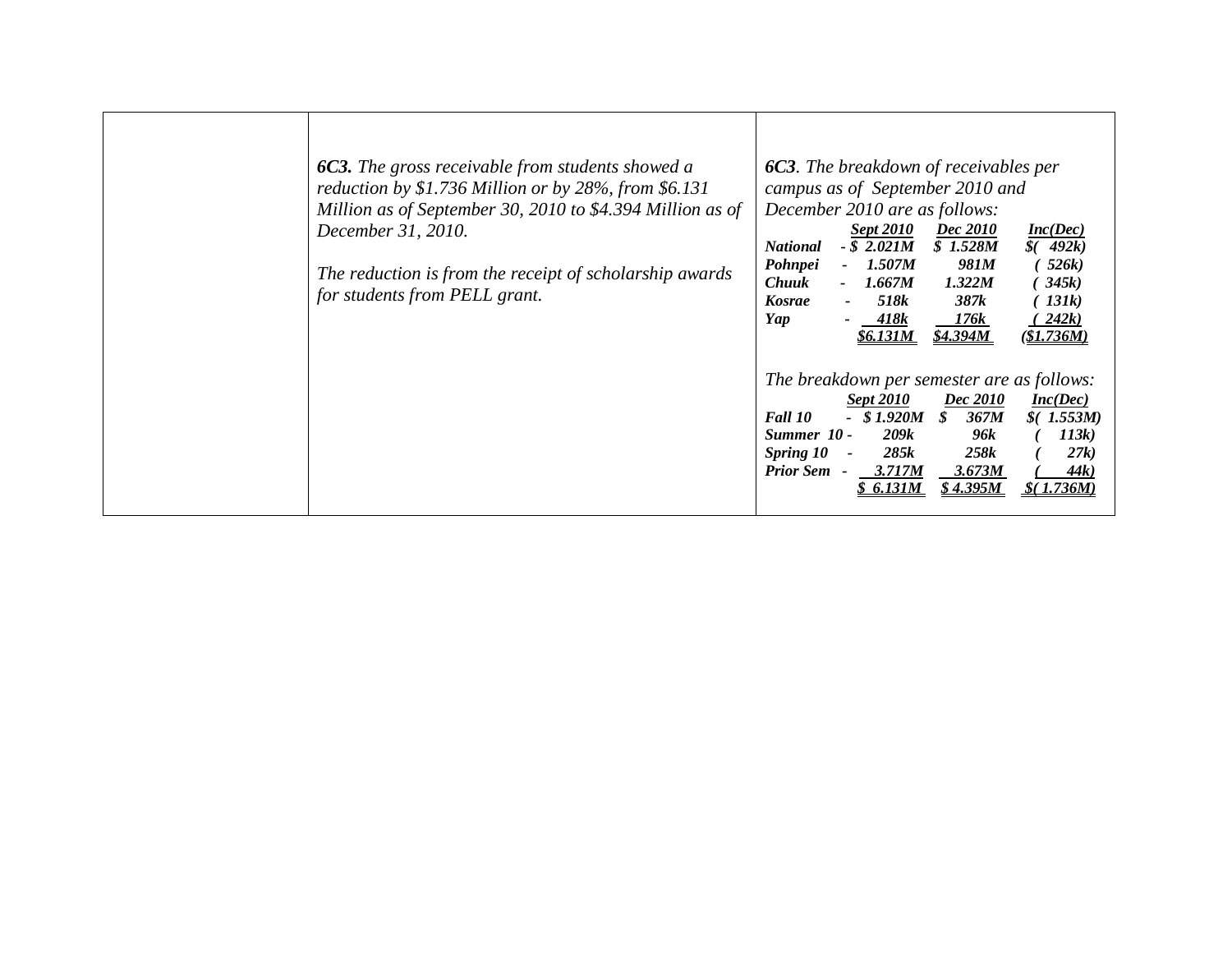| | | |
|---|---|---|
| | ***6C3.*** *The gross receivable from students showed a reduction by $1.736 Million or by 28%, from $6.131 Million as of September 30, 2010 to $4.394 Million as of December 31, 2010.*<br><br>*The reduction is from the receipt of scholarship awards for students from PELL grant.* | ***6C3**. The breakdown of receivables per campus as of September 2010 and December 2010 are as follows:* |

*6C3. The breakdown of receivables per campus as of September 2010 and December 2010 are as follows:*

| | Sept 2010 | Dec 2010 | Inc(Dec) |
|---|---|---|---|
| ***National*** | - $ 2.021M | $ 1.528M | $( 492k) |
| ***Pohnpei*** | - 1.507M | 981M | ( 526k) |
| ***Chuuk*** | - 1.667M | 1.322M | ( 345k) |
| ***Kosrae*** | - 518k | 387k | ( 131k) |
| ***Yap*** | - 418k | 176k | ( 242k) |
| | $6.131M | $4.394M | ($1.736M) |

*The breakdown per semester are as follows:*

| | Sept 2010 | Dec 2010 | Inc(Dec) |
|---|---|---|---|
| ***Fall 10*** | - $ 1.920M | $ 367M | $( 1.553M) |
| ***Summer 10*** | - 209k | 96k | ( 113k) |
| ***Spring 10*** | - 285k | 258k | ( 27k) |
| ***Prior Sem*** | - 3.717M | 3.673M | ( 44k) |
| | $ 6.131M | $ 4.395M | $( 1.736M) |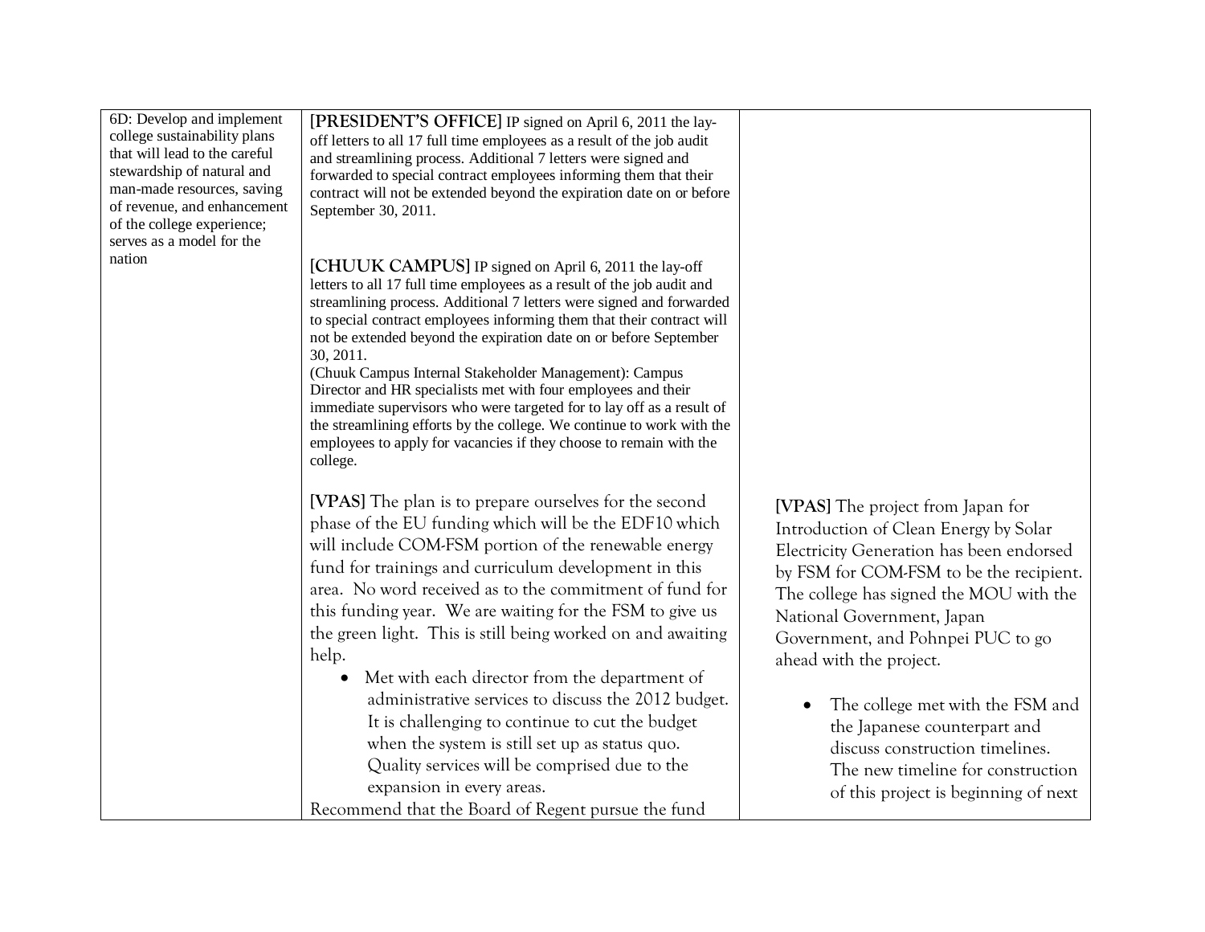| | | |
|---|---|---|
| 6D: Develop and implement college sustainability plans that will lead to the careful stewardship of natural and man-made resources, saving of revenue, and enhancement of the college experience; serves as a model for the nation | **[PRESIDENT'S OFFICE]** IP signed on April 6, 2011 the lay-off letters to all 17 full time employees as a result of the job audit and streamlining process. Additional 7 letters were signed and forwarded to special contract employees informing them that their contract will not be extended beyond the expiration date on or before September 30, 2011.<br><br>**[CHUUK CAMPUS]** IP signed on April 6, 2011 the lay-off letters to all 17 full time employees as a result of the job audit and streamlining process. Additional 7 letters were signed and forwarded to special contract employees informing them that their contract will not be extended beyond the expiration date on or before September 30, 2011.<br>(Chuuk Campus Internal Stakeholder Management): Campus Director and HR specialists met with four employees and their immediate supervisors who were targeted for to lay off as a result of the streamlining efforts by the college. We continue to work with the employees to apply for vacancies if they choose to remain with the college.<br><br>**[VPAS]** The plan is to prepare ourselves for the second phase of the EU funding which will be the EDF10 which will include COM-FSM portion of the renewable energy fund for trainings and curriculum development in this area. No word received as to the commitment of fund for this funding year. We are waiting for the FSM to give us the green light. This is still being worked on and awaiting help.<br>• Met with each director from the department of administrative services to discuss the 2012 budget. It is challenging to continue to cut the budget when the system is still set up as status quo. Quality services will be comprised due to the expansion in every areas.<br>Recommend that the Board of Regent pursue the fund | **[VPAS]** The project from Japan for Introduction of Clean Energy by Solar Electricity Generation has been endorsed by FSM for COM-FSM to be the recipient. The college has signed the MOU with the National Government, Japan Government, and Pohnpei PUC to go ahead with the project.<br><br>• The college met with the FSM and the Japanese counterpart and discuss construction timelines. The new timeline for construction of this project is beginning of next |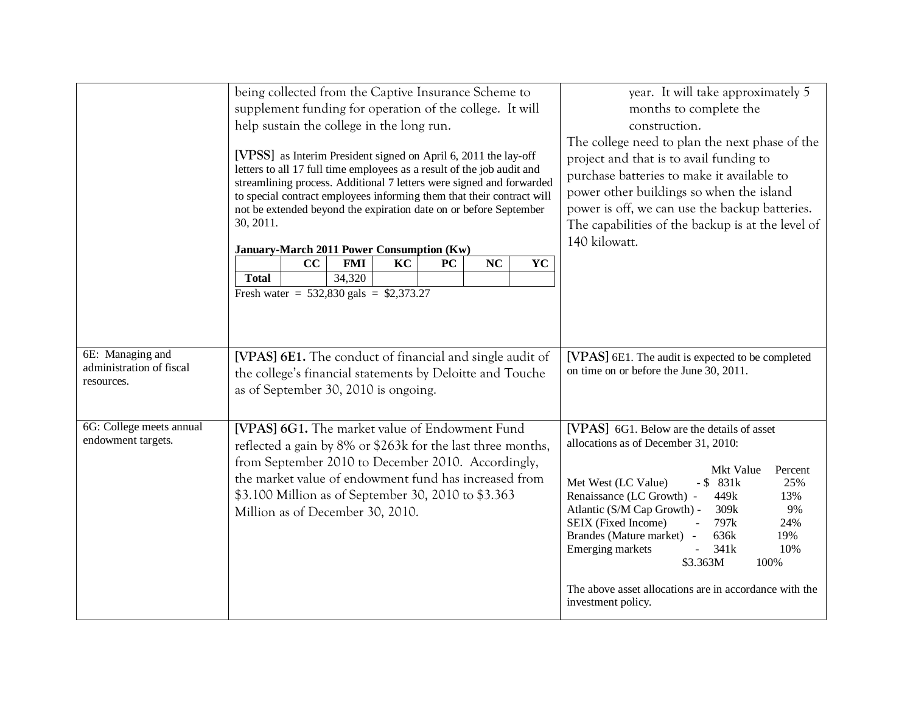| | | |
|---|---|---|
| | being collected from the Captive Insurance Scheme to supplement funding for operation of the college. It will help sustain the college in the long run.<br><br>**[VPSS]** as Interim President signed on April 6, 2011 the lay-off letters to all 17 full time employees as a result of the job audit and streamlining process. Additional 7 letters were signed and forwarded to special contract employees informing them that their contract will not be extended beyond the expiration date on or before September 30, 2011.<br><br>**January-March 2011 Power Consumption (Kw)**<br>CC / FMI / KC / PC / NC / YC<br>Total: FMI 34,320<br>Fresh water = 532,830 gals = $2,373.27 | year. It will take approximately 5 months to complete the construction.<br>The college need to plan the next phase of the project and that is to avail funding to purchase batteries to make it available to power other buildings so when the island power is off, we can use the backup batteries. The capabilities of the backup is at the level of 140 kilowatt. |
| 6E: Managing and administration of fiscal resources. | **[VPAS] 6E1.** The conduct of financial and single audit of the college's financial statements by Deloitte and Touche as of September 30, 2010 is ongoing. | **[VPAS]** 6E1. The audit is expected to be completed on time on or before the June 30, 2011. |
| 6G: College meets annual endowment targets. | **[VPAS] 6G1.** The market value of Endowment Fund reflected a gain by 8% or $263k for the last three months, from September 2010 to December 2010. Accordingly, the market value of endowment fund has increased from $3.100 Million as of September 30, 2010 to $3.363 Million as of December 30, 2010. | **[VPAS]** 6G1. Below are the details of asset allocations as of December 31, 2010:<br><br>Mkt Value / Percent<br>Met West (LC Value) - $ 831k / 25%<br>Renaissance (LC Growth) - 449k / 13%<br>Atlantic (S/M Cap Growth) - 309k / 9%<br>SEIX (Fixed Income) - 797k / 24%<br>Brandes (Mature market) - 636k / 19%<br>Emerging markets - 341k / 10%<br>$3.363M / 100%<br><br>The above asset allocations are in accordance with the investment policy. |

**January-March 2011 Power Consumption (Kw)**

| | CC | FMI | KC | PC | NC | YC |
|---|---|---|---|---|---|---|
| **Total** | | 34,320 | | | | |

Fresh water = 532,830 gals = $2,373.27

| | Mkt Value | Percent |
|---|---|---|
| Met West (LC Value) | $ 831k | 25% |
| Renaissance (LC Growth) | 449k | 13% |
| Atlantic (S/M Cap Growth) | 309k | 9% |
| SEIX (Fixed Income) | 797k | 24% |
| Brandes (Mature market) | 636k | 19% |
| Emerging markets | 341k | 10% |
| | $3.363M | 100% |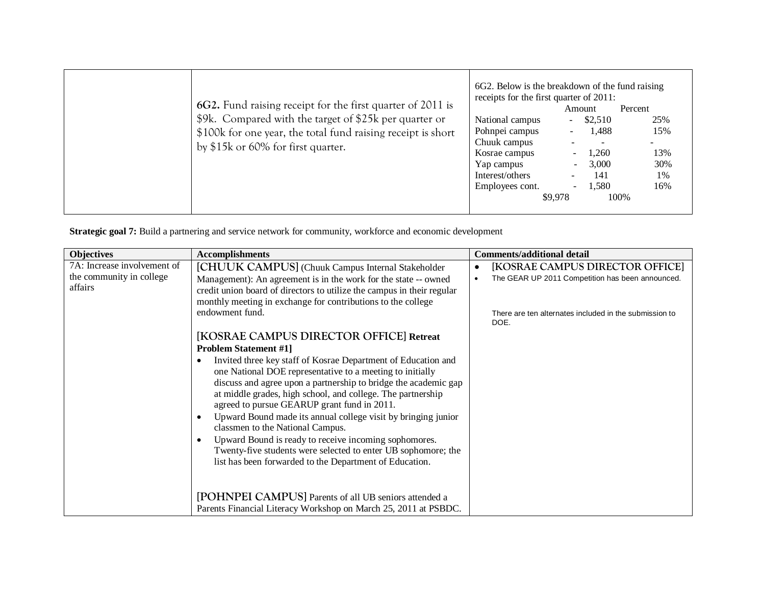| | | |
|---|---|---|
| | **6G2.** Fund raising receipt for the first quarter of 2011 is $9k. Compared with the target of $25k per quarter or $100k for one year, the total fund raising receipt is short by $15k or 60% for first quarter. | 6G2. Below is the breakdown of the fund raising receipts for the first quarter of 2011:<br><br>Amount / Percent<br>National campus - $2,510 25%<br>Pohnpei campus - 1,488 15%<br>Chuuk campus - - -<br>Kosrae campus - 1,260 13%<br>Yap campus - 3,000 30%<br>Interest/others - 141 1%<br>Employees cont. - 1,580 16%<br>$9,978 100% |

**Strategic goal 7:** Build a partnering and service network for community, workforce and economic development

| Objectives | Accomplishments | Comments/additional detail |
|---|---|---|
| 7A: Increase involvement of the community in college affairs | [CHUUK CAMPUS] (Chuuk Campus Internal Stakeholder Management): An agreement is in the work for the state -- owned credit union board of directors to utilize the campus in their regular monthly meeting in exchange for contributions to the college endowment fund.<br><br>[KOSRAE CAMPUS DIRECTOR OFFICE] **Retreat Problem Statement #1]**<br>• Invited three key staff of Kosrae Department of Education and one National DOE representative to a meeting to initially discuss and agree upon a partnership to bridge the academic gap at middle grades, high school, and college. The partnership agreed to pursue GEARUP grant fund in 2011.<br>• Upward Bound made its annual college visit by bringing junior classmen to the National Campus.<br>• Upward Bound is ready to receive incoming sophomores. Twenty-five students were selected to enter UB sophomore; the list has been forwarded to the Department of Education.<br><br>[POHNPEI CAMPUS] Parents of all UB seniors attended a Parents Financial Literacy Workshop on March 25, 2011 at PSBDC. | • [KOSRAE CAMPUS DIRECTOR OFFICE]<br>• The GEAR UP 2011 Competition has been announced.<br><br>There are ten alternates included in the submission to DOE. |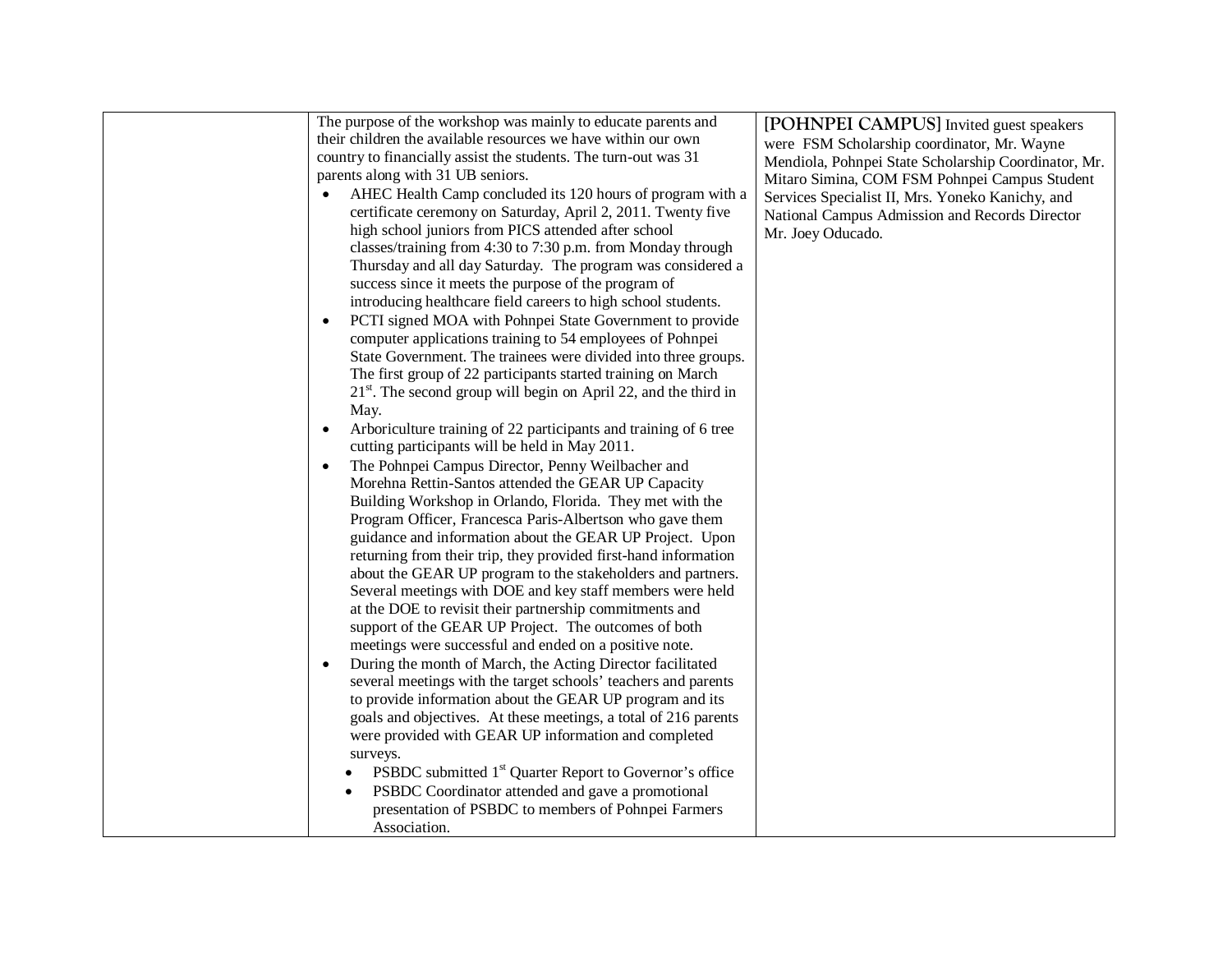| | | |
|---|---|---|
| | The purpose of the workshop was mainly to educate parents and their children the available resources we have within our own country to financially assist the students. The turn-out was 31 parents along with 31 UB seniors.<br>• AHEC Health Camp concluded its 120 hours of program with a certificate ceremony on Saturday, April 2, 2011. Twenty five high school juniors from PICS attended after school classes/training from 4:30 to 7:30 p.m. from Monday through Thursday and all day Saturday. The program was considered a success since it meets the purpose of the program of introducing healthcare field careers to high school students.<br>• PCTI signed MOA with Pohnpei State Government to provide computer applications training to 54 employees of Pohnpei State Government. The trainees were divided into three groups. The first group of 22 participants started training on March 21st. The second group will begin on April 22, and the third in May.<br>• Arboriculture training of 22 participants and training of 6 tree cutting participants will be held in May 2011.<br>• The Pohnpei Campus Director, Penny Weilbacher and Morehna Rettin-Santos attended the GEAR UP Capacity Building Workshop in Orlando, Florida. They met with the Program Officer, Francesca Paris-Albertson who gave them guidance and information about the GEAR UP Project. Upon returning from their trip, they provided first-hand information about the GEAR UP program to the stakeholders and partners. Several meetings with DOE and key staff members were held at the DOE to revisit their partnership commitments and support of the GEAR UP Project. The outcomes of both meetings were successful and ended on a positive note.<br>• During the month of March, the Acting Director facilitated several meetings with the target schools' teachers and parents to provide information about the GEAR UP program and its goals and objectives. At these meetings, a total of 216 parents were provided with GEAR UP information and completed surveys.<br>  • PSBDC submitted 1st Quarter Report to Governor's office<br>  • PSBDC Coordinator attended and gave a promotional presentation of PSBDC to members of Pohnpei Farmers Association. | [POHNPEI CAMPUS] Invited guest speakers were FSM Scholarship coordinator, Mr. Wayne Mendiola, Pohnpei State Scholarship Coordinator, Mr. Mitaro Simina, COM FSM Pohnpei Campus Student Services Specialist II, Mrs. Yoneko Kanichy, and National Campus Admission and Records Director Mr. Joey Oducado. |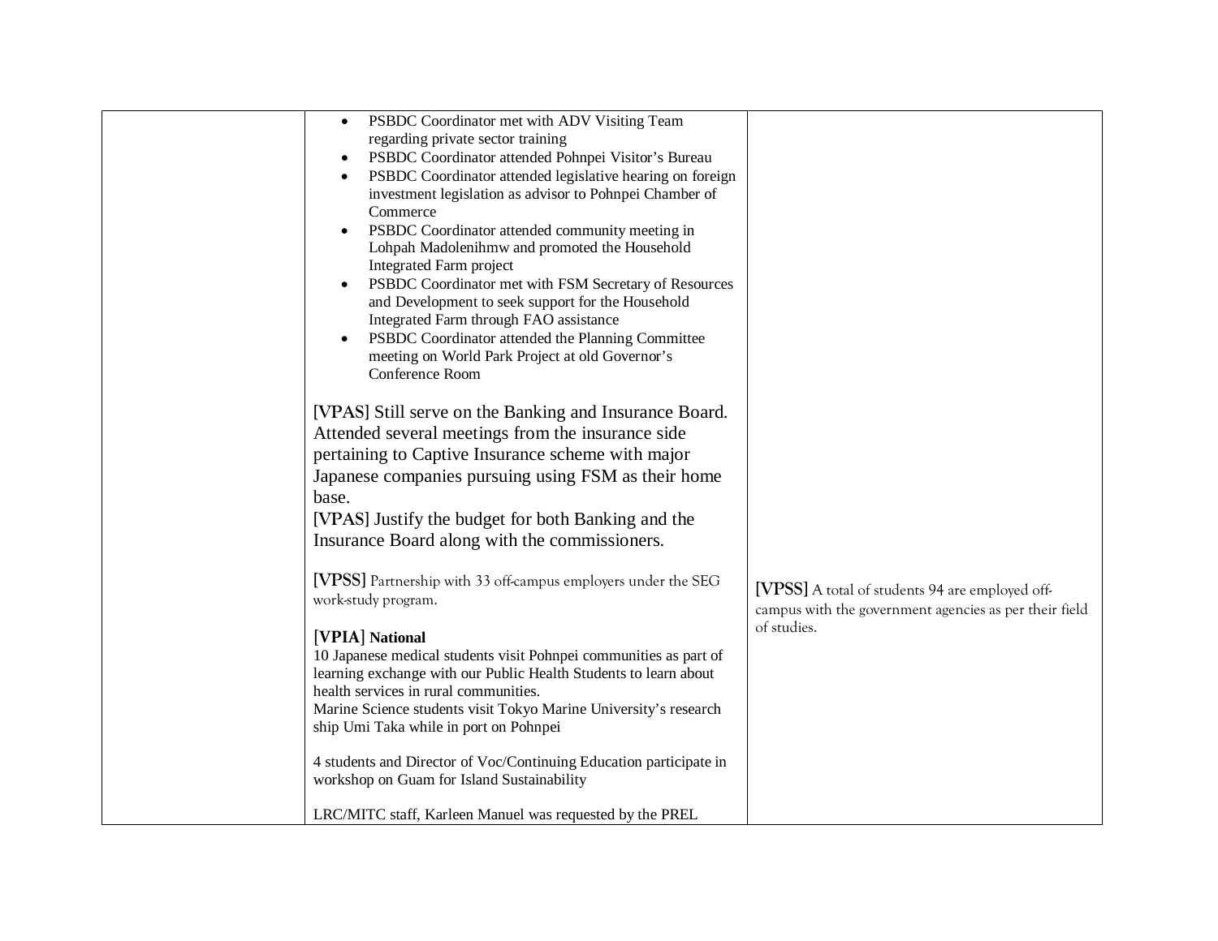| | | |
|---|---|---|
| | • PSBDC Coordinator met with ADV Visiting Team regarding private sector training<br>• PSBDC Coordinator attended Pohnpei Visitor's Bureau<br>• PSBDC Coordinator attended legislative hearing on foreign investment legislation as advisor to Pohnpei Chamber of Commerce<br>• PSBDC Coordinator attended community meeting in Lohpah Madolenihmw and promoted the Household Integrated Farm project<br>• PSBDC Coordinator met with FSM Secretary of Resources and Development to seek support for the Household Integrated Farm through FAO assistance<br>• PSBDC Coordinator attended the Planning Committee meeting on World Park Project at old Governor's Conference Room<br><br>[VPAS] Still serve on the Banking and Insurance Board. Attended several meetings from the insurance side pertaining to Captive Insurance scheme with major Japanese companies pursuing using FSM as their home base.<br>[VPAS] Justify the budget for both Banking and the Insurance Board along with the commissioners.<br><br>[VPSS] Partnership with 33 off-campus employers under the SEG work-study program.<br><br>[VPIA] **National**<br>10 Japanese medical students visit Pohnpei communities as part of learning exchange with our Public Health Students to learn about health services in rural communities.<br>Marine Science students visit Tokyo Marine University's research ship Umi Taka while in port on Pohnpei<br><br>4 students and Director of Voc/Continuing Education participate in workshop on Guam for Island Sustainability<br><br>LRC/MITC staff, Karleen Manuel was requested by the PREL | [VPSS] A total of students 94 are employed off-campus with the government agencies as per their field of studies. |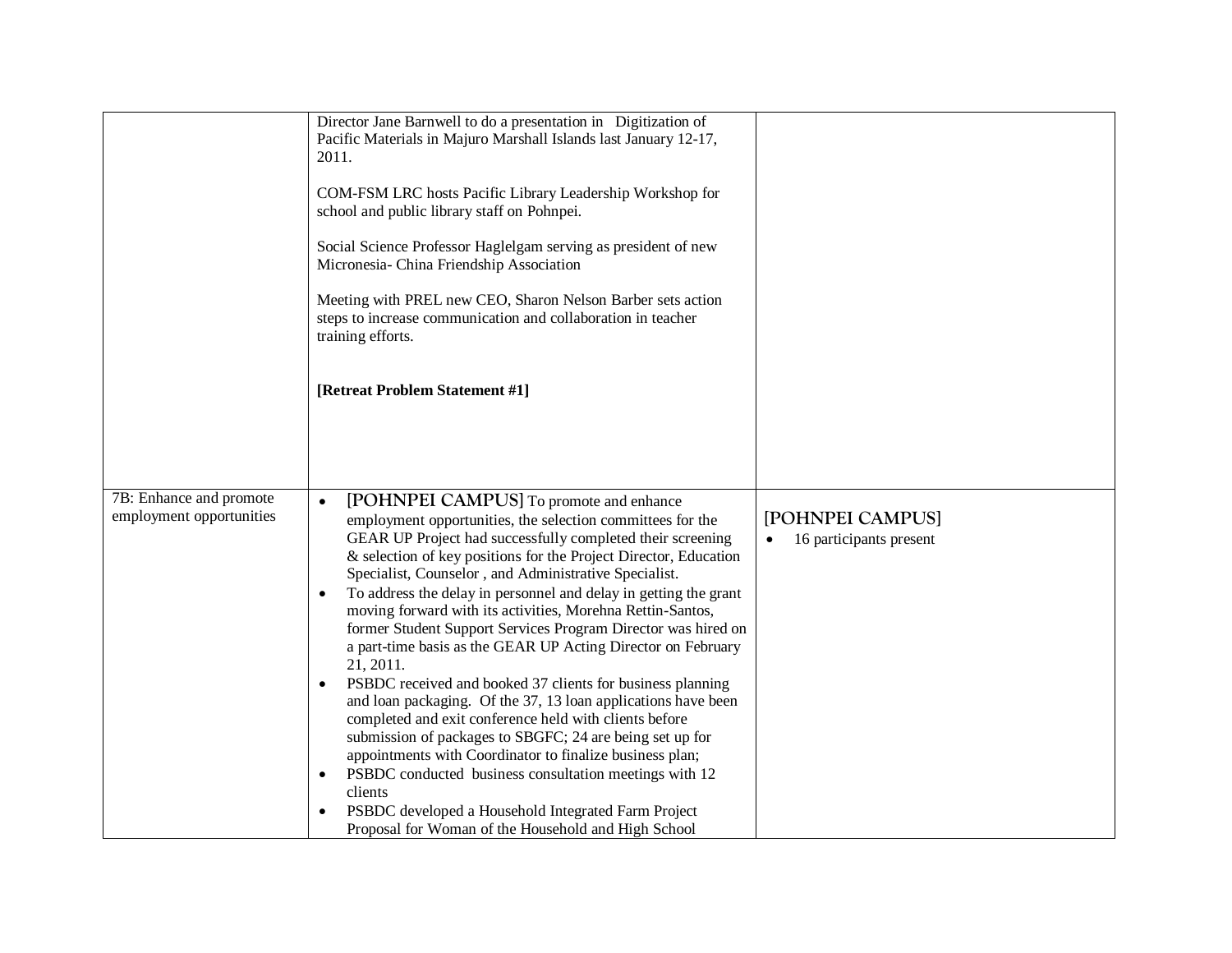| | | |
|---|---|---|
| | Director Jane Barnwell to do a presentation in Digitization of Pacific Materials in Majuro Marshall Islands last January 12-17, 2011.<br><br>COM-FSM LRC hosts Pacific Library Leadership Workshop for school and public library staff on Pohnpei.<br><br>Social Science Professor Haglelgam serving as president of new Micronesia- China Friendship Association<br><br>Meeting with PREL new CEO, Sharon Nelson Barber sets action steps to increase communication and collaboration in teacher training efforts.<br><br>**[Retreat Problem Statement #1]** | |
| 7B: Enhance and promote employment opportunities | • [POHNPEI CAMPUS] To promote and enhance employment opportunities, the selection committees for the GEAR UP Project had successfully completed their screening & selection of key positions for the Project Director, Education Specialist, Counselor , and Administrative Specialist.<br>• To address the delay in personnel and delay in getting the grant moving forward with its activities, Morehna Rettin-Santos, former Student Support Services Program Director was hired on a part-time basis as the GEAR UP Acting Director on February 21, 2011.<br>• PSBDC received and booked 37 clients for business planning and loan packaging. Of the 37, 13 loan applications have been completed and exit conference held with clients before submission of packages to SBGFC; 24 are being set up for appointments with Coordinator to finalize business plan;<br>• PSBDC conducted business consultation meetings with 12 clients<br>• PSBDC developed a Household Integrated Farm Project Proposal for Woman of the Household and High School | [POHNPEI CAMPUS]<br>• 16 participants present |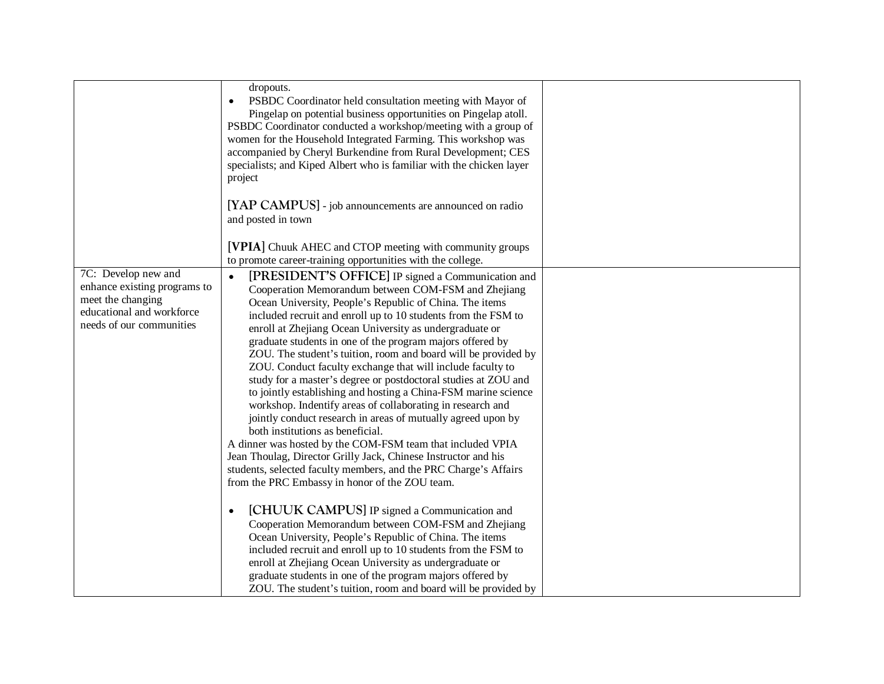| | | |
|---|---|---|
| | dropouts.<br>• PSBDC Coordinator held consultation meeting with Mayor of Pingelap on potential business opportunities on Pingelap atoll.<br>PSBDC Coordinator conducted a workshop/meeting with a group of women for the Household Integrated Farming. This workshop was accompanied by Cheryl Burkendine from Rural Development; CES specialists; and Kiped Albert who is familiar with the chicken layer project<br><br>[YAP CAMPUS] - job announcements are announced on radio and posted in town<br><br>[**VPIA**] Chuuk AHEC and CTOP meeting with community groups to promote career-training opportunities with the college. | |
| 7C: Develop new and enhance existing programs to meet the changing educational and workforce needs of our communities | • [PRESIDENT'S OFFICE] IP signed a Communication and Cooperation Memorandum between COM-FSM and Zhejiang Ocean University, People's Republic of China. The items included recruit and enroll up to 10 students from the FSM to enroll at Zhejiang Ocean University as undergraduate or graduate students in one of the program majors offered by ZOU. The student's tuition, room and board will be provided by ZOU. Conduct faculty exchange that will include faculty to study for a master's degree or postdoctoral studies at ZOU and to jointly establishing and hosting a China-FSM marine science workshop. Indentify areas of collaborating in research and jointly conduct research in areas of mutually agreed upon by both institutions as beneficial.<br>A dinner was hosted by the COM-FSM team that included VPIA Jean Thoulag, Director Grilly Jack, Chinese Instructor and his students, selected faculty members, and the PRC Charge's Affairs from the PRC Embassy in honor of the ZOU team.<br><br>• [CHUUK CAMPUS] IP signed a Communication and Cooperation Memorandum between COM-FSM and Zhejiang Ocean University, People's Republic of China. The items included recruit and enroll up to 10 students from the FSM to enroll at Zhejiang Ocean University as undergraduate or graduate students in one of the program majors offered by ZOU. The student's tuition, room and board will be provided by | |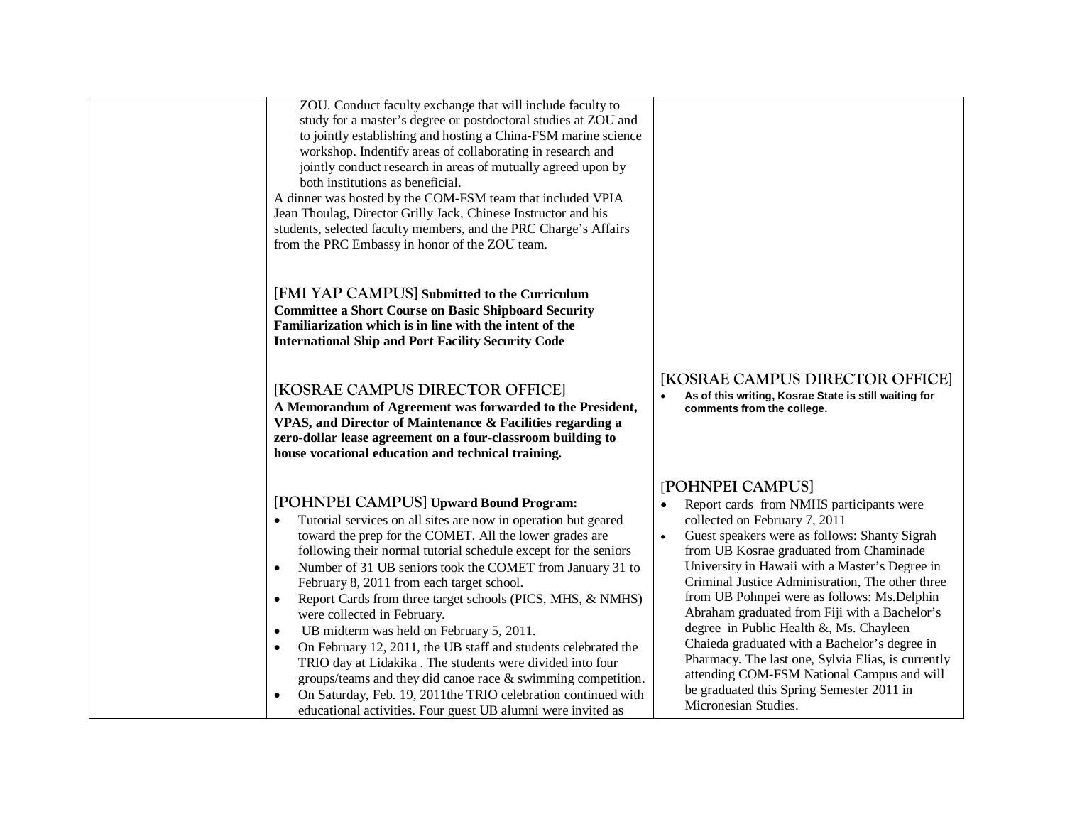| | | |
|---|---|---|
| | ZOU. Conduct faculty exchange that will include faculty to study for a master's degree or postdoctoral studies at ZOU and to jointly establishing and hosting a China-FSM marine science workshop. Indentify areas of collaborating in research and jointly conduct research in areas of mutually agreed upon by both institutions as beneficial.<br>A dinner was hosted by the COM-FSM team that included VPIA Jean Thoulag, Director Grilly Jack, Chinese Instructor and his students, selected faculty members, and the PRC Charge's Affairs from the PRC Embassy in honor of the ZOU team.<br><br>[FMI YAP CAMPUS] **Submitted to the Curriculum Committee a Short Course on Basic Shipboard Security Familiarization which is in line with the intent of the International Ship and Port Facility Security Code**<br><br>[KOSRAE CAMPUS DIRECTOR OFFICE]<br>**A Memorandum of Agreement was forwarded to the President, VPAS, and Director of Maintenance & Facilities regarding a zero-dollar lease agreement on a four-classroom building to house vocational education and technical training.**<br><br>[POHNPEI CAMPUS] **Upward Bound Program:**<br>• Tutorial services on all sites are now in operation but geared toward the prep for the COMET. All the lower grades are following their normal tutorial schedule except for the seniors<br>• Number of 31 UB seniors took the COMET from January 31 to February 8, 2011 from each target school.<br>• Report Cards from three target schools (PICS, MHS, & NMHS) were collected in February.<br>• UB midterm was held on February 5, 2011.<br>• On February 12, 2011, the UB staff and students celebrated the TRIO day at Lidakika . The students were divided into four groups/teams and they did canoe race & swimming competition.<br>• On Saturday, Feb. 19, 2011the TRIO celebration continued with educational activities. Four guest UB alumni were invited as | [KOSRAE CAMPUS DIRECTOR OFFICE]<br>• **As of this writing, Kosrae State is still waiting for comments from the college.**<br><br>[POHNPEI CAMPUS]<br>• Report cards from NMHS participants were collected on February 7, 2011<br>• Guest speakers were as follows: Shanty Sigrah from UB Kosrae graduated from Chaminade University in Hawaii with a Master's Degree in Criminal Justice Administration, The other three from UB Pohnpei were as follows: Ms.Delphin Abraham graduated from Fiji with a Bachelor's degree in Public Health &, Ms. Chayleen Chaieda graduated with a Bachelor's degree in Pharmacy. The last one, Sylvia Elias, is currently attending COM-FSM National Campus and will be graduated this Spring Semester 2011 in Micronesian Studies. |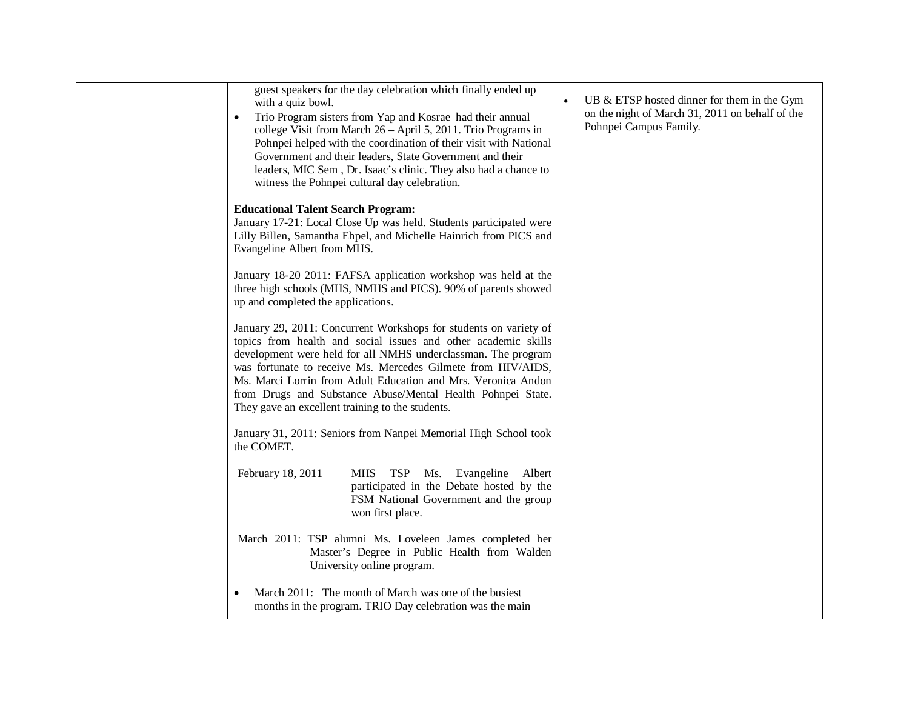| | | |
|---|---|---|
| | guest speakers for the day celebration which finally ended up with a quiz bowl.<br>• Trio Program sisters from Yap and Kosrae had their annual college Visit from March 26 – April 5, 2011. Trio Programs in Pohnpei helped with the coordination of their visit with National Government and their leaders, State Government and their leaders, MIC Sem , Dr. Isaac's clinic. They also had a chance to witness the Pohnpei cultural day celebration.<br><br>**Educational Talent Search Program:**<br>January 17-21: Local Close Up was held. Students participated were Lilly Billen, Samantha Ehpel, and Michelle Hainrich from PICS and Evangeline Albert from MHS.<br><br>January 18-20 2011: FAFSA application workshop was held at the three high schools (MHS, NMHS and PICS). 90% of parents showed up and completed the applications.<br><br>January 29, 2011: Concurrent Workshops for students on variety of topics from health and social issues and other academic skills development were held for all NMHS underclassman. The program was fortunate to receive Ms. Mercedes Gilmete from HIV/AIDS, Ms. Marci Lorrin from Adult Education and Mrs. Veronica Andon from Drugs and Substance Abuse/Mental Health Pohnpei State. They gave an excellent training to the students.<br><br>January 31, 2011: Seniors from Nanpei Memorial High School took the COMET.<br><br>February 18, 2011 MHS TSP Ms. Evangeline Albert participated in the Debate hosted by the FSM National Government and the group won first place.<br><br>March 2011: TSP alumni Ms. Loveleen James completed her Master's Degree in Public Health from Walden University online program.<br><br>• March 2011: The month of March was one of the busiest months in the program. TRIO Day celebration was the main | • UB & ETSP hosted dinner for them in the Gym on the night of March 31, 2011 on behalf of the Pohnpei Campus Family. |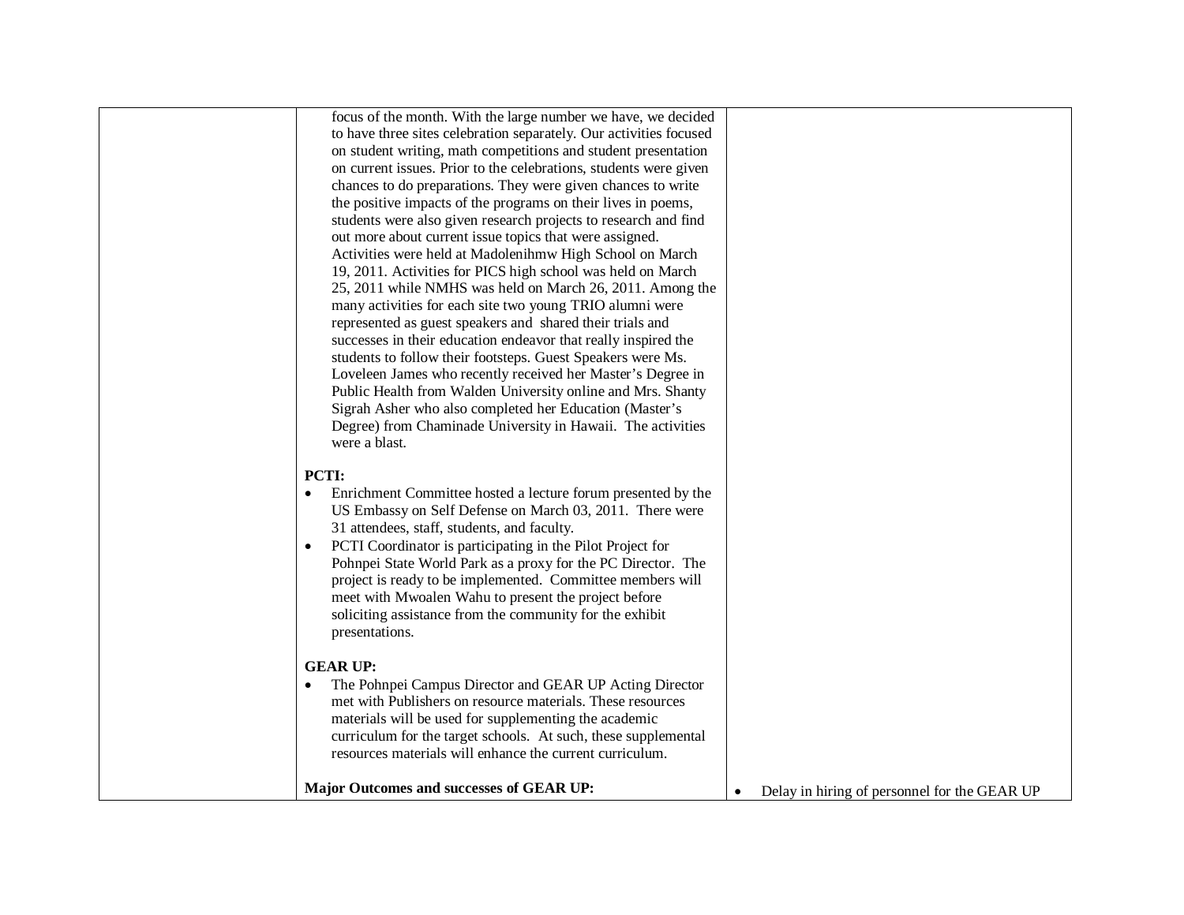| | | |
|---|---|---|
| | focus of the month. With the large number we have, we decided to have three sites celebration separately. Our activities focused on student writing, math competitions and student presentation on current issues. Prior to the celebrations, students were given chances to do preparations. They were given chances to write the positive impacts of the programs on their lives in poems, students were also given research projects to research and find out more about current issue topics that were assigned. Activities were held at Madolenihmw High School on March 19, 2011. Activities for PICS high school was held on March 25, 2011 while NMHS was held on March 26, 2011. Among the many activities for each site two young TRIO alumni were represented as guest speakers and shared their trials and successes in their education endeavor that really inspired the students to follow their footsteps. Guest Speakers were Ms. Loveleen James who recently received her Master's Degree in Public Health from Walden University online and Mrs. Shanty Sigrah Asher who also completed her Education (Master's Degree) from Chaminade University in Hawaii. The activities were a blast.<br><br>**PCTI:**<br>• Enrichment Committee hosted a lecture forum presented by the US Embassy on Self Defense on March 03, 2011. There were 31 attendees, staff, students, and faculty.<br>• PCTI Coordinator is participating in the Pilot Project for Pohnpei State World Park as a proxy for the PC Director. The project is ready to be implemented. Committee members will meet with Mwoalen Wahu to present the project before soliciting assistance from the community for the exhibit presentations.<br><br>**GEAR UP:**<br>• The Pohnpei Campus Director and GEAR UP Acting Director met with Publishers on resource materials. These resources materials will be used for supplementing the academic curriculum for the target schools. At such, these supplemental resources materials will enhance the current curriculum.<br><br>**Major Outcomes and successes of GEAR UP:** | • Delay in hiring of personnel for the GEAR UP |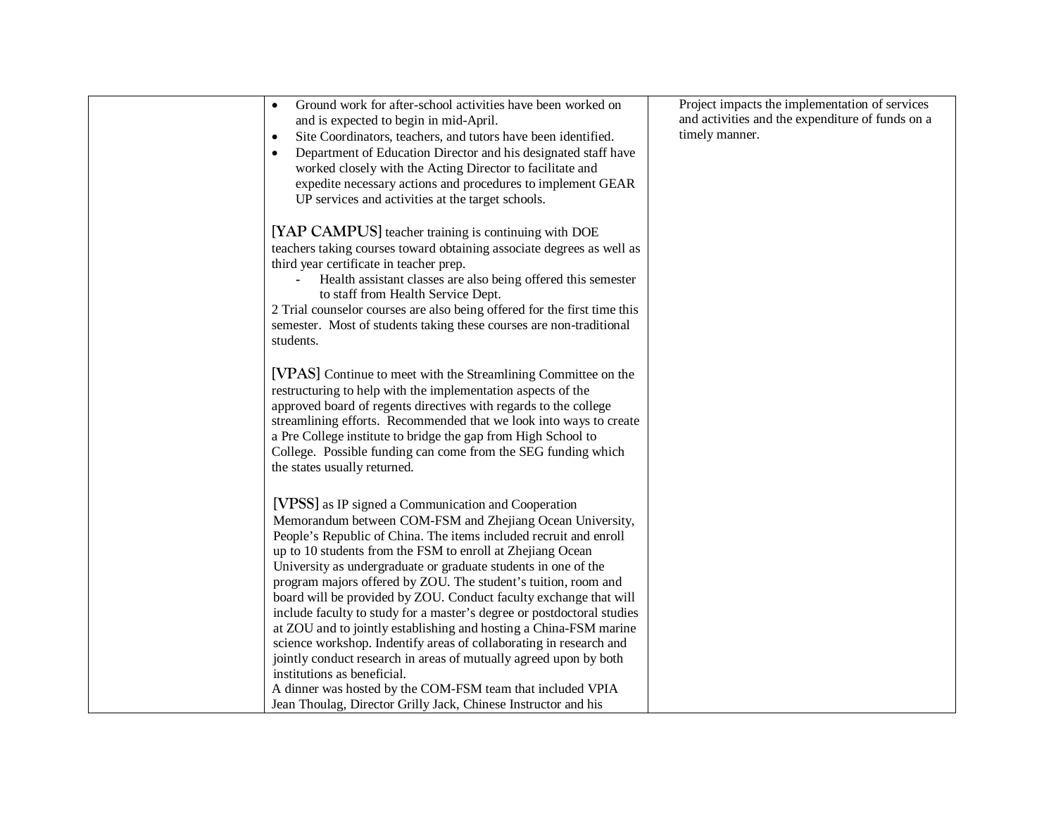| | | |
|---|---|---|
| | • Ground work for after-school activities have been worked on and is expected to begin in mid-April.<br>• Site Coordinators, teachers, and tutors have been identified.<br>• Department of Education Director and his designated staff have worked closely with the Acting Director to facilitate and expedite necessary actions and procedures to implement GEAR UP services and activities at the target schools.<br><br>[YAP CAMPUS] teacher training is continuing with DOE teachers taking courses toward obtaining associate degrees as well as third year certificate in teacher prep.<br>- Health assistant classes are also being offered this semester to staff from Health Service Dept.<br>2 Trial counselor courses are also being offered for the first time this semester. Most of students taking these courses are non-traditional students.<br><br>[VPAS] Continue to meet with the Streamlining Committee on the restructuring to help with the implementation aspects of the approved board of regents directives with regards to the college streamlining efforts. Recommended that we look into ways to create a Pre College institute to bridge the gap from High School to College. Possible funding can come from the SEG funding which the states usually returned.<br><br>[VPSS] as IP signed a Communication and Cooperation Memorandum between COM-FSM and Zhejiang Ocean University, People's Republic of China. The items included recruit and enroll up to 10 students from the FSM to enroll at Zhejiang Ocean University as undergraduate or graduate students in one of the program majors offered by ZOU. The student's tuition, room and board will be provided by ZOU. Conduct faculty exchange that will include faculty to study for a master's degree or postdoctoral studies at ZOU and to jointly establishing and hosting a China-FSM marine science workshop. Indentify areas of collaborating in research and jointly conduct research in areas of mutually agreed upon by both institutions as beneficial.<br>A dinner was hosted by the COM-FSM team that included VPIA Jean Thoulag, Director Grilly Jack, Chinese Instructor and his | Project impacts the implementation of services and activities and the expenditure of funds on a timely manner. |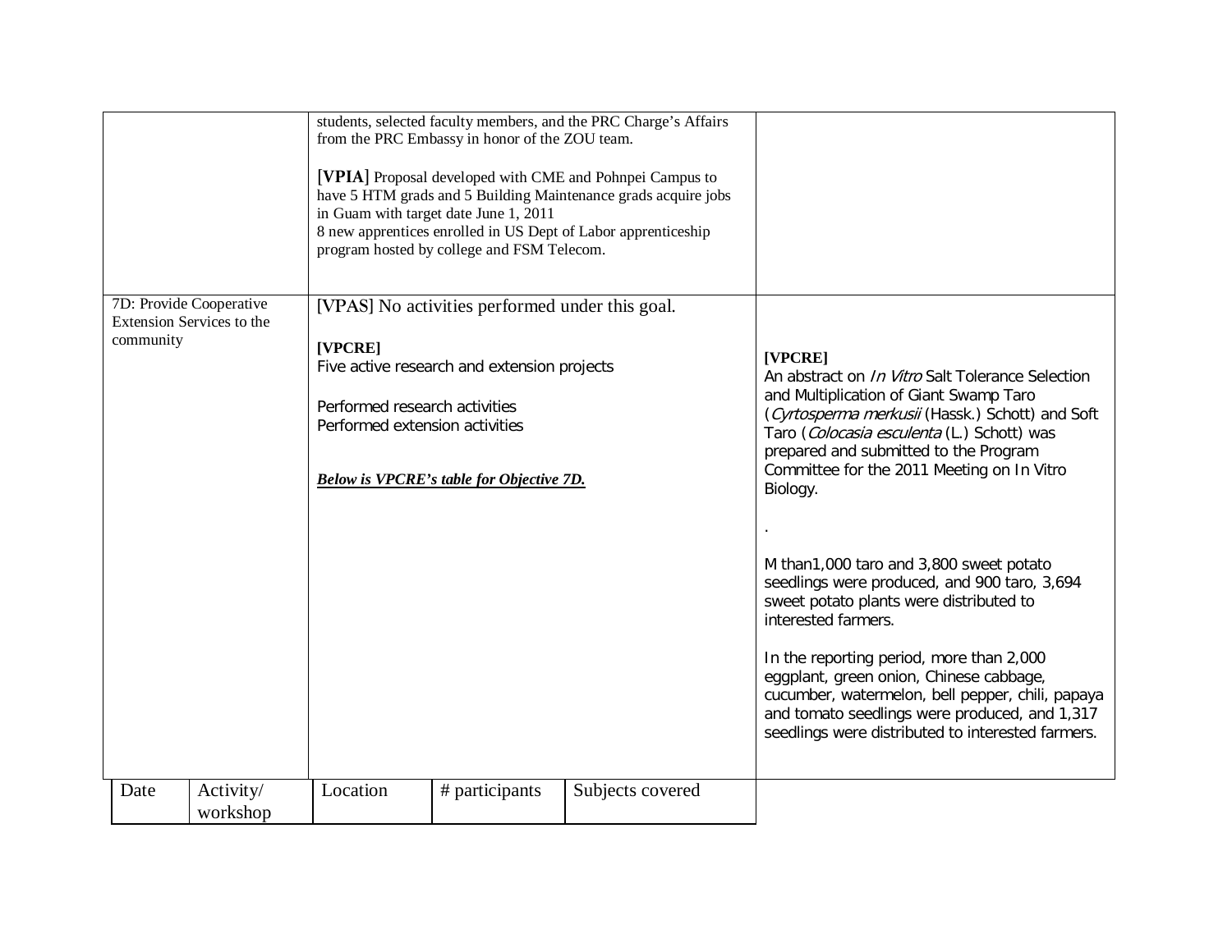| | | |
|---|---|---|
| | students, selected faculty members, and the PRC Charge's Affairs from the PRC Embassy in honor of the ZOU team.<br><br>**[VPIA]** Proposal developed with CME and Pohnpei Campus to have 5 HTM grads and 5 Building Maintenance grads acquire jobs in Guam with target date June 1, 2011<br>8 new apprentices enrolled in US Dept of Labor apprenticeship program hosted by college and FSM Telecom. | |
| 7D: Provide Cooperative Extension Services to the community | [VPAS] No activities performed under this goal.<br><br>**[VPCRE]**<br>Five active research and extension projects<br><br>Performed research activities<br>Performed extension activities<br><br>***Below is VPCRE's table for Objective 7D.*** | **[VPCRE]**<br>An abstract on *In Vitro* Salt Tolerance Selection and Multiplication of Giant Swamp Taro (*Cyrtosperma merkusii* (Hassk.) Schott) and Soft Taro (*Colocasia esculenta* (L.) Schott) was prepared and submitted to the Program Committee for the 2011 Meeting on In Vitro Biology.<br><br>.<br><br>M than1,000 taro and 3,800 sweet potato seedlings were produced, and 900 taro, 3,694 sweet potato plants were distributed to interested farmers.<br><br>In the reporting period, more than 2,000 eggplant, green onion, Chinese cabbage, cucumber, watermelon, bell pepper, chili, papaya and tomato seedlings were produced, and 1,317 seedlings were distributed to interested farmers. |

| Date | Activity/ workshop | Location | # participants | Subjects covered |
|---|---|---|---|---|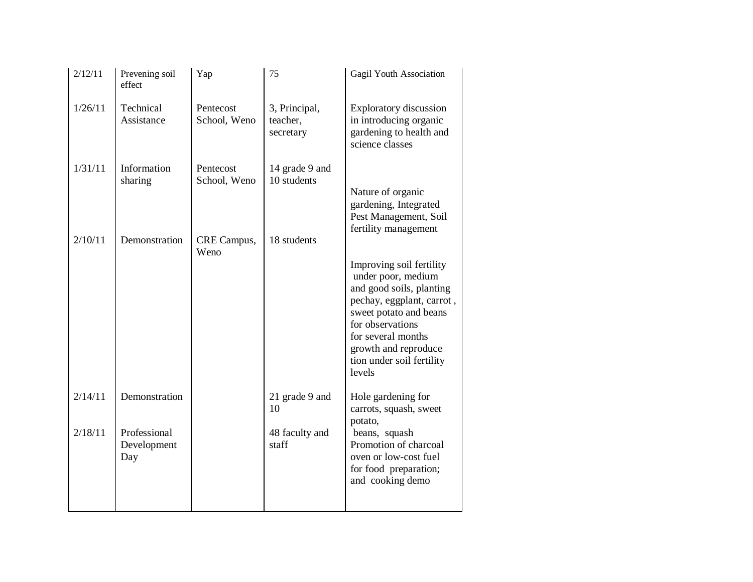| 2/12/11 | Prevening soil effect | Yap | 75 | Gagil Youth Association |
|---|---|---|---|---|
| 1/26/11 | Technical Assistance | Pentecost School, Weno | 3, Principal, teacher, secretary | Exploratory discussion in introducing organic gardening to health and science classes |
| 1/31/11 | Information sharing | Pentecost School, Weno | 14 grade 9 and 10 students | Nature of organic gardening, Integrated Pest Management, Soil fertility management |
| 2/10/11 | Demonstration | CRE Campus, Weno | 18 students | Improving soil fertility under poor, medium and good soils, planting pechay, eggplant, carrot , sweet potato and beans for observations for several months growth and reproduce tion under soil fertility levels |
| 2/14/11 | Demonstration | | 21 grade 9 and 10 | Hole gardening for carrots, squash, sweet potato, beans, squash |
| 2/18/11 | Professional Development Day | | 48 faculty and staff | Promotion of charcoal oven or low-cost fuel for food preparation; and cooking demo |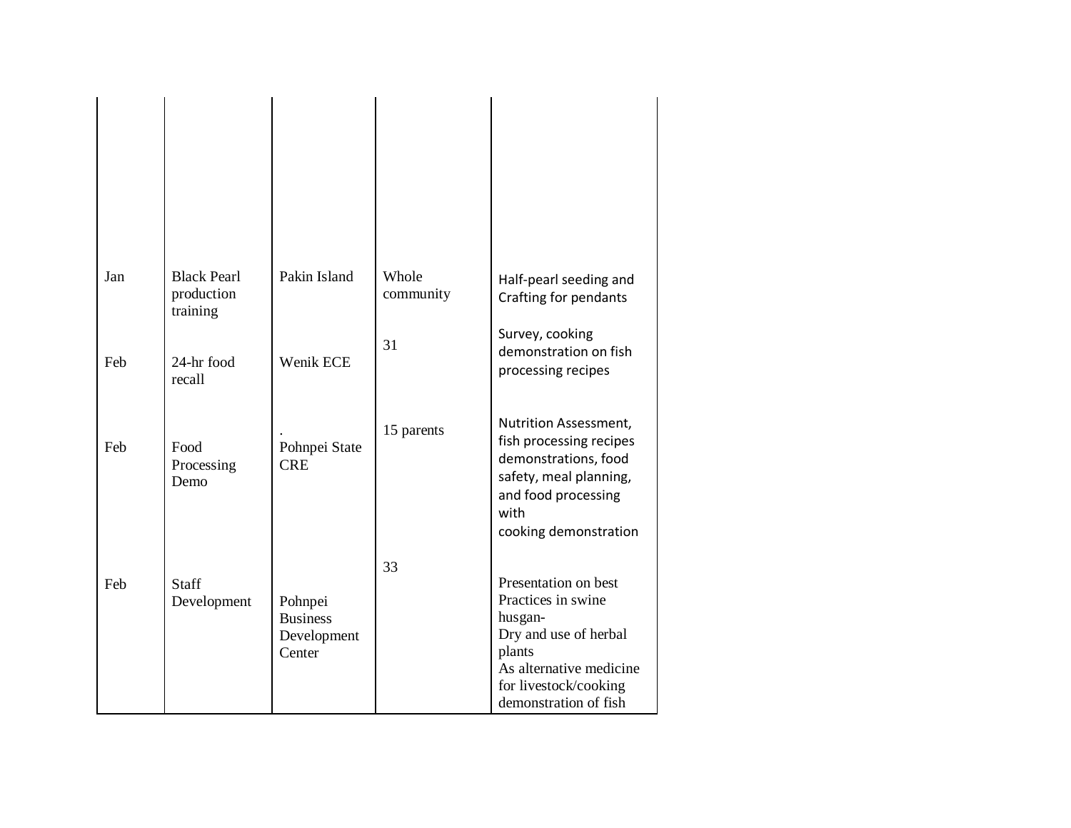| | | | | |
|---|---|---|---|---|
| Jan | Black Pearl production training | Pakin Island | Whole community | Half-pearl seeding and Crafting for pendants |
| Feb | 24-hr food recall | Wenik ECE | 31 | Survey, cooking demonstration on fish processing recipes |
| Feb | Food Processing Demo | . Pohnpei State CRE | 15 parents | Nutrition Assessment, fish processing recipes demonstrations, food safety, meal planning, and food processing with cooking demonstration |
| Feb | Staff Development | Pohnpei Business Development Center | 33 | Presentation on best Practices in swine husgan- Dry and use of herbal plants As alternative medicine for livestock/cooking demonstration of fish |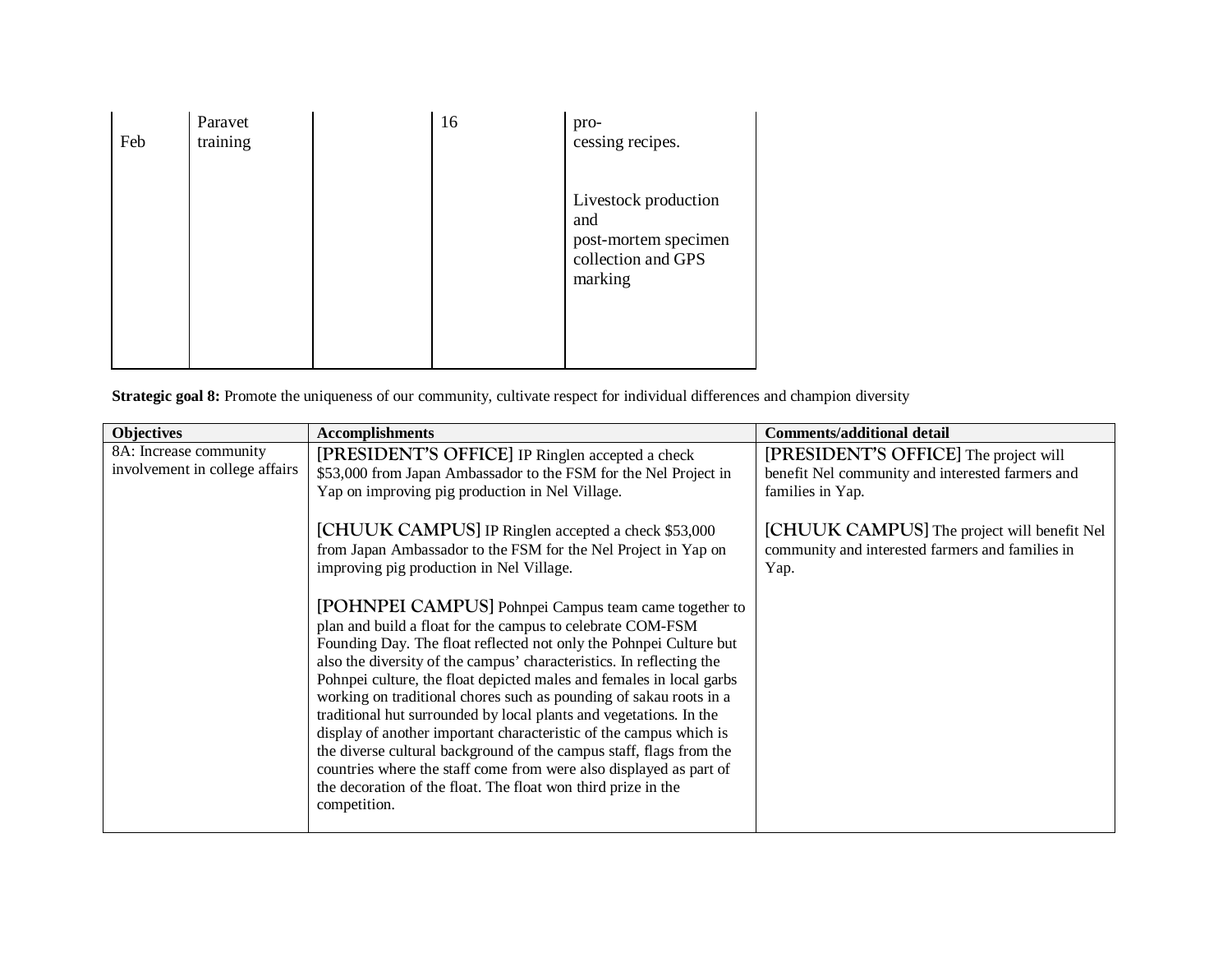| Feb | Paravet training | | 16 | pro-cessing recipes.<br><br>Livestock production and post-mortem specimen collection and GPS marking |
|---|---|---|---|---|

**Strategic goal 8:** Promote the uniqueness of our community, cultivate respect for individual differences and champion diversity

| Objectives | Accomplishments | Comments/additional detail |
|---|---|---|
| 8A: Increase community involvement in college affairs | [PRESIDENT'S OFFICE] IP Ringlen accepted a check $53,000 from Japan Ambassador to the FSM for the Nel Project in Yap on improving pig production in Nel Village.<br><br>[CHUUK CAMPUS] IP Ringlen accepted a check $53,000 from Japan Ambassador to the FSM for the Nel Project in Yap on improving pig production in Nel Village.<br><br>[POHNPEI CAMPUS] Pohnpei Campus team came together to plan and build a float for the campus to celebrate COM-FSM Founding Day. The float reflected not only the Pohnpei Culture but also the diversity of the campus' characteristics. In reflecting the Pohnpei culture, the float depicted males and females in local garbs working on traditional chores such as pounding of sakau roots in a traditional hut surrounded by local plants and vegetations. In the display of another important characteristic of the campus which is the diverse cultural background of the campus staff, flags from the countries where the staff come from were also displayed as part of the decoration of the float. The float won third prize in the competition. | [PRESIDENT'S OFFICE] The project will benefit Nel community and interested farmers and families in Yap.<br><br>[CHUUK CAMPUS] The project will benefit Nel community and interested farmers and families in Yap. |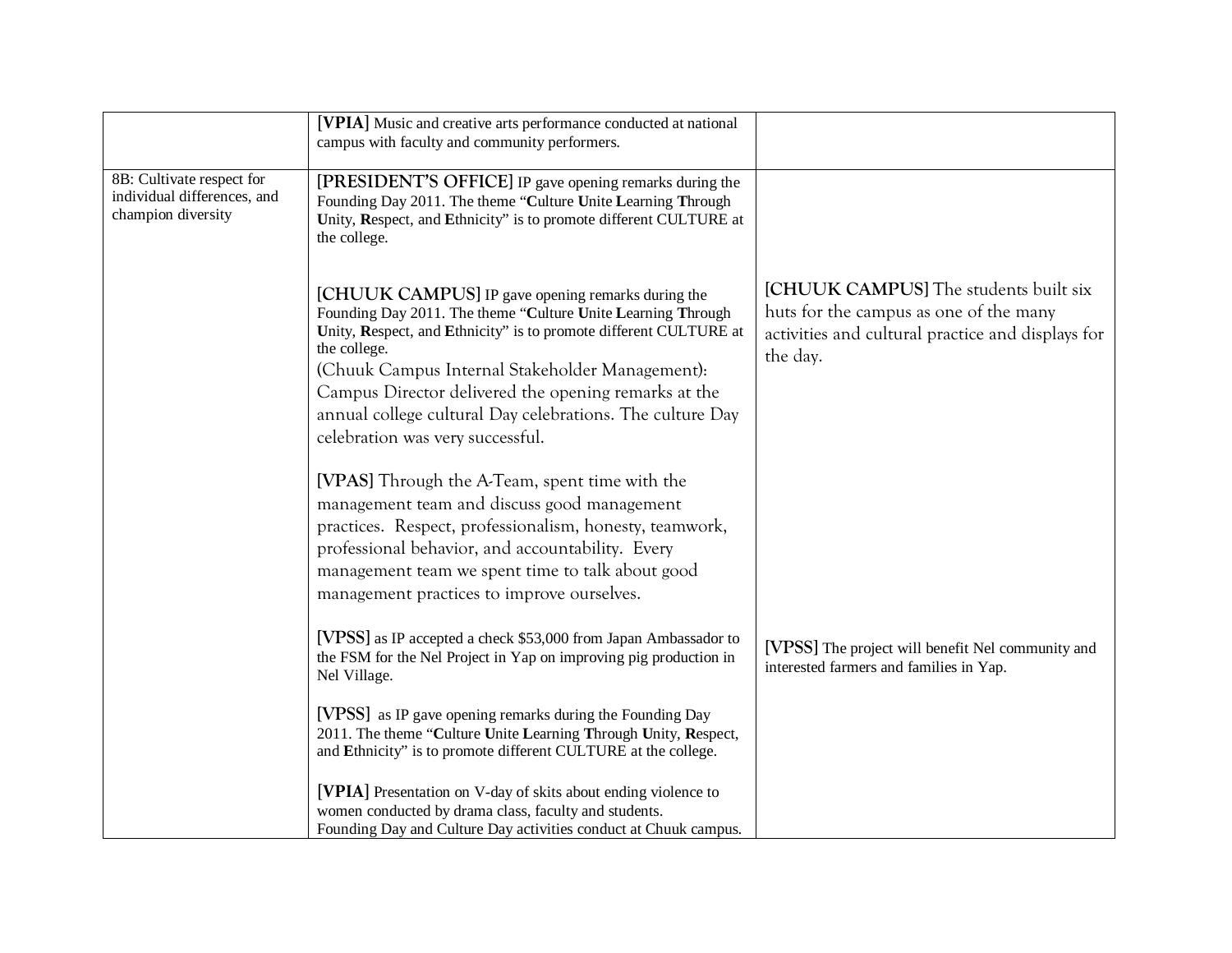| | | |
|---|---|---|
| | **[VPIA]** Music and creative arts performance conducted at national campus with faculty and community performers. | |
| 8B: Cultivate respect for individual differences, and champion diversity | **[PRESIDENT'S OFFICE]** IP gave opening remarks during the Founding Day 2011. The theme "**C**ulture **U**nite **L**earning **T**hrough **U**nity, **R**espect, and **E**thnicity" is to promote different CULTURE at the college.<br><br>**[CHUUK CAMPUS]** IP gave opening remarks during the Founding Day 2011. The theme "**C**ulture **U**nite **L**earning **T**hrough **U**nity, **R**espect, and **E**thnicity" is to promote different CULTURE at the college.<br>(Chuuk Campus Internal Stakeholder Management): Campus Director delivered the opening remarks at the annual college cultural Day celebrations. The culture Day celebration was very successful.<br><br>**[VPAS]** Through the A-Team, spent time with the management team and discuss good management practices. Respect, professionalism, honesty, teamwork, professional behavior, and accountability. Every management team we spent time to talk about good management practices to improve ourselves.<br><br>**[VPSS]** as IP accepted a check $53,000 from Japan Ambassador to the FSM for the Nel Project in Yap on improving pig production in Nel Village.<br><br>**[VPSS]** as IP gave opening remarks during the Founding Day 2011. The theme "**C**ulture **U**nite **L**earning **T**hrough **U**nity, **R**espect, and **E**thnicity" is to promote different CULTURE at the college.<br><br>**[VPIA]** Presentation on V-day of skits about ending violence to women conducted by drama class, faculty and students.<br>Founding Day and Culture Day activities conduct at Chuuk campus. | **[CHUUK CAMPUS]** The students built six huts for the campus as one of the many activities and cultural practice and displays for the day.<br><br>**[VPSS]** The project will benefit Nel community and interested farmers and families in Yap. |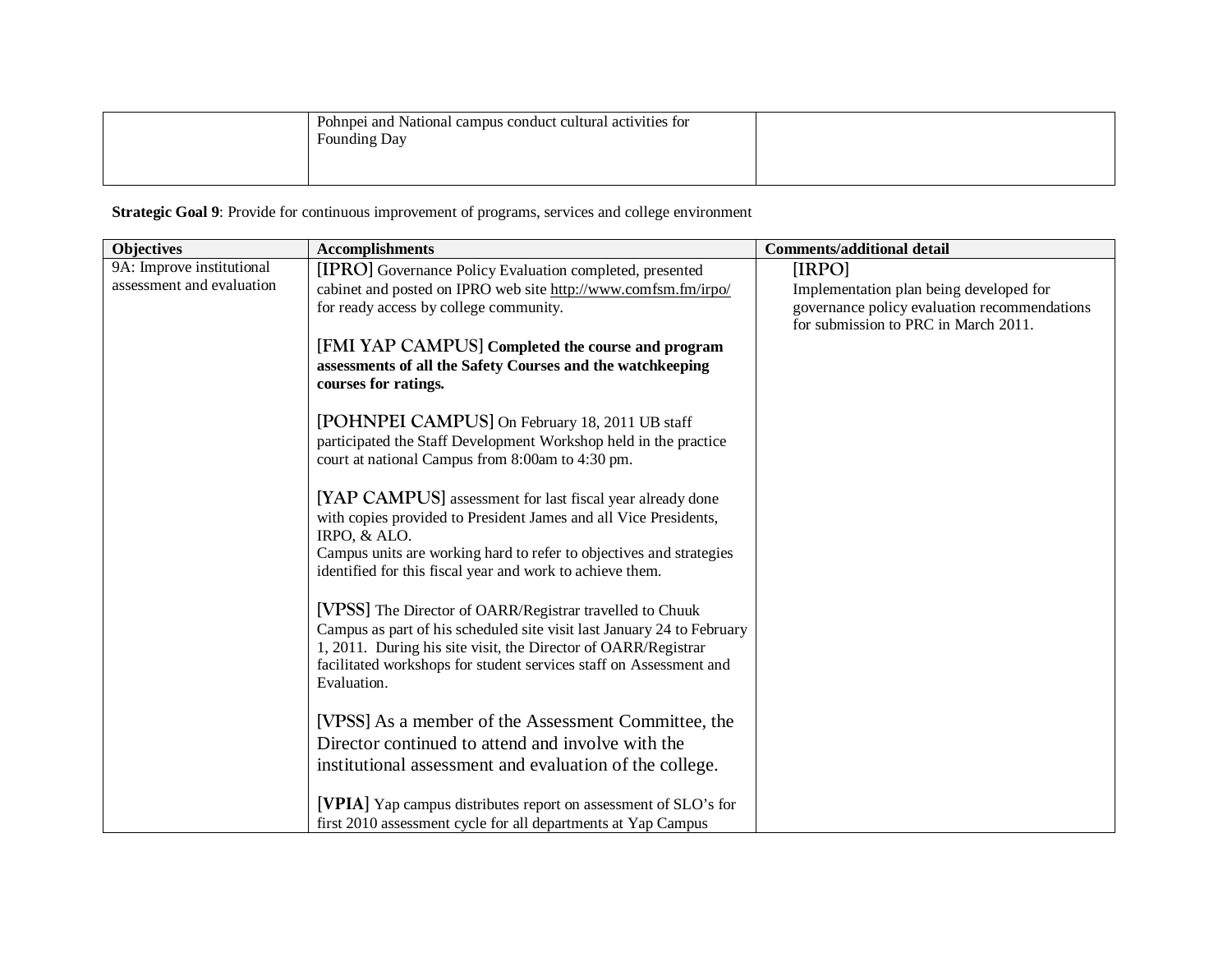| | | |
|---|---|---|
| | Pohnpei and National campus conduct cultural activities for Founding Day | |

**Strategic Goal 9**: Provide for continuous improvement of programs, services and college environment

| Objectives | Accomplishments | Comments/additional detail |
|---|---|---|
| 9A: Improve institutional assessment and evaluation | [IPRO] Governance Policy Evaluation completed, presented cabinet and posted on IPRO web site http://www.comfsm.fm/irpo/ for ready access by college community.<br><br>[FMI YAP CAMPUS] **Completed the course and program assessments of all the Safety Courses and the watchkeeping courses for ratings.**<br><br>[POHNPEI CAMPUS] On February 18, 2011 UB staff participated the Staff Development Workshop held in the practice court at national Campus from 8:00am to 4:30 pm.<br><br>[YAP CAMPUS] assessment for last fiscal year already done with copies provided to President James and all Vice Presidents, IRPO, & ALO.<br>Campus units are working hard to refer to objectives and strategies identified for this fiscal year and work to achieve them.<br><br>[VPSS] The Director of OARR/Registrar travelled to Chuuk Campus as part of his scheduled site visit last January 24 to February 1, 2011. During his site visit, the Director of OARR/Registrar facilitated workshops for student services staff on Assessment and Evaluation.<br><br>[VPSS] As a member of the Assessment Committee, the Director continued to attend and involve with the institutional assessment and evaluation of the college.<br><br>[**VPIA**] Yap campus distributes report on assessment of SLO's for first 2010 assessment cycle for all departments at Yap Campus | [IRPO]<br>Implementation plan being developed for governance policy evaluation recommendations for submission to PRC in March 2011. |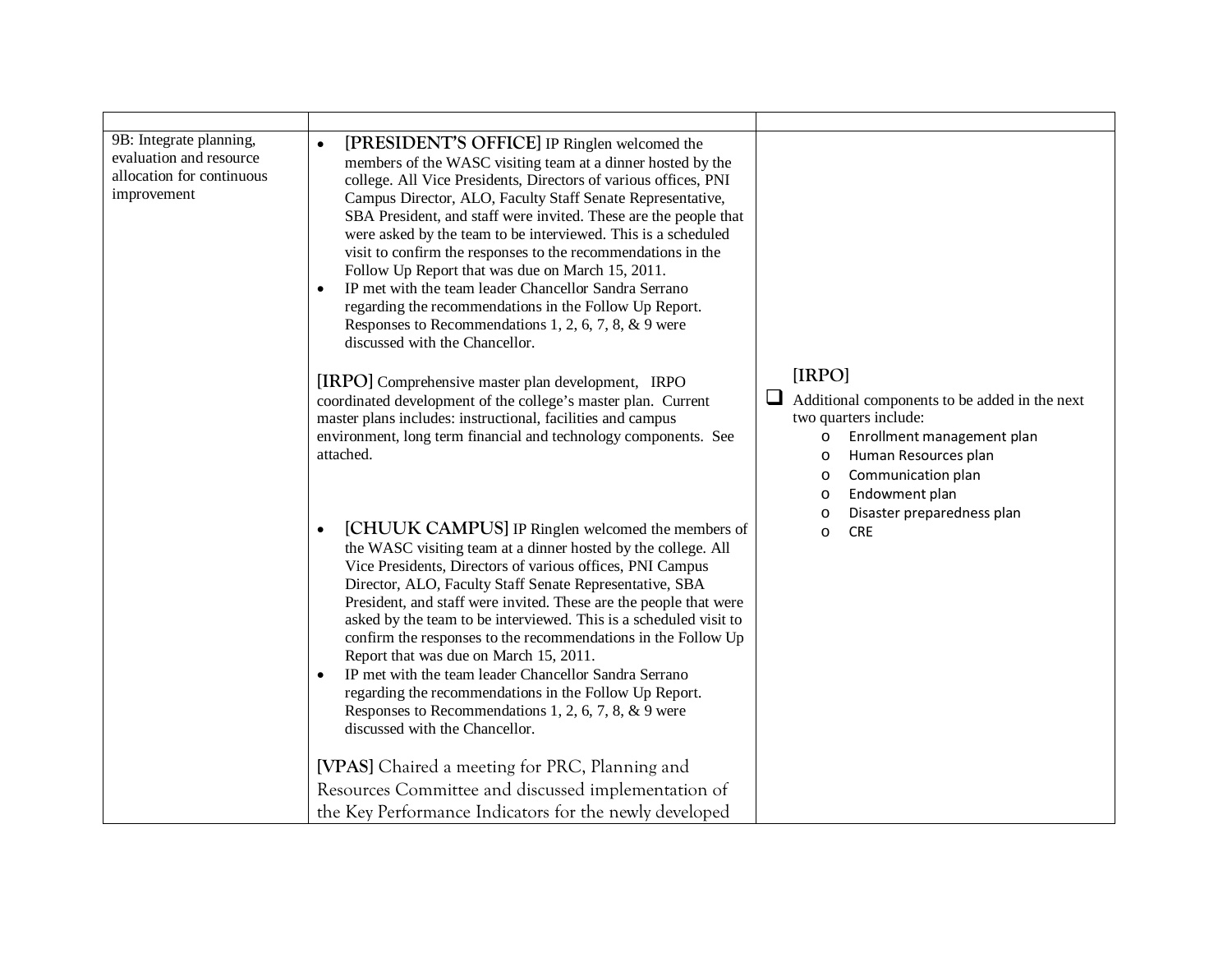| | | |
|---|---|---|
| 9B: Integrate planning, evaluation and resource allocation for continuous improvement | • **[PRESIDENT'S OFFICE]** IP Ringlen welcomed the members of the WASC visiting team at a dinner hosted by the college. All Vice Presidents, Directors of various offices, PNI Campus Director, ALO, Faculty Staff Senate Representative, SBA President, and staff were invited. These are the people that were asked by the team to be interviewed. This is a scheduled visit to confirm the responses to the recommendations in the Follow Up Report that was due on March 15, 2011.<br>• IP met with the team leader Chancellor Sandra Serrano regarding the recommendations in the Follow Up Report. Responses to Recommendations 1, 2, 6, 7, 8, & 9 were discussed with the Chancellor.<br><br>**[IRPO]** Comprehensive master plan development, IRPO coordinated development of the college's master plan. Current master plans includes: instructional, facilities and campus environment, long term financial and technology components. See attached.<br><br>• **[CHUUK CAMPUS]** IP Ringlen welcomed the members of the WASC visiting team at a dinner hosted by the college. All Vice Presidents, Directors of various offices, PNI Campus Director, ALO, Faculty Staff Senate Representative, SBA President, and staff were invited. These are the people that were asked by the team to be interviewed. This is a scheduled visit to confirm the responses to the recommendations in the Follow Up Report that was due on March 15, 2011.<br>• IP met with the team leader Chancellor Sandra Serrano regarding the recommendations in the Follow Up Report. Responses to Recommendations 1, 2, 6, 7, 8, & 9 were discussed with the Chancellor.<br><br>**[VPAS]** Chaired a meeting for PRC, Planning and Resources Committee and discussed implementation of the Key Performance Indicators for the newly developed | **[IRPO]**<br>☐ Additional components to be added in the next two quarters include:<br>o Enrollment management plan<br>o Human Resources plan<br>o Communication plan<br>o Endowment plan<br>o Disaster preparedness plan<br>o CRE |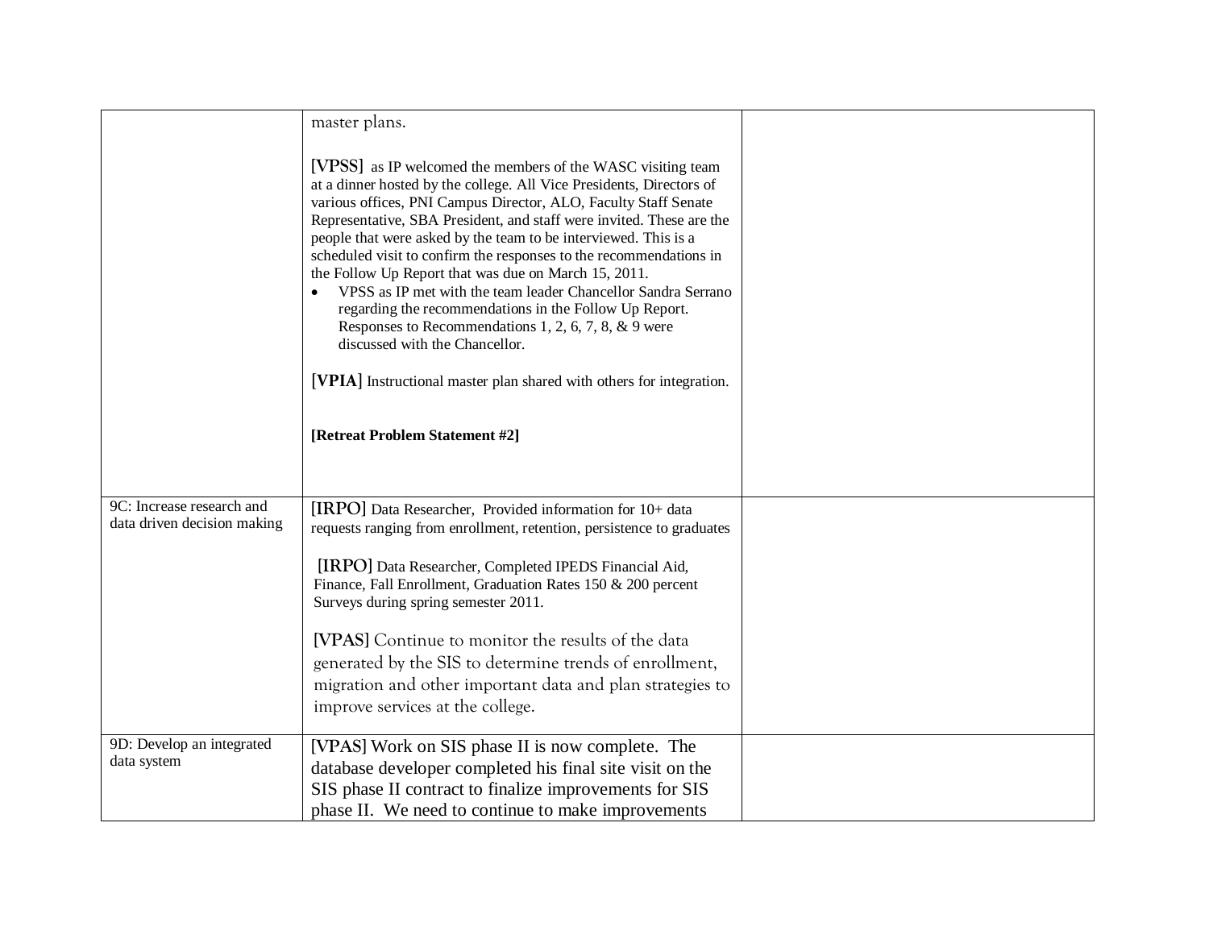| | | |
|---|---|---|
| | master plans.<br><br>**[VPSS]** as IP welcomed the members of the WASC visiting team at a dinner hosted by the college. All Vice Presidents, Directors of various offices, PNI Campus Director, ALO, Faculty Staff Senate Representative, SBA President, and staff were invited. These are the people that were asked by the team to be interviewed. This is a scheduled visit to confirm the responses to the recommendations in the Follow Up Report that was due on March 15, 2011.<br>• VPSS as IP met with the team leader Chancellor Sandra Serrano regarding the recommendations in the Follow Up Report. Responses to Recommendations 1, 2, 6, 7, 8, & 9 were discussed with the Chancellor.<br><br>**[VPIA]** Instructional master plan shared with others for integration.<br><br>**[Retreat Problem Statement #2]** | |
| 9C: Increase research and data driven decision making | **[IRPO]** Data Researcher, Provided information for 10+ data requests ranging from enrollment, retention, persistence to graduates<br><br>**[IRPO]** Data Researcher, Completed IPEDS Financial Aid, Finance, Fall Enrollment, Graduation Rates 150 & 200 percent Surveys during spring semester 2011.<br><br>**[VPAS]** Continue to monitor the results of the data generated by the SIS to determine trends of enrollment, migration and other important data and plan strategies to improve services at the college. | |
| 9D: Develop an integrated data system | [VPAS] Work on SIS phase II is now complete. The database developer completed his final site visit on the SIS phase II contract to finalize improvements for SIS phase II. We need to continue to make improvements | |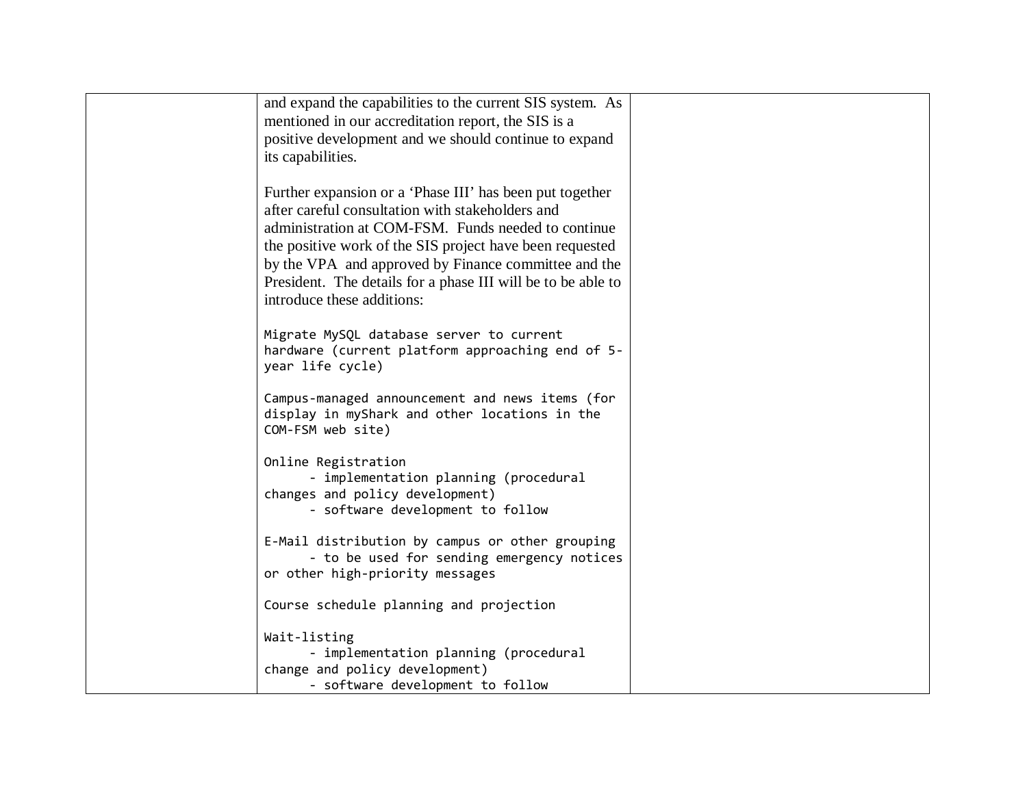| | | |
|---|---|---|
| | and expand the capabilities to the current SIS system. As mentioned in our accreditation report, the SIS is a positive development and we should continue to expand its capabilities.<br><br>Further expansion or a 'Phase III' has been put together after careful consultation with stakeholders and administration at COM-FSM. Funds needed to continue the positive work of the SIS project have been requested by the VPA and approved by Finance committee and the President. The details for a phase III will be to be able to introduce these additions:<br><br>Migrate MySQL database server to current hardware (current platform approaching end of 5-year life cycle)<br><br>Campus-managed announcement and news items (for display in myShark and other locations in the COM-FSM web site)<br><br>Online Registration<br>- implementation planning (procedural changes and policy development)<br>- software development to follow<br><br>E-Mail distribution by campus or other grouping<br>- to be used for sending emergency notices or other high-priority messages<br><br>Course schedule planning and projection<br><br>Wait-listing<br>- implementation planning (procedural change and policy development)<br>- software development to follow | |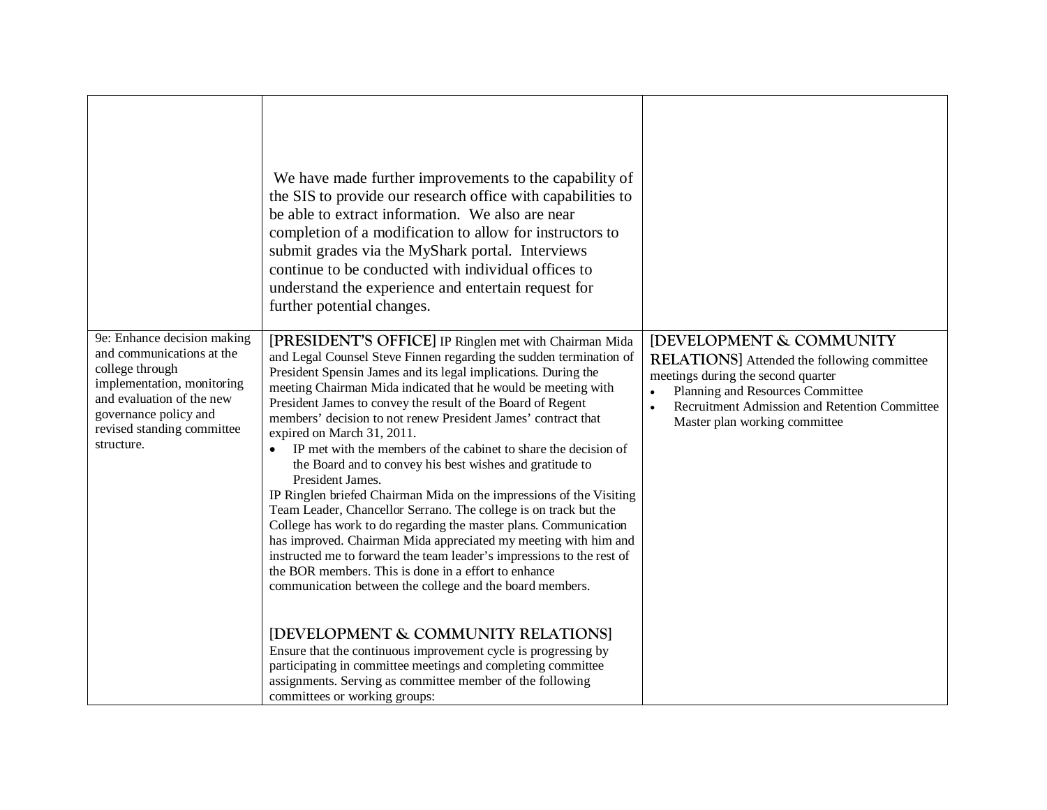| | | |
|---|---|---|
| | We have made further improvements to the capability of the SIS to provide our research office with capabilities to be able to extract information. We also are near completion of a modification to allow for instructors to submit grades via the MyShark portal. Interviews continue to be conducted with individual offices to understand the experience and entertain request for further potential changes. | |
| 9e: Enhance decision making and communications at the college through implementation, monitoring and evaluation of the new governance policy and revised standing committee structure. | [PRESIDENT'S OFFICE] IP Ringlen met with Chairman Mida and Legal Counsel Steve Finnen regarding the sudden termination of President Spensin James and its legal implications. During the meeting Chairman Mida indicated that he would be meeting with President James to convey the result of the Board of Regent members' decision to not renew President James' contract that expired on March 31, 2011.<br>• IP met with the members of the cabinet to share the decision of the Board and to convey his best wishes and gratitude to President James.<br>IP Ringlen briefed Chairman Mida on the impressions of the Visiting Team Leader, Chancellor Serrano. The college is on track but the College has work to do regarding the master plans. Communication has improved. Chairman Mida appreciated my meeting with him and instructed me to forward the team leader's impressions to the rest of the BOR members. This is done in a effort to enhance communication between the college and the board members.<br><br>[DEVELOPMENT & COMMUNITY RELATIONS]<br>Ensure that the continuous improvement cycle is progressing by participating in committee meetings and completing committee assignments. Serving as committee member of the following committees or working groups: | [DEVELOPMENT & COMMUNITY RELATIONS] Attended the following committee meetings during the second quarter<br>• Planning and Resources Committee<br>• Recruitment Admission and Retention Committee Master plan working committee |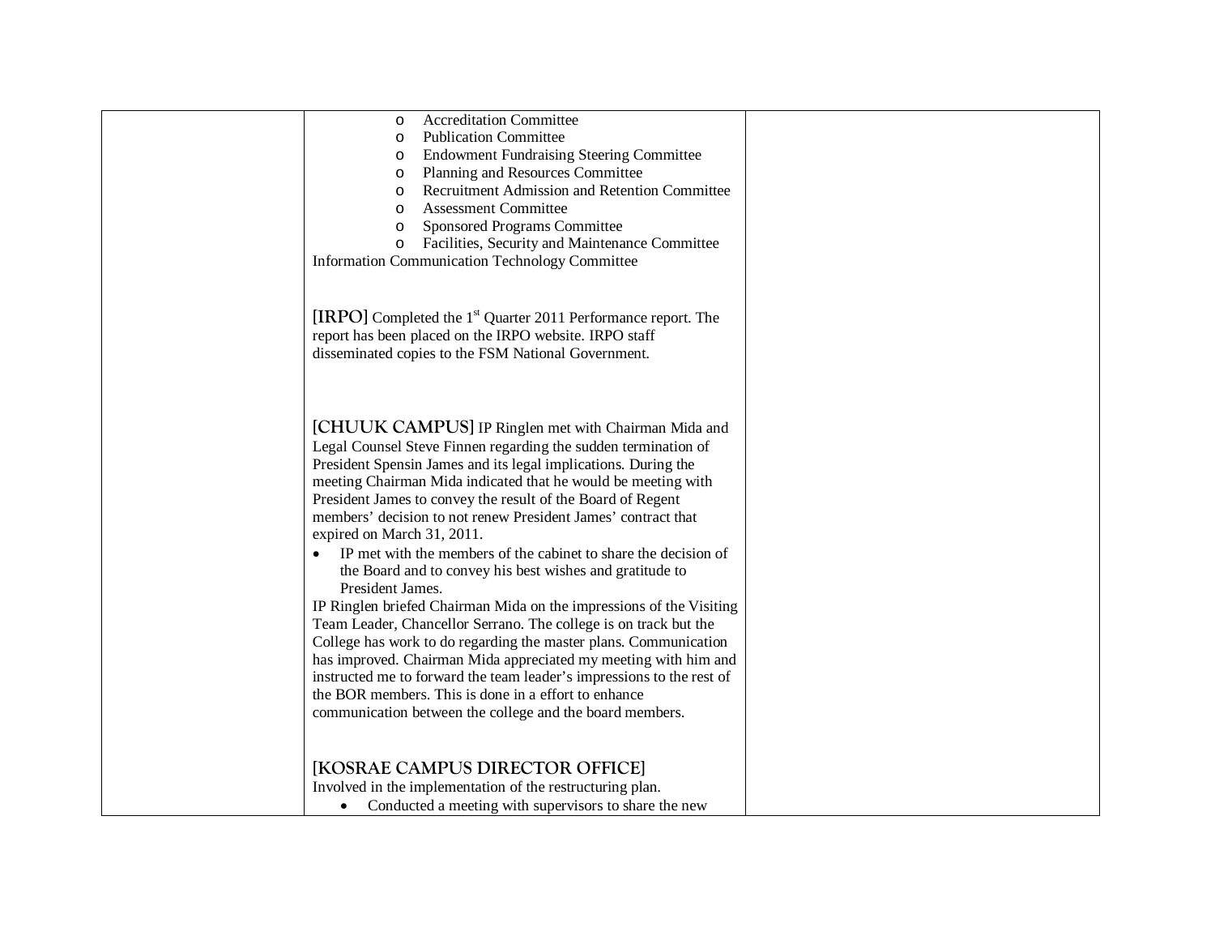| | | |
|---|---|---|
| | <ul><li>Accreditation Committee</li><li>Publication Committee</li><li>Endowment Fundraising Steering Committee</li><li>Planning and Resources Committee</li><li>Recruitment Admission and Retention Committee</li><li>Assessment Committee</li><li>Sponsored Programs Committee</li><li>Facilities, Security and Maintenance Committee</li></ul>Information Communication Technology Committee<br><br>[IRPO] Completed the 1st Quarter 2011 Performance report. The report has been placed on the IRPO website. IRPO staff disseminated copies to the FSM National Government.<br><br>[CHUUK CAMPUS] IP Ringlen met with Chairman Mida and Legal Counsel Steve Finnen regarding the sudden termination of President Spensin James and its legal implications. During the meeting Chairman Mida indicated that he would be meeting with President James to convey the result of the Board of Regent members' decision to not renew President James' contract that expired on March 31, 2011.<ul><li>IP met with the members of the cabinet to share the decision of the Board and to convey his best wishes and gratitude to President James.</li></ul>IP Ringlen briefed Chairman Mida on the impressions of the Visiting Team Leader, Chancellor Serrano. The college is on track but the College has work to do regarding the master plans. Communication has improved. Chairman Mida appreciated my meeting with him and instructed me to forward the team leader's impressions to the rest of the BOR members. This is done in a effort to enhance communication between the college and the board members.<br><br>[KOSRAE CAMPUS DIRECTOR OFFICE]<br>Involved in the implementation of the restructuring plan.<ul><li>Conducted a meeting with supervisors to share the new</li></ul> | |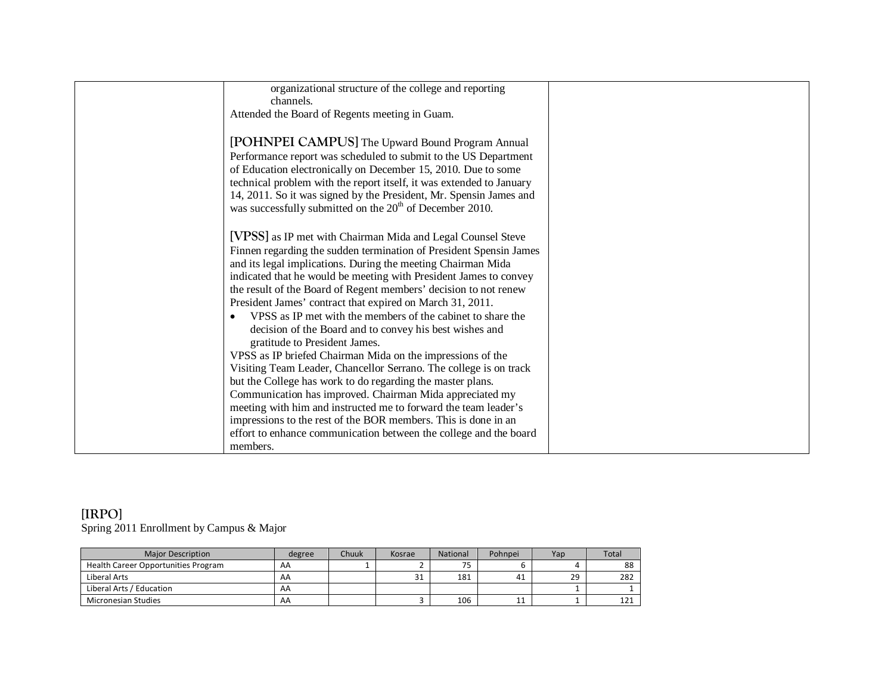| | organizational structure of the college and reporting channels.<br>Attended the Board of Regents meeting in Guam.<br><br>[POHNPEI CAMPUS] The Upward Bound Program Annual Performance report was scheduled to submit to the US Department of Education electronically on December 15, 2010. Due to some technical problem with the report itself, it was extended to January 14, 2011. So it was signed by the President, Mr. Spensin James and was successfully submitted on the 20th of December 2010.<br><br>[VPSS] as IP met with Chairman Mida and Legal Counsel Steve Finnen regarding the sudden termination of President Spensin James and its legal implications. During the meeting Chairman Mida indicated that he would be meeting with President James to convey the result of the Board of Regent members' decision to not renew President James' contract that expired on March 31, 2011.<br>• VPSS as IP met with the members of the cabinet to share the decision of the Board and to convey his best wishes and gratitude to President James.<br>VPSS as IP briefed Chairman Mida on the impressions of the Visiting Team Leader, Chancellor Serrano. The college is on track but the College has work to do regarding the master plans. Communication has improved. Chairman Mida appreciated my meeting with him and instructed me to forward the team leader's impressions to the rest of the BOR members. This is done in an effort to enhance communication between the college and the board members. | |
|---|---|---|

[IRPO]
Spring 2011 Enrollment by Campus & Major

| Major Description | degree | Chuuk | Kosrae | National | Pohnpei | Yap | Total |
|---|---|---|---|---|---|---|---|
| Health Career Opportunities Program | AA | 1 | 2 | 75 | 6 | 4 | 88 |
| Liberal Arts | AA | | 31 | 181 | 41 | 29 | 282 |
| Liberal Arts / Education | AA | | | | | 1 | 1 |
| Micronesian Studies | AA | | 3 | 106 | 11 | 1 | 121 |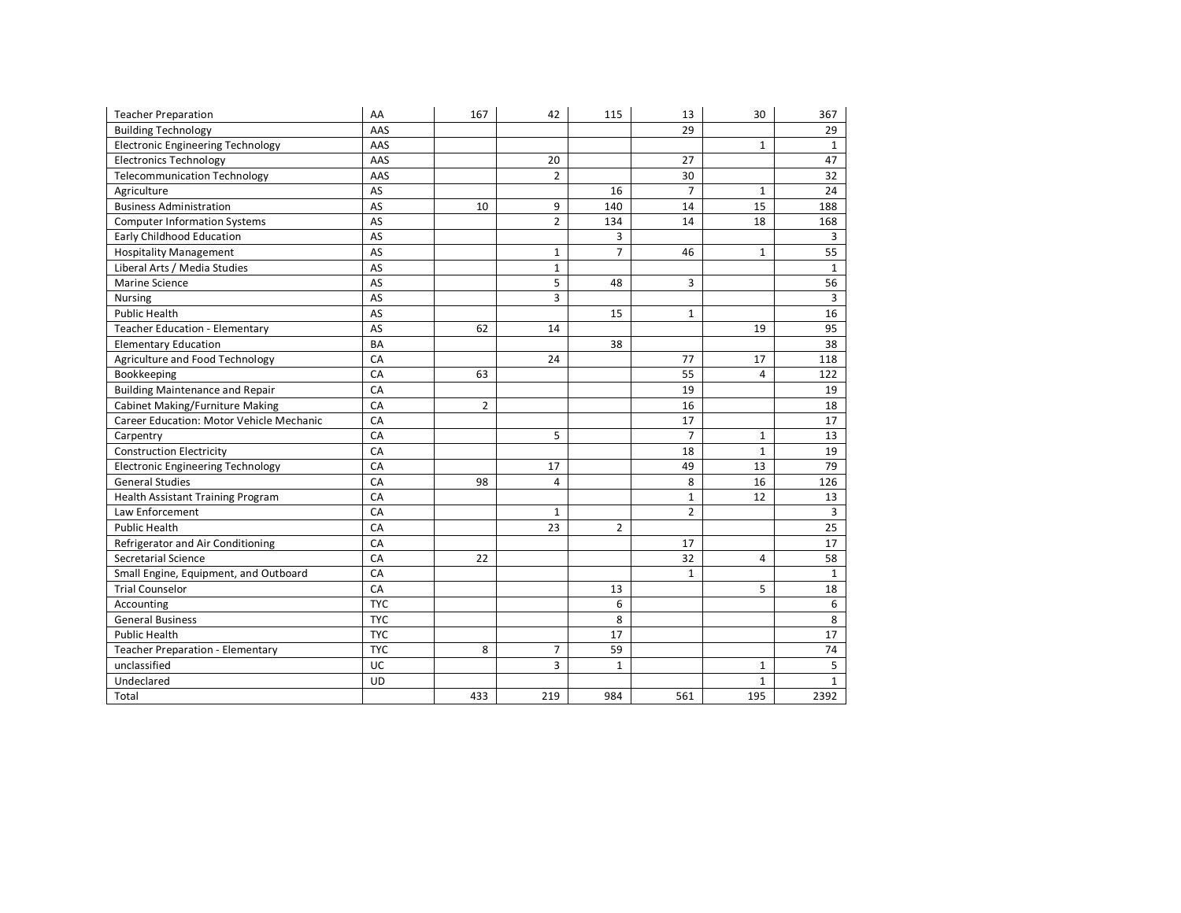| | | | | | | | |
|---|---|---|---|---|---|---|---|
| Teacher Preparation | AA | 167 | 42 | 115 | 13 | 30 | 367 |
| Building Technology | AAS | | | | 29 | | 29 |
| Electronic Engineering Technology | AAS | | | | | 1 | 1 |
| Electronics Technology | AAS | | 20 | | 27 | | 47 |
| Telecommunication Technology | AAS | | 2 | | 30 | | 32 |
| Agriculture | AS | | | 16 | 7 | 1 | 24 |
| Business Administration | AS | 10 | 9 | 140 | 14 | 15 | 188 |
| Computer Information Systems | AS | | 2 | 134 | 14 | 18 | 168 |
| Early Childhood Education | AS | | | 3 | | | 3 |
| Hospitality Management | AS | | 1 | 7 | 46 | 1 | 55 |
| Liberal Arts / Media Studies | AS | | 1 | | | | 1 |
| Marine Science | AS | | 5 | 48 | 3 | | 56 |
| Nursing | AS | | 3 | | | | 3 |
| Public Health | AS | | | 15 | 1 | | 16 |
| Teacher Education - Elementary | AS | 62 | 14 | | | 19 | 95 |
| Elementary Education | BA | | | 38 | | | 38 |
| Agriculture and Food Technology | CA | | 24 | | 77 | 17 | 118 |
| Bookkeeping | CA | 63 | | | 55 | 4 | 122 |
| Building Maintenance and Repair | CA | | | | 19 | | 19 |
| Cabinet Making/Furniture Making | CA | 2 | | | 16 | | 18 |
| Career Education: Motor Vehicle Mechanic | CA | | | | 17 | | 17 |
| Carpentry | CA | | 5 | | 7 | 1 | 13 |
| Construction Electricity | CA | | | | 18 | 1 | 19 |
| Electronic Engineering Technology | CA | | 17 | | 49 | 13 | 79 |
| General Studies | CA | 98 | 4 | | 8 | 16 | 126 |
| Health Assistant Training Program | CA | | | | 1 | 12 | 13 |
| Law Enforcement | CA | | 1 | | 2 | | 3 |
| Public Health | CA | | 23 | 2 | | | 25 |
| Refrigerator and Air Conditioning | CA | | | | 17 | | 17 |
| Secretarial Science | CA | 22 | | | 32 | 4 | 58 |
| Small Engine, Equipment, and Outboard | CA | | | | 1 | | 1 |
| Trial Counselor | CA | | | 13 | | 5 | 18 |
| Accounting | TYC | | | 6 | | | 6 |
| General Business | TYC | | | 8 | | | 8 |
| Public Health | TYC | | | 17 | | | 17 |
| Teacher Preparation - Elementary | TYC | 8 | 7 | 59 | | | 74 |
| unclassified | UC | | 3 | 1 | | 1 | 5 |
| Undeclared | UD | | | | | 1 | 1 |
| Total | | 433 | 219 | 984 | 561 | 195 | 2392 |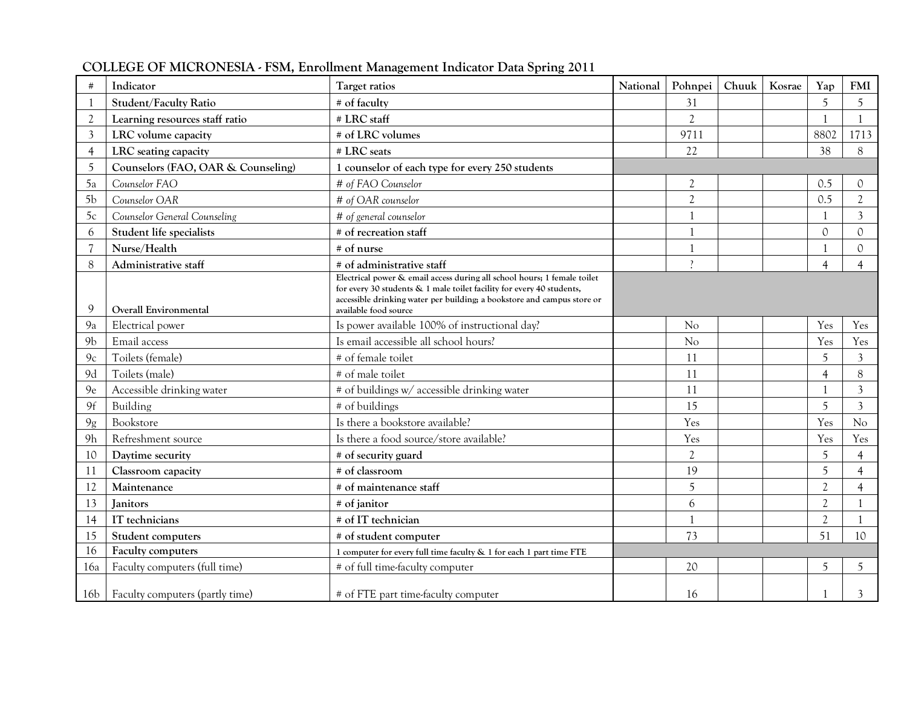## COLLEGE OF MICRONESIA - FSM, Enrollment Management Indicator Data Spring 2011

| # | Indicator | Target ratios | National | Pohnpei | Chuuk | Kosrae | Yap | FMI |
|---|---|---|---|---|---|---|---|---|
| 1 | **Student/Faculty Ratio** | **# of faculty** | | 31 | | | 5 | 5 |
| 2 | **Learning resources staff ratio** | **# LRC staff** | | 2 | | | 1 | 1 |
| 3 | **LRC volume capacity** | **# of LRC volumes** | | 9711 | | | 8802 | 1713 |
| 4 | **LRC seating capacity** | **# LRC seats** | | 22 | | | 38 | 8 |
| 5 | **Counselors (FAO, OAR & Counseling)** | **1 counselor of each type for every 250 students** | | | | | | |
| 5a | *Counselor FAO* | *# of FAO Counselor* | | 2 | | | 0.5 | 0 |
| 5b | *Counselor OAR* | *# of OAR counselor* | | 2 | | | 0.5 | 2 |
| 5c | *Counselor General Counseling* | *# of general counselor* | | 1 | | | 1 | 3 |
| 6 | **Student life specialists** | **# of recreation staff** | | 1 | | | 0 | 0 |
| 7 | **Nurse/Health** | **# of nurse** | | 1 | | | 1 | 0 |
| 8 | **Administrative staff** | **# of administrative staff** | | ? | | | 4 | 4 |
| 9 | **Overall Environmental** | **Electrical power & email access during all school hours; 1 female toilet for every 30 students & 1 male toilet facility for every 40 students, accessible drinking water per building; a bookstore and campus store or available food source** | | | | | | |
| 9a | Electrical power | Is power available 100% of instructional day? | | No | | | Yes | Yes |
| 9b | Email access | Is email accessible all school hours? | | No | | | Yes | Yes |
| 9c | Toilets (female) | # of female toilet | | 11 | | | 5 | 3 |
| 9d | Toilets (male) | # of male toilet | | 11 | | | 4 | 8 |
| 9e | Accessible drinking water | # of buildings w/ accessible drinking water | | 11 | | | 1 | 3 |
| 9f | Building | # of buildings | | 15 | | | 5 | 3 |
| 9g | Bookstore | Is there a bookstore available? | | Yes | | | Yes | No |
| 9h | Refreshment source | Is there a food source/store available? | | Yes | | | Yes | Yes |
| 10 | **Daytime security** | **# of security guard** | | 2 | | | 5 | 4 |
| 11 | **Classroom capacity** | **# of classroom** | | 19 | | | 5 | 4 |
| 12 | **Maintenance** | **# of maintenance staff** | | 5 | | | 2 | 4 |
| 13 | **Janitors** | **# of janitor** | | 6 | | | 2 | 1 |
| 14 | **IT technicians** | **# of IT technician** | | 1 | | | 2 | 1 |
| 15 | **Student computers** | **# of student computer** | | 73 | | | 51 | 10 |
| 16 | **Faculty computers** | **1 computer for every full time faculty & 1 for each 1 part time FTE** | | | | | | |
| 16a | Faculty computers (full time) | # of full time-faculty computer | | 20 | | | 5 | 5 |
| 16b | Faculty computers (partly time) | # of FTE part time-faculty computer | | 16 | | | 1 | 3 |